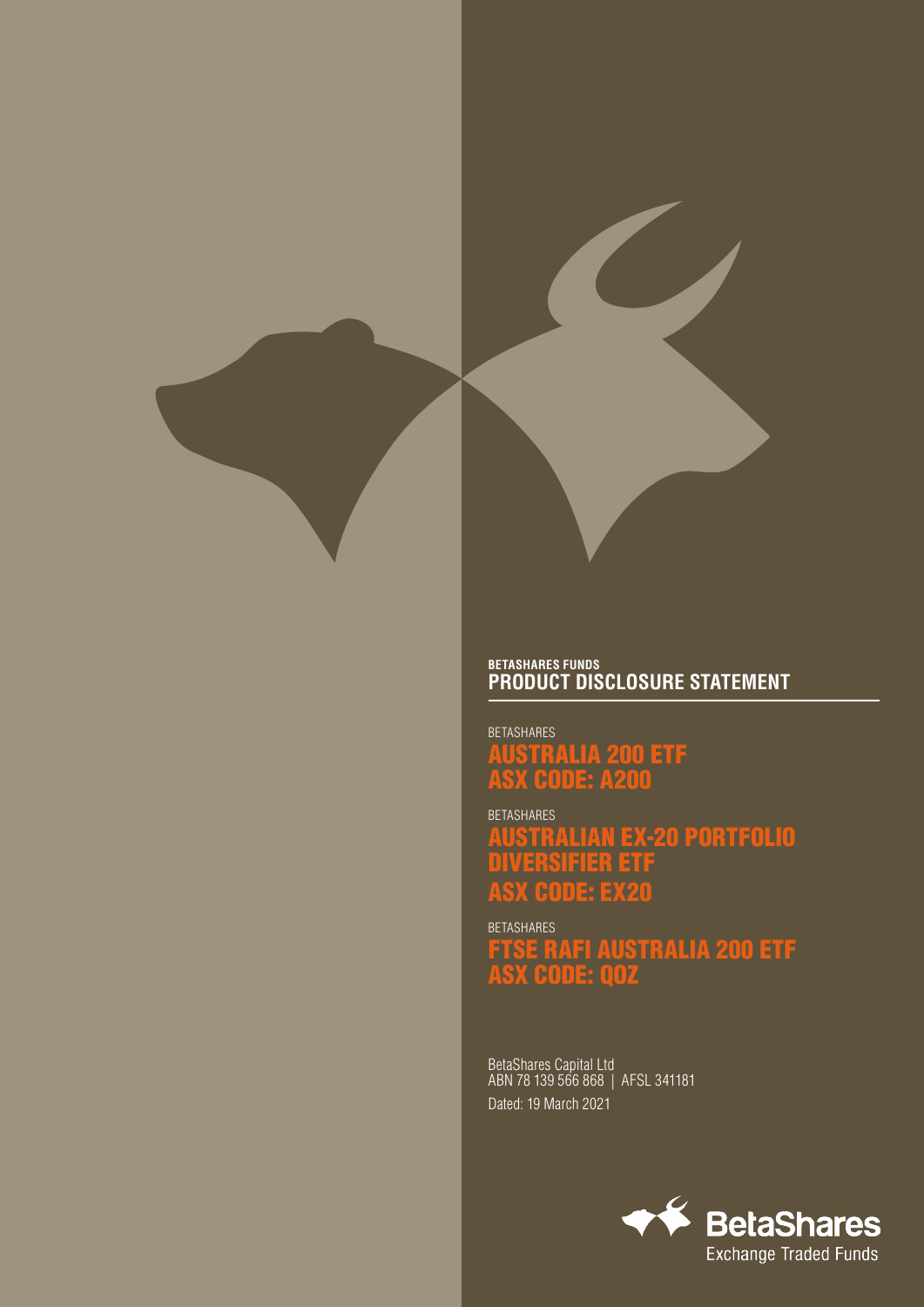**BETASHARES FUNDS**

# PRODUCT DISCLOSURE STATEMENT

BETASHARES

## AUSTRALIA 200 ETF
## ASX CODE: A200

BETASHARES

## AUSTRALIAN EX-20 PORTFOLIO DIVERSIFIER ETF
## ASX CODE: EX20

BETASHARES

## FTSE RAFI AUSTRALIA 200 ETF
## ASX CODE: QOZ

BetaShares Capital Ltd
ABN 78 139 566 868 | AFSL 341181

Dated: 19 March 2021

BetaShares
Exchange Traded Funds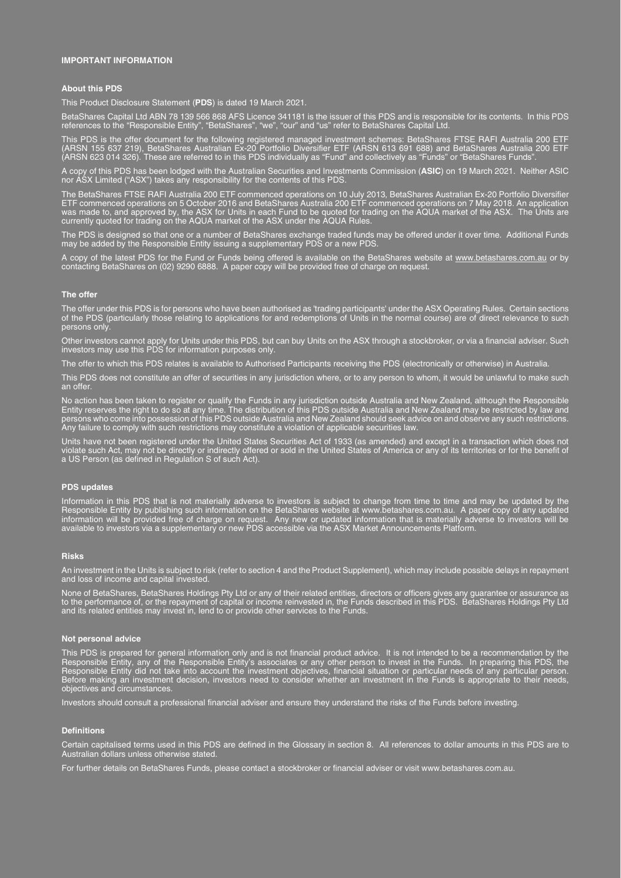# IMPORTANT INFORMATION

## About this PDS

This Product Disclosure Statement (**PDS**) is dated 19 March 2021.

BetaShares Capital Ltd ABN 78 139 566 868 AFS Licence 341181 is the issuer of this PDS and is responsible for its contents. In this PDS references to the "Responsible Entity", "BetaShares", "we", "our" and "us" refer to BetaShares Capital Ltd.

This PDS is the offer document for the following registered managed investment schemes: BetaShares FTSE RAFI Australia 200 ETF (ARSN 155 637 219), BetaShares Australian Ex-20 Portfolio Diversifier ETF (ARSN 613 691 688) and BetaShares Australia 200 ETF (ARSN 623 014 326). These are referred to in this PDS individually as "Fund" and collectively as "Funds" or "BetaShares Funds".

A copy of this PDS has been lodged with the Australian Securities and Investments Commission (**ASIC**) on 19 March 2021. Neither ASIC nor ASX Limited ("ASX") takes any responsibility for the contents of this PDS.

The BetaShares FTSE RAFI Australia 200 ETF commenced operations on 10 July 2013, BetaShares Australian Ex-20 Portfolio Diversifier ETF commenced operations on 5 October 2016 and BetaShares Australia 200 ETF commenced operations on 7 May 2018. An application was made to, and approved by, the ASX for Units in each Fund to be quoted for trading on the AQUA market of the ASX. The Units are currently quoted for trading on the AQUA market of the ASX under the AQUA Rules.

The PDS is designed so that one or a number of BetaShares exchange traded funds may be offered under it over time. Additional Funds may be added by the Responsible Entity issuing a supplementary PDS or a new PDS.

A copy of the latest PDS for the Fund or Funds being offered is available on the BetaShares website at www.betashares.com.au or by contacting BetaShares on (02) 9290 6888. A paper copy will be provided free of charge on request.

## The offer

The offer under this PDS is for persons who have been authorised as 'trading participants' under the ASX Operating Rules. Certain sections of the PDS (particularly those relating to applications for and redemptions of Units in the normal course) are of direct relevance to such persons only.

Other investors cannot apply for Units under this PDS, but can buy Units on the ASX through a stockbroker, or via a financial adviser. Such investors may use this PDS for information purposes only.

The offer to which this PDS relates is available to Authorised Participants receiving the PDS (electronically or otherwise) in Australia.

This PDS does not constitute an offer of securities in any jurisdiction where, or to any person to whom, it would be unlawful to make such an offer.

No action has been taken to register or qualify the Funds in any jurisdiction outside Australia and New Zealand, although the Responsible Entity reserves the right to do so at any time. The distribution of this PDS outside Australia and New Zealand may be restricted by law and persons who come into possession of this PDS outside Australia and New Zealand should seek advice on and observe any such restrictions. Any failure to comply with such restrictions may constitute a violation of applicable securities law.

Units have not been registered under the United States Securities Act of 1933 (as amended) and except in a transaction which does not violate such Act, may not be directly or indirectly offered or sold in the United States of America or any of its territories or for the benefit of a US Person (as defined in Regulation S of such Act).

## PDS updates

Information in this PDS that is not materially adverse to investors is subject to change from time to time and may be updated by the Responsible Entity by publishing such information on the BetaShares website at www.betashares.com.au. A paper copy of any updated information will be provided free of charge on request. Any new or updated information that is materially adverse to investors will be available to investors via a supplementary or new PDS accessible via the ASX Market Announcements Platform.

## Risks

An investment in the Units is subject to risk (refer to section 4 and the Product Supplement), which may include possible delays in repayment and loss of income and capital invested.

None of BetaShares, BetaShares Holdings Pty Ltd or any of their related entities, directors or officers gives any guarantee or assurance as to the performance of, or the repayment of capital or income reinvested in, the Funds described in this PDS. BetaShares Holdings Pty Ltd and its related entities may invest in, lend to or provide other services to the Funds.

## Not personal advice

This PDS is prepared for general information only and is not financial product advice. It is not intended to be a recommendation by the Responsible Entity, any of the Responsible Entity's associates or any other person to invest in the Funds. In preparing this PDS, the Responsible Entity did not take into account the investment objectives, financial situation or particular needs of any particular person. Before making an investment decision, investors need to consider whether an investment in the Funds is appropriate to their needs, objectives and circumstances.

Investors should consult a professional financial adviser and ensure they understand the risks of the Funds before investing.

## Definitions

Certain capitalised terms used in this PDS are defined in the Glossary in section 8. All references to dollar amounts in this PDS are to Australian dollars unless otherwise stated.

For further details on BetaShares Funds, please contact a stockbroker or financial adviser or visit www.betashares.com.au.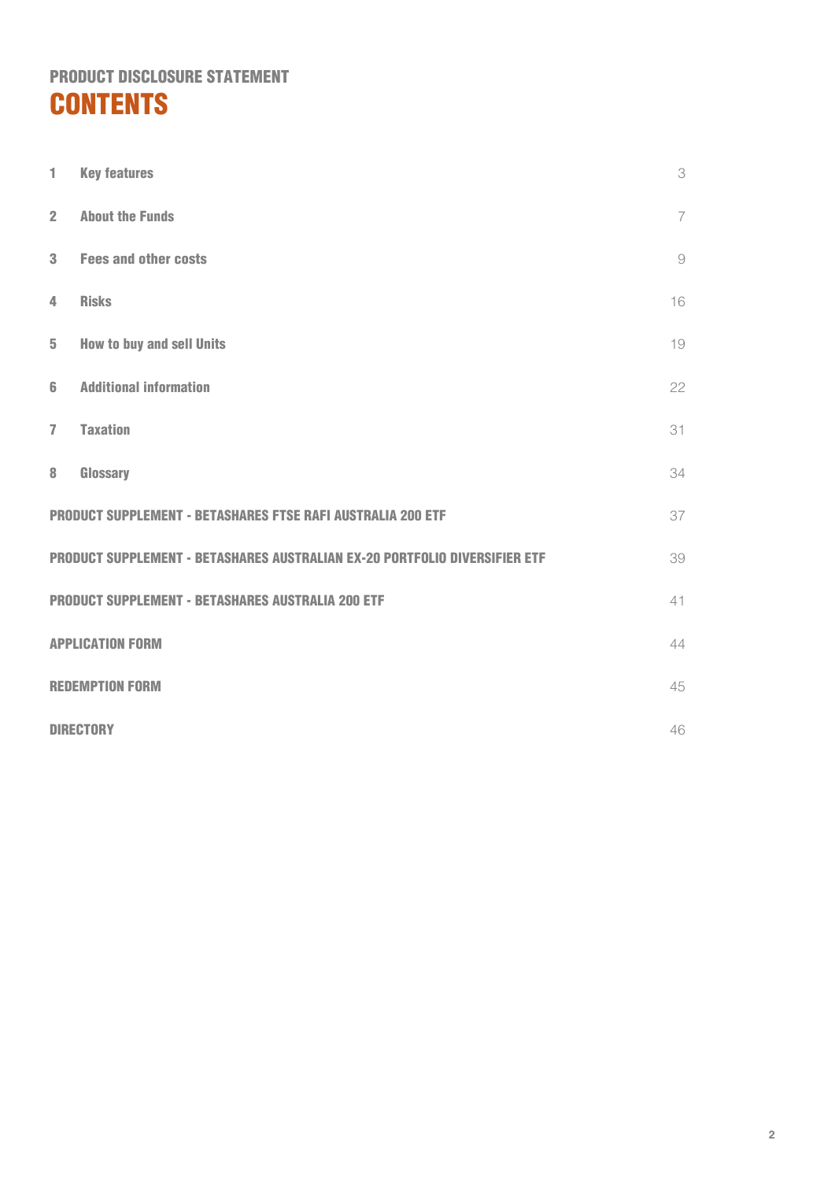## PRODUCT DISCLOSURE STATEMENT

# CONTENTS

| | | |
|---|---|---|
| 1 | **Key features** | 3 |
| 2 | **About the Funds** | 7 |
| 3 | **Fees and other costs** | 9 |
| 4 | **Risks** | 16 |
| 5 | **How to buy and sell Units** | 19 |
| 6 | **Additional information** | 22 |
| 7 | **Taxation** | 31 |
| 8 | **Glossary** | 34 |
| **PRODUCT SUPPLEMENT - BETASHARES FTSE RAFI AUSTRALIA 200 ETF** | | 37 |
| **PRODUCT SUPPLEMENT - BETASHARES AUSTRALIAN EX-20 PORTFOLIO DIVERSIFIER ETF** | | 39 |
| **PRODUCT SUPPLEMENT - BETASHARES AUSTRALIA 200 ETF** | | 41 |
| **APPLICATION FORM** | | 44 |
| **REDEMPTION FORM** | | 45 |
| **DIRECTORY** | | 46 |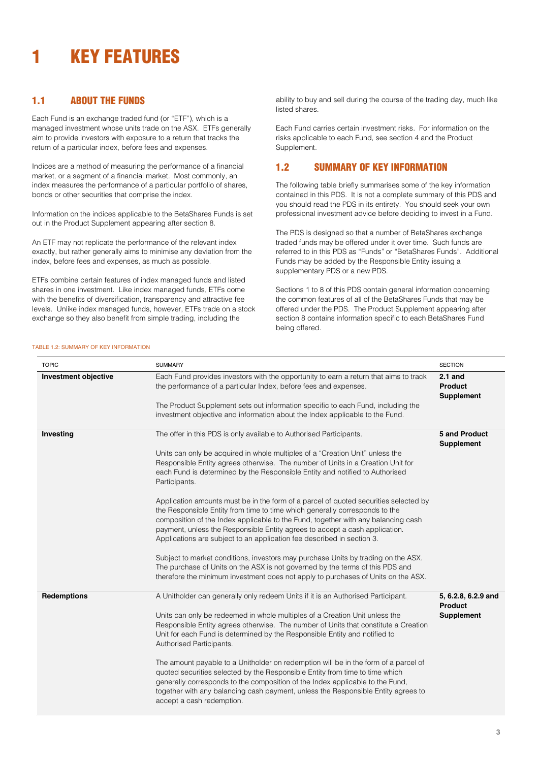# 1 KEY FEATURES

## 1.1 ABOUT THE FUNDS

Each Fund is an exchange traded fund (or "ETF"), which is a managed investment whose units trade on the ASX. ETFs generally aim to provide investors with exposure to a return that tracks the return of a particular index, before fees and expenses.

Indices are a method of measuring the performance of a financial market, or a segment of a financial market. Most commonly, an index measures the performance of a particular portfolio of shares, bonds or other securities that comprise the index.

Information on the indices applicable to the BetaShares Funds is set out in the Product Supplement appearing after section 8.

An ETF may not replicate the performance of the relevant index exactly, but rather generally aims to minimise any deviation from the index, before fees and expenses, as much as possible.

ETFs combine certain features of index managed funds and listed shares in one investment. Like index managed funds, ETFs come with the benefits of diversification, transparency and attractive fee levels. Unlike index managed funds, however, ETFs trade on a stock exchange so they also benefit from simple trading, including the ability to buy and sell during the course of the trading day, much like listed shares.

Each Fund carries certain investment risks. For information on the risks applicable to each Fund, see section 4 and the Product Supplement.

## 1.2 SUMMARY OF KEY INFORMATION

The following table briefly summarises some of the key information contained in this PDS. It is not a complete summary of this PDS and you should read the PDS in its entirety. You should seek your own professional investment advice before deciding to invest in a Fund.

The PDS is designed so that a number of BetaShares exchange traded funds may be offered under it over time. Such funds are referred to in this PDS as "Funds" or "BetaShares Funds". Additional Funds may be added by the Responsible Entity issuing a supplementary PDS or a new PDS.

Sections 1 to 8 of this PDS contain general information concerning the common features of all of the BetaShares Funds that may be offered under the PDS. The Product Supplement appearing after section 8 contains information specific to each BetaShares Fund being offered.

TABLE 1.2: SUMMARY OF KEY INFORMATION

| TOPIC | SUMMARY | SECTION |
|---|---|---|
| **Investment objective** | Each Fund provides investors with the opportunity to earn a return that aims to track the performance of a particular Index, before fees and expenses.<br><br>The Product Supplement sets out information specific to each Fund, including the investment objective and information about the Index applicable to the Fund. | **2.1 and Product Supplement** |
| **Investing** | The offer in this PDS is only available to Authorised Participants.<br><br>Units can only be acquired in whole multiples of a "Creation Unit" unless the Responsible Entity agrees otherwise. The number of Units in a Creation Unit for each Fund is determined by the Responsible Entity and notified to Authorised Participants.<br><br>Application amounts must be in the form of a parcel of quoted securities selected by the Responsible Entity from time to time which generally corresponds to the composition of the Index applicable to the Fund, together with any balancing cash payment, unless the Responsible Entity agrees to accept a cash application. Applications are subject to an application fee described in section 3.<br><br>Subject to market conditions, investors may purchase Units by trading on the ASX. The purchase of Units on the ASX is not governed by the terms of this PDS and therefore the minimum investment does not apply to purchases of Units on the ASX. | **5 and Product Supplement** |
| **Redemptions** | A Unitholder can generally only redeem Units if it is an Authorised Participant.<br><br>Units can only be redeemed in whole multiples of a Creation Unit unless the Responsible Entity agrees otherwise. The number of Units that constitute a Creation Unit for each Fund is determined by the Responsible Entity and notified to Authorised Participants.<br><br>The amount payable to a Unitholder on redemption will be in the form of a parcel of quoted securities selected by the Responsible Entity from time to time which generally corresponds to the composition of the Index applicable to the Fund, together with any balancing cash payment, unless the Responsible Entity agrees to accept a cash redemption. | **5, 6.2.8, 6.2.9 and Product Supplement** |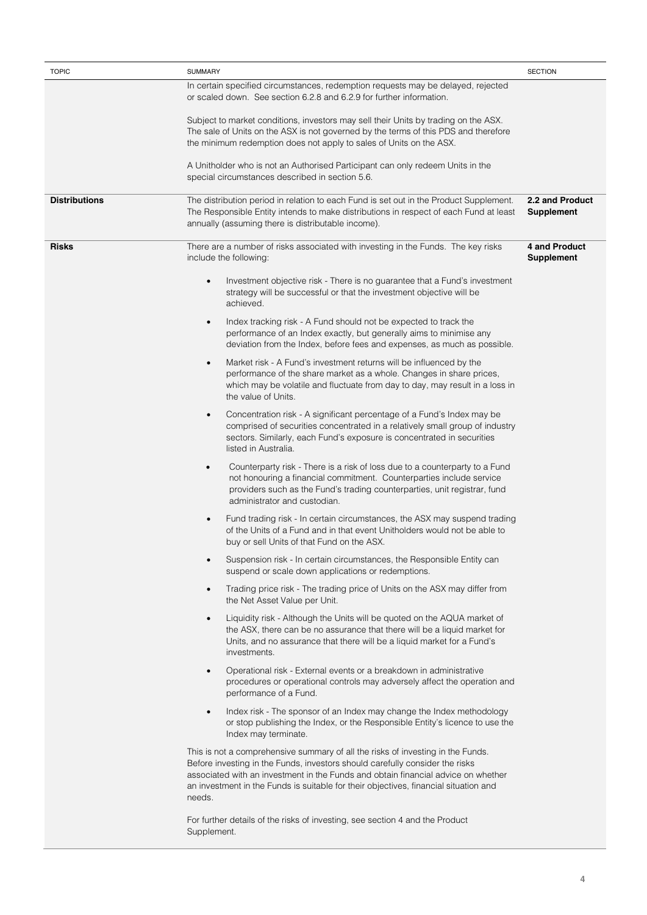| TOPIC | SUMMARY | SECTION |
|---|---|---|
| | In certain specified circumstances, redemption requests may be delayed, rejected or scaled down. See section 6.2.8 and 6.2.9 for further information.<br><br>Subject to market conditions, investors may sell their Units by trading on the ASX. The sale of Units on the ASX is not governed by the terms of this PDS and therefore the minimum redemption does not apply to sales of Units on the ASX.<br><br>A Unitholder who is not an Authorised Participant can only redeem Units in the special circumstances described in section 5.6. | |
| **Distributions** | The distribution period in relation to each Fund is set out in the Product Supplement. The Responsible Entity intends to make distributions in respect of each Fund at least annually (assuming there is distributable income). | **2.2 and Product Supplement** |
| **Risks** | There are a number of risks associated with investing in the Funds. The key risks include the following:<br><br>• Investment objective risk - There is no guarantee that a Fund's investment strategy will be successful or that the investment objective will be achieved.<br><br>• Index tracking risk - A Fund should not be expected to track the performance of an Index exactly, but generally aims to minimise any deviation from the Index, before fees and expenses, as much as possible.<br><br>• Market risk - A Fund's investment returns will be influenced by the performance of the share market as a whole. Changes in share prices, which may be volatile and fluctuate from day to day, may result in a loss in the value of Units.<br><br>• Concentration risk - A significant percentage of a Fund's Index may be comprised of securities concentrated in a relatively small group of industry sectors. Similarly, each Fund's exposure is concentrated in securities listed in Australia.<br><br>• Counterparty risk - There is a risk of loss due to a counterparty to a Fund not honouring a financial commitment. Counterparties include service providers such as the Fund's trading counterparties, unit registrar, fund administrator and custodian.<br><br>• Fund trading risk - In certain circumstances, the ASX may suspend trading of the Units of a Fund and in that event Unitholders would not be able to buy or sell Units of that Fund on the ASX.<br><br>• Suspension risk - In certain circumstances, the Responsible Entity can suspend or scale down applications or redemptions.<br><br>• Trading price risk - The trading price of Units on the ASX may differ from the Net Asset Value per Unit.<br><br>• Liquidity risk - Although the Units will be quoted on the AQUA market of the ASX, there can be no assurance that there will be a liquid market for Units, and no assurance that there will be a liquid market for a Fund's investments.<br><br>• Operational risk - External events or a breakdown in administrative procedures or operational controls may adversely affect the operation and performance of a Fund.<br><br>• Index risk - The sponsor of an Index may change the Index methodology or stop publishing the Index, or the Responsible Entity's licence to use the Index may terminate.<br><br>This is not a comprehensive summary of all the risks of investing in the Funds. Before investing in the Funds, investors should carefully consider the risks associated with an investment in the Funds and obtain financial advice on whether an investment in the Funds is suitable for their objectives, financial situation and needs.<br><br>For further details of the risks of investing, see section 4 and the Product Supplement. | **4 and Product Supplement** |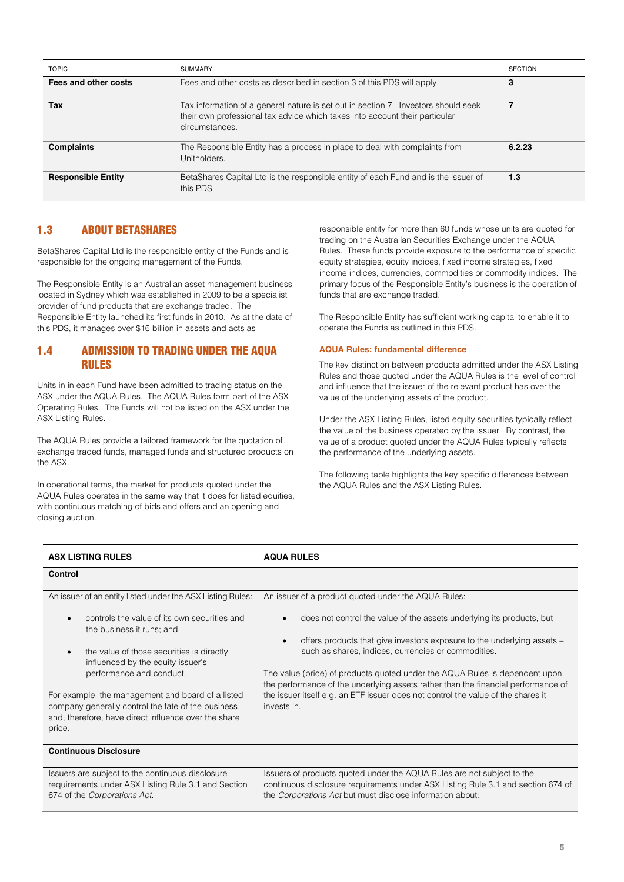| TOPIC | SUMMARY | SECTION |
|---|---|---|
| **Fees and other costs** | Fees and other costs as described in section 3 of this PDS will apply. | **3** |
| **Tax** | Tax information of a general nature is set out in section 7. Investors should seek their own professional tax advice which takes into account their particular circumstances. | **7** |
| **Complaints** | The Responsible Entity has a process in place to deal with complaints from Unitholders. | **6.2.23** |
| **Responsible Entity** | BetaShares Capital Ltd is the responsible entity of each Fund and is the issuer of this PDS. | **1.3** |

## 1.3 ABOUT BETASHARES

BetaShares Capital Ltd is the responsible entity of the Funds and is responsible for the ongoing management of the Funds.

The Responsible Entity is an Australian asset management business located in Sydney which was established in 2009 to be a specialist provider of fund products that are exchange traded. The Responsible Entity launched its first funds in 2010. As at the date of this PDS, it manages over $16 billion in assets and acts as responsible entity for more than 60 funds whose units are quoted for trading on the Australian Securities Exchange under the AQUA Rules. These funds provide exposure to the performance of specific equity strategies, equity indices, fixed income strategies, fixed income indices, currencies, commodities or commodity indices. The primary focus of the Responsible Entity's business is the operation of funds that are exchange traded.

The Responsible Entity has sufficient working capital to enable it to operate the Funds as outlined in this PDS.

## 1.4 ADMISSION TO TRADING UNDER THE AQUA RULES

Units in in each Fund have been admitted to trading status on the ASX under the AQUA Rules. The AQUA Rules form part of the ASX Operating Rules. The Funds will not be listed on the ASX under the ASX Listing Rules.

The AQUA Rules provide a tailored framework for the quotation of exchange traded funds, managed funds and structured products on the ASX.

In operational terms, the market for products quoted under the AQUA Rules operates in the same way that it does for listed equities, with continuous matching of bids and offers and an opening and closing auction.

### AQUA Rules: fundamental difference

The key distinction between products admitted under the ASX Listing Rules and those quoted under the AQUA Rules is the level of control and influence that the issuer of the relevant product has over the value of the underlying assets of the product.

Under the ASX Listing Rules, listed equity securities typically reflect the value of the business operated by the issuer. By contrast, the value of a product quoted under the AQUA Rules typically reflects the performance of the underlying assets.

The following table highlights the key specific differences between the AQUA Rules and the ASX Listing Rules.

| ASX LISTING RULES | AQUA RULES |
|---|---|
| **Control** | |
| An issuer of an entity listed under the ASX Listing Rules:<br>• controls the value of its own securities and the business it runs; and<br>• the value of those securities is directly influenced by the equity issuer's performance and conduct.<br><br>For example, the management and board of a listed company generally control the fate of the business and, therefore, have direct influence over the share price. | An issuer of a product quoted under the AQUA Rules:<br>• does not control the value of the assets underlying its products, but<br>• offers products that give investors exposure to the underlying assets – such as shares, indices, currencies or commodities.<br><br>The value (price) of products quoted under the AQUA Rules is dependent upon the performance of the underlying assets rather than the financial performance of the issuer itself e.g. an ETF issuer does not control the value of the shares it invests in. |
| **Continuous Disclosure** | |
| Issuers are subject to the continuous disclosure requirements under ASX Listing Rule 3.1 and Section 674 of the *Corporations Act*. | Issuers of products quoted under the AQUA Rules are not subject to the continuous disclosure requirements under ASX Listing Rule 3.1 and section 674 of the *Corporations Act* but must disclose information about: |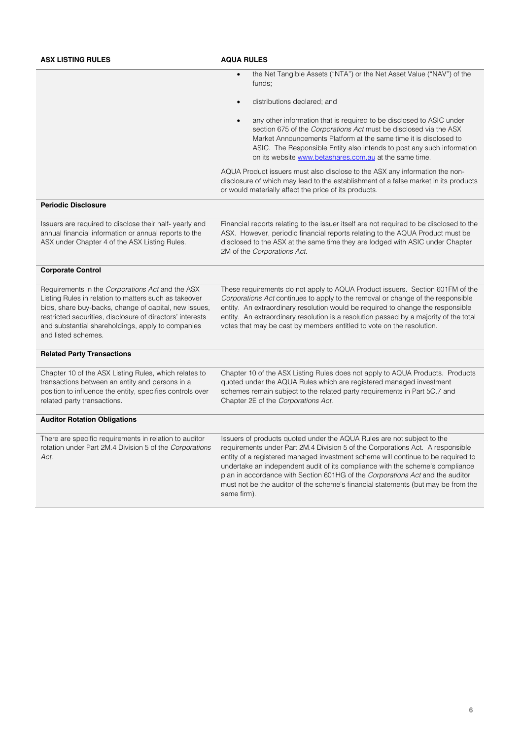| ASX LISTING RULES | AQUA RULES |
| --- | --- |
| | • the Net Tangible Assets ("NTA") or the Net Asset Value ("NAV") of the funds;<br><br>• distributions declared; and<br><br>• any other information that is required to be disclosed to ASIC under section 675 of the *Corporations Act* must be disclosed via the ASX Market Announcements Platform at the same time it is disclosed to ASIC. The Responsible Entity also intends to post any such information on its website www.betashares.com.au at the same time.<br><br>AQUA Product issuers must also disclose to the ASX any information the non-disclosure of which may lead to the establishment of a false market in its products or would materially affect the price of its products. |
| **Periodic Disclosure** | |
| Issuers are required to disclose their half- yearly and annual financial information or annual reports to the ASX under Chapter 4 of the ASX Listing Rules. | Financial reports relating to the issuer itself are not required to be disclosed to the ASX. However, periodic financial reports relating to the AQUA Product must be disclosed to the ASX at the same time they are lodged with ASIC under Chapter 2M of the *Corporations Act*. |
| **Corporate Control** | |
| Requirements in the *Corporations Act* and the ASX Listing Rules in relation to matters such as takeover bids, share buy-backs, change of capital, new issues, restricted securities, disclosure of directors' interests and substantial shareholdings, apply to companies and listed schemes. | These requirements do not apply to AQUA Product issuers. Section 601FM of the *Corporations Act* continues to apply to the removal or change of the responsible entity. An extraordinary resolution would be required to change the responsible entity. An extraordinary resolution is a resolution passed by a majority of the total votes that may be cast by members entitled to vote on the resolution. |
| **Related Party Transactions** | |
| Chapter 10 of the ASX Listing Rules, which relates to transactions between an entity and persons in a position to influence the entity, specifies controls over related party transactions. | Chapter 10 of the ASX Listing Rules does not apply to AQUA Products. Products quoted under the AQUA Rules which are registered managed investment schemes remain subject to the related party requirements in Part 5C.7 and Chapter 2E of the *Corporations Act*. |
| **Auditor Rotation Obligations** | |
| There are specific requirements in relation to auditor rotation under Part 2M.4 Division 5 of the *Corporations Act*. | Issuers of products quoted under the AQUA Rules are not subject to the requirements under Part 2M.4 Division 5 of the Corporations Act. A responsible entity of a registered managed investment scheme will continue to be required to undertake an independent audit of its compliance with the scheme's compliance plan in accordance with Section 601HG of the *Corporations Act* and the auditor must not be the auditor of the scheme's financial statements (but may be from the same firm). |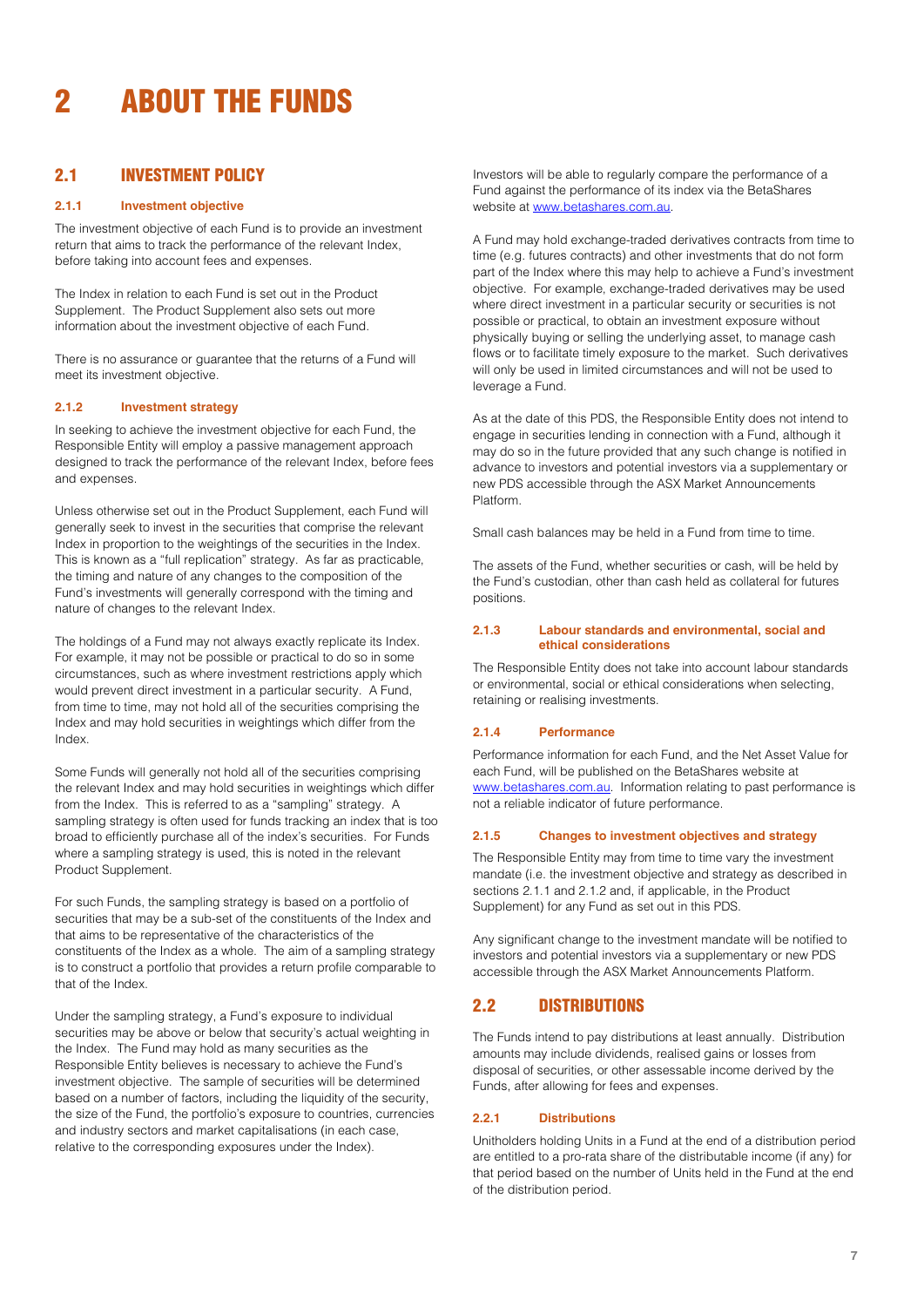# 2 ABOUT THE FUNDS

## 2.1 INVESTMENT POLICY

### 2.1.1 Investment objective

The investment objective of each Fund is to provide an investment return that aims to track the performance of the relevant Index, before taking into account fees and expenses.

The Index in relation to each Fund is set out in the Product Supplement. The Product Supplement also sets out more information about the investment objective of each Fund.

There is no assurance or guarantee that the returns of a Fund will meet its investment objective.

### 2.1.2 Investment strategy

In seeking to achieve the investment objective for each Fund, the Responsible Entity will employ a passive management approach designed to track the performance of the relevant Index, before fees and expenses.

Unless otherwise set out in the Product Supplement, each Fund will generally seek to invest in the securities that comprise the relevant Index in proportion to the weightings of the securities in the Index. This is known as a "full replication" strategy. As far as practicable, the timing and nature of any changes to the composition of the Fund's investments will generally correspond with the timing and nature of changes to the relevant Index.

The holdings of a Fund may not always exactly replicate its Index. For example, it may not be possible or practical to do so in some circumstances, such as where investment restrictions apply which would prevent direct investment in a particular security. A Fund, from time to time, may not hold all of the securities comprising the Index and may hold securities in weightings which differ from the Index.

Some Funds will generally not hold all of the securities comprising the relevant Index and may hold securities in weightings which differ from the Index. This is referred to as a "sampling" strategy. A sampling strategy is often used for funds tracking an index that is too broad to efficiently purchase all of the index's securities. For Funds where a sampling strategy is used, this is noted in the relevant Product Supplement.

For such Funds, the sampling strategy is based on a portfolio of securities that may be a sub-set of the constituents of the Index and that aims to be representative of the characteristics of the constituents of the Index as a whole. The aim of a sampling strategy is to construct a portfolio that provides a return profile comparable to that of the Index.

Under the sampling strategy, a Fund's exposure to individual securities may be above or below that security's actual weighting in the Index. The Fund may hold as many securities as the Responsible Entity believes is necessary to achieve the Fund's investment objective. The sample of securities will be determined based on a number of factors, including the liquidity of the security, the size of the Fund, the portfolio's exposure to countries, currencies and industry sectors and market capitalisations (in each case, relative to the corresponding exposures under the Index).

Investors will be able to regularly compare the performance of a Fund against the performance of its index via the BetaShares website at www.betashares.com.au.

A Fund may hold exchange-traded derivatives contracts from time to time (e.g. futures contracts) and other investments that do not form part of the Index where this may help to achieve a Fund's investment objective. For example, exchange-traded derivatives may be used where direct investment in a particular security or securities is not possible or practical, to obtain an investment exposure without physically buying or selling the underlying asset, to manage cash flows or to facilitate timely exposure to the market. Such derivatives will only be used in limited circumstances and will not be used to leverage a Fund.

As at the date of this PDS, the Responsible Entity does not intend to engage in securities lending in connection with a Fund, although it may do so in the future provided that any such change is notified in advance to investors and potential investors via a supplementary or new PDS accessible through the ASX Market Announcements Platform.

Small cash balances may be held in a Fund from time to time.

The assets of the Fund, whether securities or cash, will be held by the Fund's custodian, other than cash held as collateral for futures positions.

### 2.1.3 Labour standards and environmental, social and ethical considerations

The Responsible Entity does not take into account labour standards or environmental, social or ethical considerations when selecting, retaining or realising investments.

### 2.1.4 Performance

Performance information for each Fund, and the Net Asset Value for each Fund, will be published on the BetaShares website at www.betashares.com.au. Information relating to past performance is not a reliable indicator of future performance.

### 2.1.5 Changes to investment objectives and strategy

The Responsible Entity may from time to time vary the investment mandate (i.e. the investment objective and strategy as described in sections 2.1.1 and 2.1.2 and, if applicable, in the Product Supplement) for any Fund as set out in this PDS.

Any significant change to the investment mandate will be notified to investors and potential investors via a supplementary or new PDS accessible through the ASX Market Announcements Platform.

## 2.2 DISTRIBUTIONS

The Funds intend to pay distributions at least annually. Distribution amounts may include dividends, realised gains or losses from disposal of securities, or other assessable income derived by the Funds, after allowing for fees and expenses.

### 2.2.1 Distributions

Unitholders holding Units in a Fund at the end of a distribution period are entitled to a pro-rata share of the distributable income (if any) for that period based on the number of Units held in the Fund at the end of the distribution period.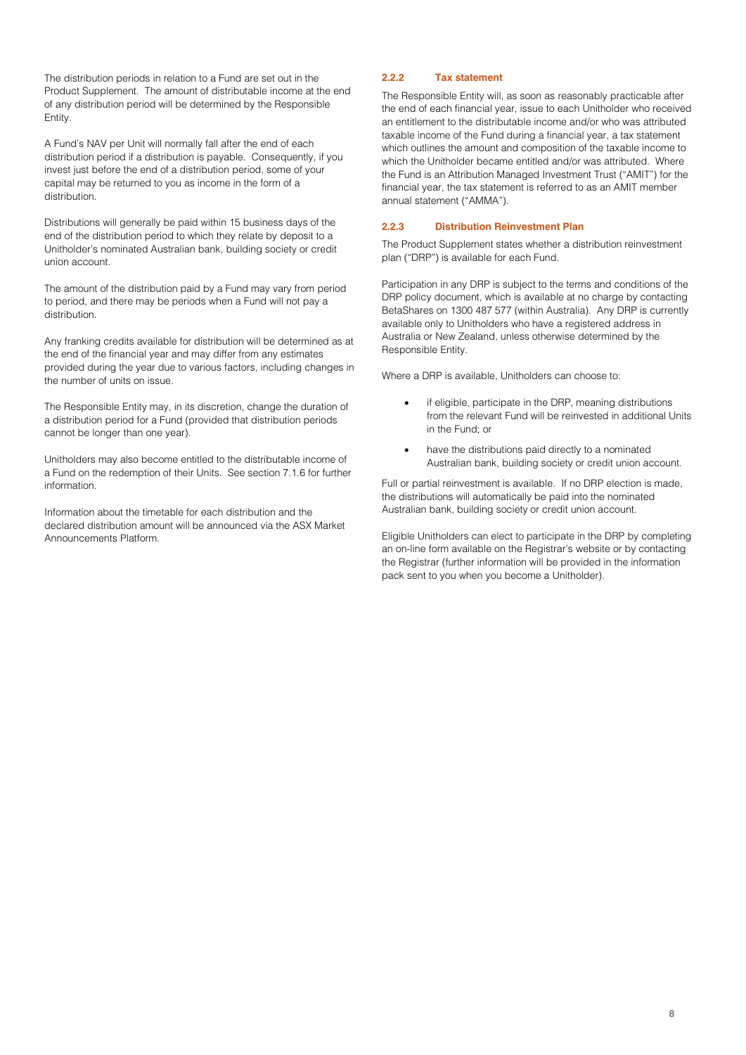The distribution periods in relation to a Fund are set out in the Product Supplement. The amount of distributable income at the end of any distribution period will be determined by the Responsible Entity.

A Fund's NAV per Unit will normally fall after the end of each distribution period if a distribution is payable. Consequently, if you invest just before the end of a distribution period, some of your capital may be returned to you as income in the form of a distribution.

Distributions will generally be paid within 15 business days of the end of the distribution period to which they relate by deposit to a Unitholder's nominated Australian bank, building society or credit union account.

The amount of the distribution paid by a Fund may vary from period to period, and there may be periods when a Fund will not pay a distribution.

Any franking credits available for distribution will be determined as at the end of the financial year and may differ from any estimates provided during the year due to various factors, including changes in the number of units on issue.

The Responsible Entity may, in its discretion, change the duration of a distribution period for a Fund (provided that distribution periods cannot be longer than one year).

Unitholders may also become entitled to the distributable income of a Fund on the redemption of their Units. See section 7.1.6 for further information.

Information about the timetable for each distribution and the declared distribution amount will be announced via the ASX Market Announcements Platform.

### 2.2.2 Tax statement

The Responsible Entity will, as soon as reasonably practicable after the end of each financial year, issue to each Unitholder who received an entitlement to the distributable income and/or who was attributed taxable income of the Fund during a financial year, a tax statement which outlines the amount and composition of the taxable income to which the Unitholder became entitled and/or was attributed. Where the Fund is an Attribution Managed Investment Trust ("AMIT") for the financial year, the tax statement is referred to as an AMIT member annual statement ("AMMA").

### 2.2.3 Distribution Reinvestment Plan

The Product Supplement states whether a distribution reinvestment plan ("DRP") is available for each Fund.

Participation in any DRP is subject to the terms and conditions of the DRP policy document, which is available at no charge by contacting BetaShares on 1300 487 577 (within Australia). Any DRP is currently available only to Unitholders who have a registered address in Australia or New Zealand, unless otherwise determined by the Responsible Entity.

Where a DRP is available, Unitholders can choose to:

- if eligible, participate in the DRP, meaning distributions from the relevant Fund will be reinvested in additional Units in the Fund; or
- have the distributions paid directly to a nominated Australian bank, building society or credit union account.

Full or partial reinvestment is available. If no DRP election is made, the distributions will automatically be paid into the nominated Australian bank, building society or credit union account.

Eligible Unitholders can elect to participate in the DRP by completing an on-line form available on the Registrar's website or by contacting the Registrar (further information will be provided in the information pack sent to you when you become a Unitholder).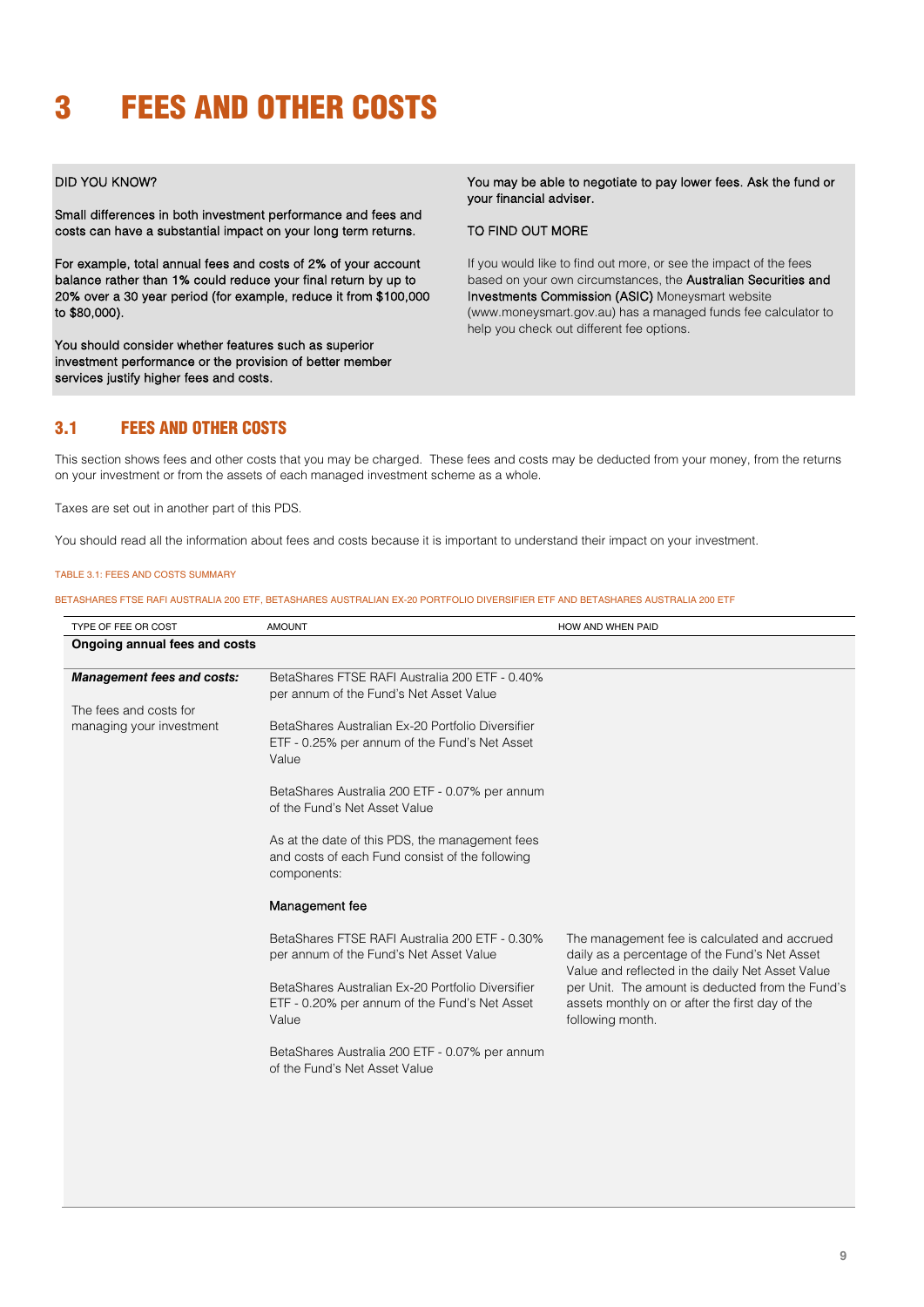# 3 FEES AND OTHER COSTS

DID YOU KNOW?

Small differences in both investment performance and fees and costs can have a substantial impact on your long term returns.

For example, total annual fees and costs of 2% of your account balance rather than 1% could reduce your final return by up to 20% over a 30 year period (for example, reduce it from $100,000 to $80,000).

You should consider whether features such as superior investment performance or the provision of better member services justify higher fees and costs.

You may be able to negotiate to pay lower fees. Ask the fund or your financial adviser.

TO FIND OUT MORE

If you would like to find out more, or see the impact of the fees based on your own circumstances, the Australian Securities and Investments Commission (ASIC) Moneysmart website (www.moneysmart.gov.au) has a managed funds fee calculator to help you check out different fee options.

## 3.1 FEES AND OTHER COSTS

This section shows fees and other costs that you may be charged. These fees and costs may be deducted from your money, from the returns on your investment or from the assets of each managed investment scheme as a whole.

Taxes are set out in another part of this PDS.

You should read all the information about fees and costs because it is important to understand their impact on your investment.

TABLE 3.1: FEES AND COSTS SUMMARY

BETASHARES FTSE RAFI AUSTRALIA 200 ETF, BETASHARES AUSTRALIAN EX-20 PORTFOLIO DIVERSIFIER ETF AND BETASHARES AUSTRALIA 200 ETF

| TYPE OF FEE OR COST | AMOUNT | HOW AND WHEN PAID |
|---|---|---|
| **Ongoing annual fees and costs** | | |
| ***Management fees and costs:*** The fees and costs for managing your investment | BetaShares FTSE RAFI Australia 200 ETF - 0.40% per annum of the Fund's Net Asset Value<br><br>BetaShares Australian Ex-20 Portfolio Diversifier ETF - 0.25% per annum of the Fund's Net Asset Value<br><br>BetaShares Australia 200 ETF - 0.07% per annum of the Fund's Net Asset Value<br><br>As at the date of this PDS, the management fees and costs of each Fund consist of the following components: | |
| | **Management fee**<br><br>BetaShares FTSE RAFI Australia 200 ETF - 0.30% per annum of the Fund's Net Asset Value<br><br>BetaShares Australian Ex-20 Portfolio Diversifier ETF - 0.20% per annum of the Fund's Net Asset Value<br><br>BetaShares Australia 200 ETF - 0.07% per annum of the Fund's Net Asset Value | The management fee is calculated and accrued daily as a percentage of the Fund's Net Asset Value and reflected in the daily Net Asset Value per Unit. The amount is deducted from the Fund's assets monthly on or after the first day of the following month. |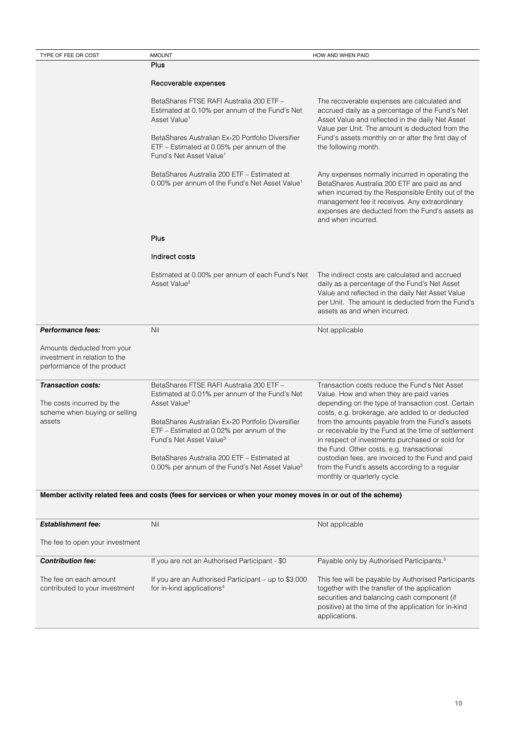| TYPE OF FEE OR COST | AMOUNT | HOW AND WHEN PAID |
| --- | --- | --- |
| | **Plus** | |
| | **Recoverable expenses** | |
| | BetaShares FTSE RAFI Australia 200 ETF – Estimated at 0.10% per annum of the Fund's Net Asset Value[1]<br><br>BetaShares Australian Ex-20 Portfolio Diversifier ETF – Estimated at 0.05% per annum of the Fund's Net Asset Value[1] | The recoverable expenses are calculated and accrued daily as a percentage of the Fund's Net Asset Value and reflected in the daily Net Asset Value per Unit. The amount is deducted from the Fund's assets monthly on or after the first day of the following month. |
| | BetaShares Australia 200 ETF – Estimated at 0.00% per annum of the Fund's Net Asset Value[1] | Any expenses normally incurred in operating the BetaShares Australia 200 ETF are paid as and when incurred by the Responsible Entity out of the management fee it receives. Any extraordinary expenses are deducted from the Fund's assets as and when incurred. |
| | **Plus** | |
| | **Indirect costs** | |
| | Estimated at 0.00% per annum of each Fund's Net Asset Value[2] | The indirect costs are calculated and accrued daily as a percentage of the Fund's Net Asset Value and reflected in the daily Net Asset Value per Unit. The amount is deducted from the Fund's assets as and when incurred. |
| ***Performance fees:***<br><br>Amounts deducted from your investment in relation to the performance of the product | Nil | Not applicable |
| ***Transaction costs:***<br><br>The costs incurred by the scheme when buying or selling assets | BetaShares FTSE RAFI Australia 200 ETF – Estimated at 0.01% per annum of the Fund's Net Asset Value[3]<br><br>BetaShares Australian Ex-20 Portfolio Diversifier ETF – Estimated at 0.02% per annum of the Fund's Net Asset Value[3]<br><br>BetaShares Australia 200 ETF – Estimated at 0.00% per annum of the Fund's Net Asset Value[3] | Transaction costs reduce the Fund's Net Asset Value. How and when they are paid varies depending on the type of transaction cost. Certain costs, e.g. brokerage, are added to or deducted from the amounts payable from the Fund's assets or receivable by the Fund at the time of settlement in respect of investments purchased or sold for the Fund. Other costs, e.g. transactional custodian fees, are invoiced to the Fund and paid from the Fund's assets according to a regular monthly or quarterly cycle. |
| **Member activity related fees and costs (fees for services or when your money moves in or out of the scheme)** | | |
| ***Establishment fee:***<br><br>The fee to open your investment | Nil | Not applicable |
| ***Contribution fee:***<br><br>The fee on each amount contributed to your investment | If you are not an Authorised Participant - $0<br><br>If you are an Authorised Participant – up to $3,000 for in-kind applications[4] | Payable only by Authorised Participants.[5]<br><br>This fee will be payable by Authorised Participants together with the transfer of the application securities and balancing cash component (if positive) at the time of the application for in-kind applications. |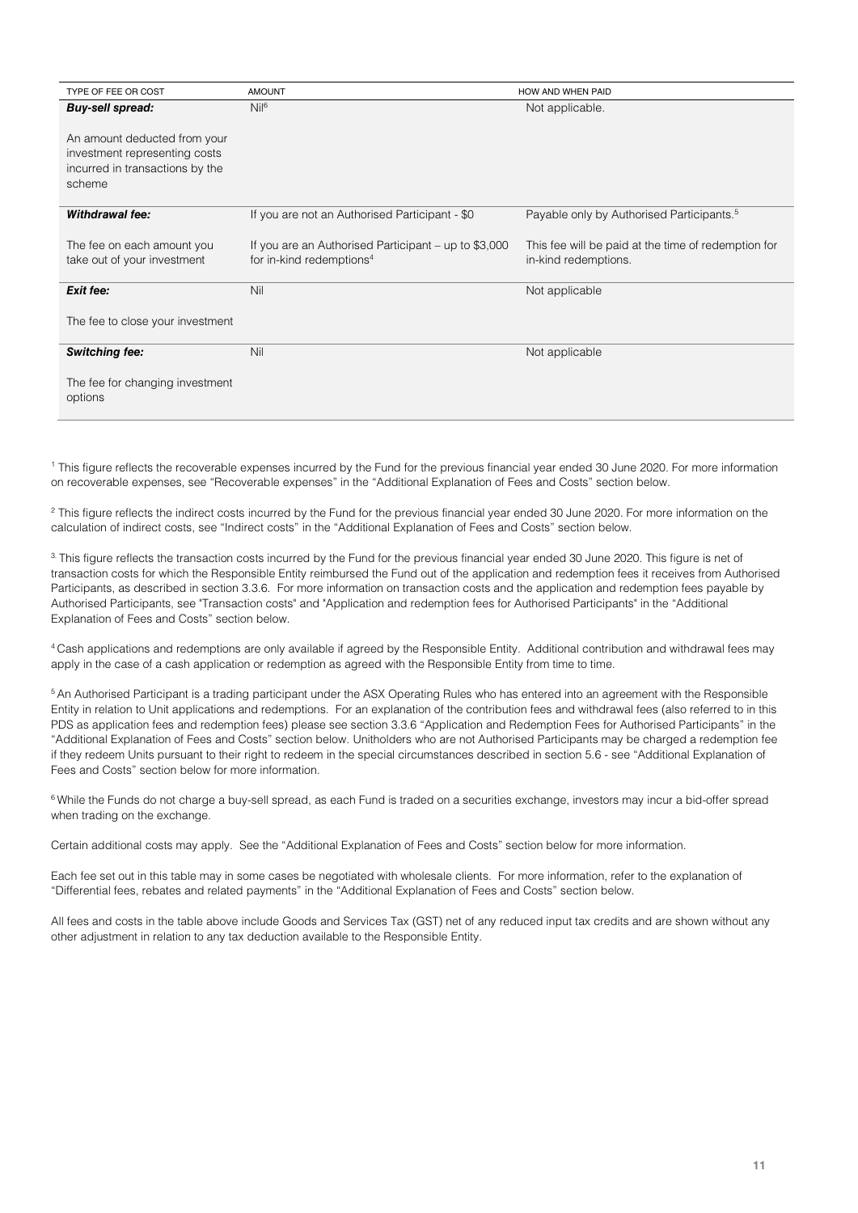| TYPE OF FEE OR COST | AMOUNT | HOW AND WHEN PAID |
|---|---|---|
| ***Buy-sell spread:***<br><br>An amount deducted from your investment representing costs incurred in transactions by the scheme | Nil[6] | Not applicable. |
| ***Withdrawal fee:***<br><br>The fee on each amount you take out of your investment | If you are not an Authorised Participant - $0<br><br>If you are an Authorised Participant – up to $3,000 for in-kind redemptions[4] | Payable only by Authorised Participants.[5]<br><br>This fee will be paid at the time of redemption for in-kind redemptions. |
| ***Exit fee:***<br><br>The fee to close your investment | Nil | Not applicable |
| ***Switching fee:***<br><br>The fee for changing investment options | Nil | Not applicable |

[1] This figure reflects the recoverable expenses incurred by the Fund for the previous financial year ended 30 June 2020. For more information on recoverable expenses, see "Recoverable expenses" in the "Additional Explanation of Fees and Costs" section below.

[2] This figure reflects the indirect costs incurred by the Fund for the previous financial year ended 30 June 2020. For more information on the calculation of indirect costs, see "Indirect costs" in the "Additional Explanation of Fees and Costs" section below.

[3] This figure reflects the transaction costs incurred by the Fund for the previous financial year ended 30 June 2020. This figure is net of transaction costs for which the Responsible Entity reimbursed the Fund out of the application and redemption fees it receives from Authorised Participants, as described in section 3.3.6. For more information on transaction costs and the application and redemption fees payable by Authorised Participants, see "Transaction costs" and "Application and redemption fees for Authorised Participants" in the "Additional Explanation of Fees and Costs" section below.

[4] Cash applications and redemptions are only available if agreed by the Responsible Entity. Additional contribution and withdrawal fees may apply in the case of a cash application or redemption as agreed with the Responsible Entity from time to time.

[5] An Authorised Participant is a trading participant under the ASX Operating Rules who has entered into an agreement with the Responsible Entity in relation to Unit applications and redemptions. For an explanation of the contribution fees and withdrawal fees (also referred to in this PDS as application fees and redemption fees) please see section 3.3.6 "Application and Redemption Fees for Authorised Participants" in the "Additional Explanation of Fees and Costs" section below. Unitholders who are not Authorised Participants may be charged a redemption fee if they redeem Units pursuant to their right to redeem in the special circumstances described in section 5.6 - see "Additional Explanation of Fees and Costs" section below for more information.

[6] While the Funds do not charge a buy-sell spread, as each Fund is traded on a securities exchange, investors may incur a bid-offer spread when trading on the exchange.

Certain additional costs may apply. See the "Additional Explanation of Fees and Costs" section below for more information.

Each fee set out in this table may in some cases be negotiated with wholesale clients. For more information, refer to the explanation of "Differential fees, rebates and related payments" in the "Additional Explanation of Fees and Costs" section below.

All fees and costs in the table above include Goods and Services Tax (GST) net of any reduced input tax credits and are shown without any other adjustment in relation to any tax deduction available to the Responsible Entity.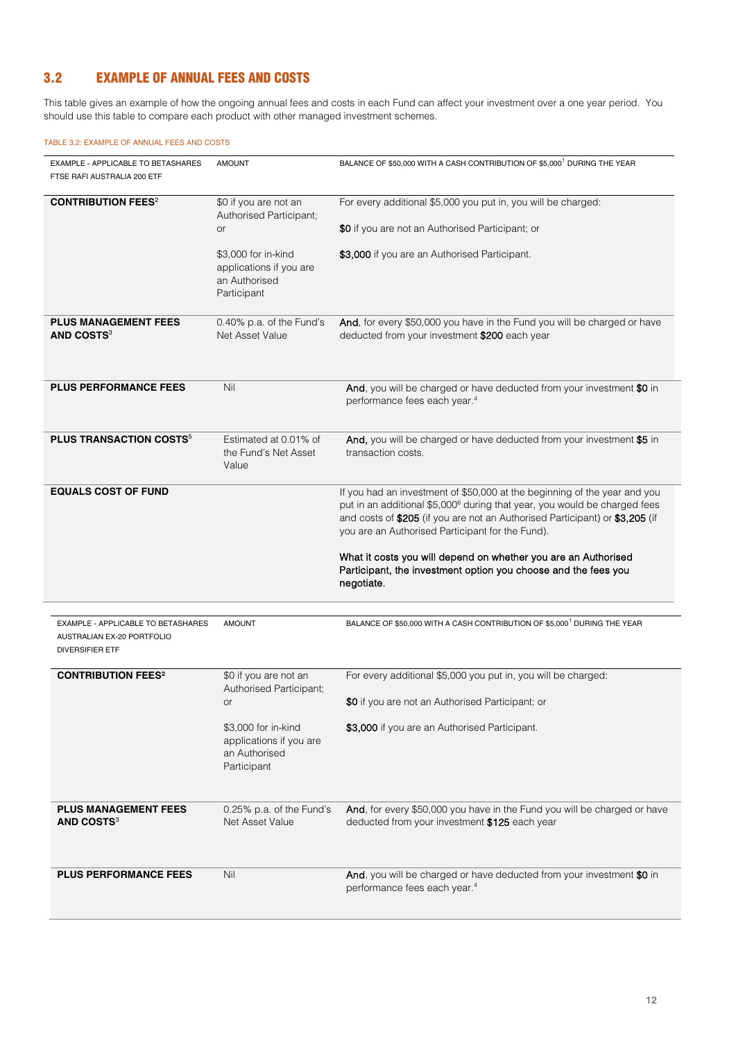## 3.2 EXAMPLE OF ANNUAL FEES AND COSTS

This table gives an example of how the ongoing annual fees and costs in each Fund can affect your investment over a one year period. You should use this table to compare each product with other managed investment schemes.

TABLE 3.2: EXAMPLE OF ANNUAL FEES AND COSTS

| EXAMPLE - APPLICABLE TO BETASHARES FTSE RAFI AUSTRALIA 200 ETF | AMOUNT | BALANCE OF $50,000 WITH A CASH CONTRIBUTION OF $5,000[1] DURING THE YEAR |
|---|---|---|
| **CONTRIBUTION FEES**[2] | $0 if you are not an Authorised Participant; or<br><br>$3,000 for in-kind applications if you are an Authorised Participant | For every additional $5,000 you put in, you will be charged:<br><br>**$0** if you are not an Authorised Participant; or<br><br>**$3,000** if you are an Authorised Participant. |
| **PLUS MANAGEMENT FEES AND COSTS**[3] | 0.40% p.a. of the Fund's Net Asset Value | **And**, for every $50,000 you have in the Fund you will be charged or have deducted from your investment **$200** each year |
| **PLUS PERFORMANCE FEES** | Nil | **And**, you will be charged or have deducted from your investment **$0** in performance fees each year.[4] |
| **PLUS TRANSACTION COSTS**[5] | Estimated at 0.01% of the Fund's Net Asset Value | **And,** you will be charged or have deducted from your investment **$5** in transaction costs. |
| **EQUALS COST OF FUND** | | If you had an investment of $50,000 at the beginning of the year and you put in an additional $5,000[6] during that year, you would be charged fees and costs of **$205** (if you are not an Authorised Participant) or **$3,205** (if you are an Authorised Participant for the Fund).<br><br>**What it costs you will depend on whether you are an Authorised Participant, the investment option you choose and the fees you negotiate.** |

| EXAMPLE - APPLICABLE TO BETASHARES AUSTRALIAN EX-20 PORTFOLIO DIVERSIFIER ETF | AMOUNT | BALANCE OF $50,000 WITH A CASH CONTRIBUTION OF $5,000[1] DURING THE YEAR |
|---|---|---|
| **CONTRIBUTION FEES**[2] | $0 if you are not an Authorised Participant; or<br><br>$3,000 for in-kind applications if you are an Authorised Participant | For every additional $5,000 you put in, you will be charged:<br><br>**$0** if you are not an Authorised Participant; or<br><br>**$3,000** if you are an Authorised Participant. |
| **PLUS MANAGEMENT FEES AND COSTS**[3] | 0.25% p.a. of the Fund's Net Asset Value | **And**, for every $50,000 you have in the Fund you will be charged or have deducted from your investment **$125** each year |
| **PLUS PERFORMANCE FEES** | Nil | **And**, you will be charged or have deducted from your investment **$0** in performance fees each year.[4] |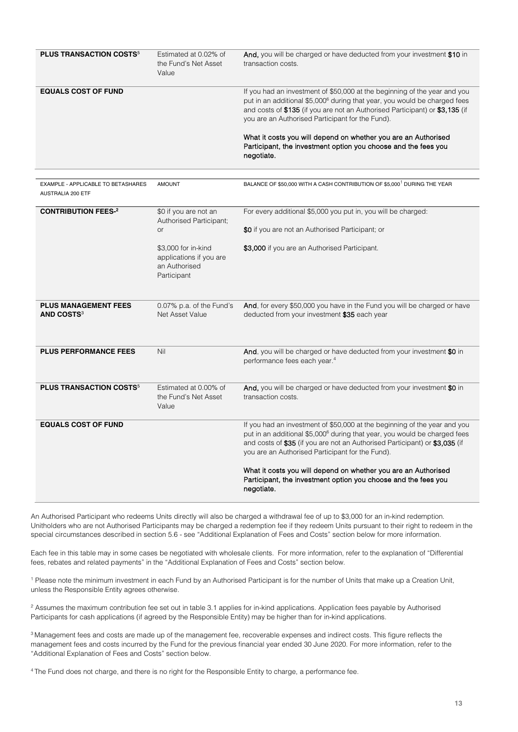| | | |
|---|---|---|
| **PLUS TRANSACTION COSTS**[5] | Estimated at 0.02% of the Fund's Net Asset Value | **And,** you will be charged or have deducted from your investment **$10** in transaction costs. |
| **EQUALS COST OF FUND** | | If you had an investment of $50,000 at the beginning of the year and you put in an additional $5,000[6] during that year, you would be charged fees and costs of **$135** (if you are not an Authorised Participant) or **$3,135** (if you are an Authorised Participant for the Fund).<br><br>What it costs you will depend on whether you are an Authorised Participant, the investment option you choose and the fees you negotiate. |

| EXAMPLE - APPLICABLE TO BETASHARES AUSTRALIA 200 ETF | AMOUNT | BALANCE OF $50,000 WITH A CASH CONTRIBUTION OF $5,000[1] DURING THE YEAR |
|---|---|---|
| **CONTRIBUTION FEES-**[2] | $0 if you are not an Authorised Participant; or<br><br>$3,000 for in-kind applications if you are an Authorised Participant | For every additional $5,000 you put in, you will be charged:<br><br>**$0** if you are not an Authorised Participant; or<br><br>**$3,000** if you are an Authorised Participant. |
| **PLUS MANAGEMENT FEES AND COSTS**[3] | 0.07% p.a. of the Fund's Net Asset Value | **And**, for every $50,000 you have in the Fund you will be charged or have deducted from your investment **$35** each year |
| **PLUS PERFORMANCE FEES** | Nil | **And**, you will be charged or have deducted from your investment **$0** in performance fees each year.[4] |
| **PLUS TRANSACTION COSTS**[5] | Estimated at 0.00% of the Fund's Net Asset Value | **And,** you will be charged or have deducted from your investment **$0** in transaction costs. |
| **EQUALS COST OF FUND** | | If you had an investment of $50,000 at the beginning of the year and you put in an additional $5,000[6] during that year, you would be charged fees and costs of **$35** (if you are not an Authorised Participant) or **$3,035** (if you are an Authorised Participant for the Fund).<br><br>What it costs you will depend on whether you are an Authorised Participant, the investment option you choose and the fees you negotiate. |

An Authorised Participant who redeems Units directly will also be charged a withdrawal fee of up to $3,000 for an in-kind redemption. Unitholders who are not Authorised Participants may be charged a redemption fee if they redeem Units pursuant to their right to redeem in the special circumstances described in section 5.6 - see "Additional Explanation of Fees and Costs" section below for more information.

Each fee in this table may in some cases be negotiated with wholesale clients. For more information, refer to the explanation of "Differential fees, rebates and related payments" in the "Additional Explanation of Fees and Costs" section below.

[1] Please note the minimum investment in each Fund by an Authorised Participant is for the number of Units that make up a Creation Unit, unless the Responsible Entity agrees otherwise.

[2] Assumes the maximum contribution fee set out in table 3.1 applies for in-kind applications. Application fees payable by Authorised Participants for cash applications (if agreed by the Responsible Entity) may be higher than for in-kind applications.

[3] Management fees and costs are made up of the management fee, recoverable expenses and indirect costs. This figure reflects the management fees and costs incurred by the Fund for the previous financial year ended 30 June 2020. For more information, refer to the "Additional Explanation of Fees and Costs" section below.

[4] The Fund does not charge, and there is no right for the Responsible Entity to charge, a performance fee.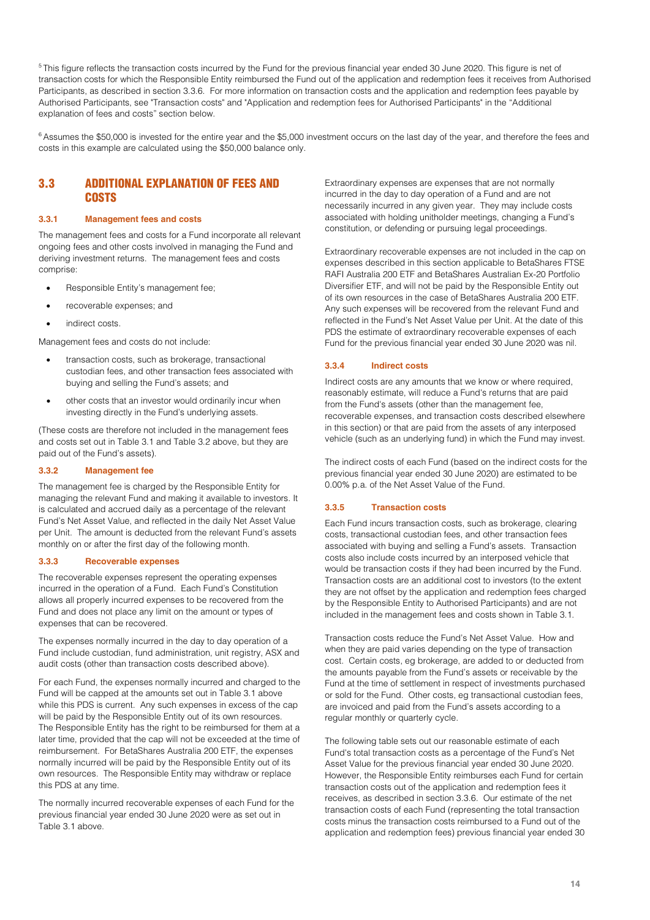[5] This figure reflects the transaction costs incurred by the Fund for the previous financial year ended 30 June 2020. This figure is net of transaction costs for which the Responsible Entity reimbursed the Fund out of the application and redemption fees it receives from Authorised Participants, as described in section 3.3.6. For more information on transaction costs and the application and redemption fees payable by Authorised Participants, see "Transaction costs" and "Application and redemption fees for Authorised Participants" in the "Additional explanation of fees and costs" section below.

[6] Assumes the $50,000 is invested for the entire year and the $5,000 investment occurs on the last day of the year, and therefore the fees and costs in this example are calculated using the $50,000 balance only.

## 3.3 ADDITIONAL EXPLANATION OF FEES AND COSTS

### 3.3.1 Management fees and costs

The management fees and costs for a Fund incorporate all relevant ongoing fees and other costs involved in managing the Fund and deriving investment returns. The management fees and costs comprise:

- Responsible Entity's management fee;
- recoverable expenses; and
- indirect costs.

Management fees and costs do not include:

- transaction costs, such as brokerage, transactional custodian fees, and other transaction fees associated with buying and selling the Fund's assets; and
- other costs that an investor would ordinarily incur when investing directly in the Fund's underlying assets.

(These costs are therefore not included in the management fees and costs set out in Table 3.1 and Table 3.2 above, but they are paid out of the Fund's assets).

### 3.3.2 Management fee

The management fee is charged by the Responsible Entity for managing the relevant Fund and making it available to investors. It is calculated and accrued daily as a percentage of the relevant Fund's Net Asset Value, and reflected in the daily Net Asset Value per Unit. The amount is deducted from the relevant Fund's assets monthly on or after the first day of the following month.

### 3.3.3 Recoverable expenses

The recoverable expenses represent the operating expenses incurred in the operation of a Fund. Each Fund's Constitution allows all properly incurred expenses to be recovered from the Fund and does not place any limit on the amount or types of expenses that can be recovered.

The expenses normally incurred in the day to day operation of a Fund include custodian, fund administration, unit registry, ASX and audit costs (other than transaction costs described above).

For each Fund, the expenses normally incurred and charged to the Fund will be capped at the amounts set out in Table 3.1 above while this PDS is current. Any such expenses in excess of the cap will be paid by the Responsible Entity out of its own resources. The Responsible Entity has the right to be reimbursed for them at a later time, provided that the cap will not be exceeded at the time of reimbursement. For BetaShares Australia 200 ETF, the expenses normally incurred will be paid by the Responsible Entity out of its own resources. The Responsible Entity may withdraw or replace this PDS at any time.

The normally incurred recoverable expenses of each Fund for the previous financial year ended 30 June 2020 were as set out in Table 3.1 above.

Extraordinary expenses are expenses that are not normally incurred in the day to day operation of a Fund and are not necessarily incurred in any given year. They may include costs associated with holding unitholder meetings, changing a Fund's constitution, or defending or pursuing legal proceedings.

Extraordinary recoverable expenses are not included in the cap on expenses described in this section applicable to BetaShares FTSE RAFI Australia 200 ETF and BetaShares Australian Ex-20 Portfolio Diversifier ETF, and will not be paid by the Responsible Entity out of its own resources in the case of BetaShares Australia 200 ETF. Any such expenses will be recovered from the relevant Fund and reflected in the Fund's Net Asset Value per Unit. At the date of this PDS the estimate of extraordinary recoverable expenses of each Fund for the previous financial year ended 30 June 2020 was nil.

### 3.3.4 Indirect costs

Indirect costs are any amounts that we know or where required, reasonably estimate, will reduce a Fund's returns that are paid from the Fund's assets (other than the management fee, recoverable expenses, and transaction costs described elsewhere in this section) or that are paid from the assets of any interposed vehicle (such as an underlying fund) in which the Fund may invest.

The indirect costs of each Fund (based on the indirect costs for the previous financial year ended 30 June 2020) are estimated to be 0.00% p.a. of the Net Asset Value of the Fund.

### 3.3.5 Transaction costs

Each Fund incurs transaction costs, such as brokerage, clearing costs, transactional custodian fees, and other transaction fees associated with buying and selling a Fund's assets. Transaction costs also include costs incurred by an interposed vehicle that would be transaction costs if they had been incurred by the Fund. Transaction costs are an additional cost to investors (to the extent they are not offset by the application and redemption fees charged by the Responsible Entity to Authorised Participants) and are not included in the management fees and costs shown in Table 3.1.

Transaction costs reduce the Fund's Net Asset Value. How and when they are paid varies depending on the type of transaction cost. Certain costs, eg brokerage, are added to or deducted from the amounts payable from the Fund's assets or receivable by the Fund at the time of settlement in respect of investments purchased or sold for the Fund. Other costs, eg transactional custodian fees, are invoiced and paid from the Fund's assets according to a regular monthly or quarterly cycle.

The following table sets out our reasonable estimate of each Fund's total transaction costs as a percentage of the Fund's Net Asset Value for the previous financial year ended 30 June 2020. However, the Responsible Entity reimburses each Fund for certain transaction costs out of the application and redemption fees it receives, as described in section 3.3.6. Our estimate of the net transaction costs of each Fund (representing the total transaction costs minus the transaction costs reimbursed to a Fund out of the application and redemption fees) previous financial year ended 30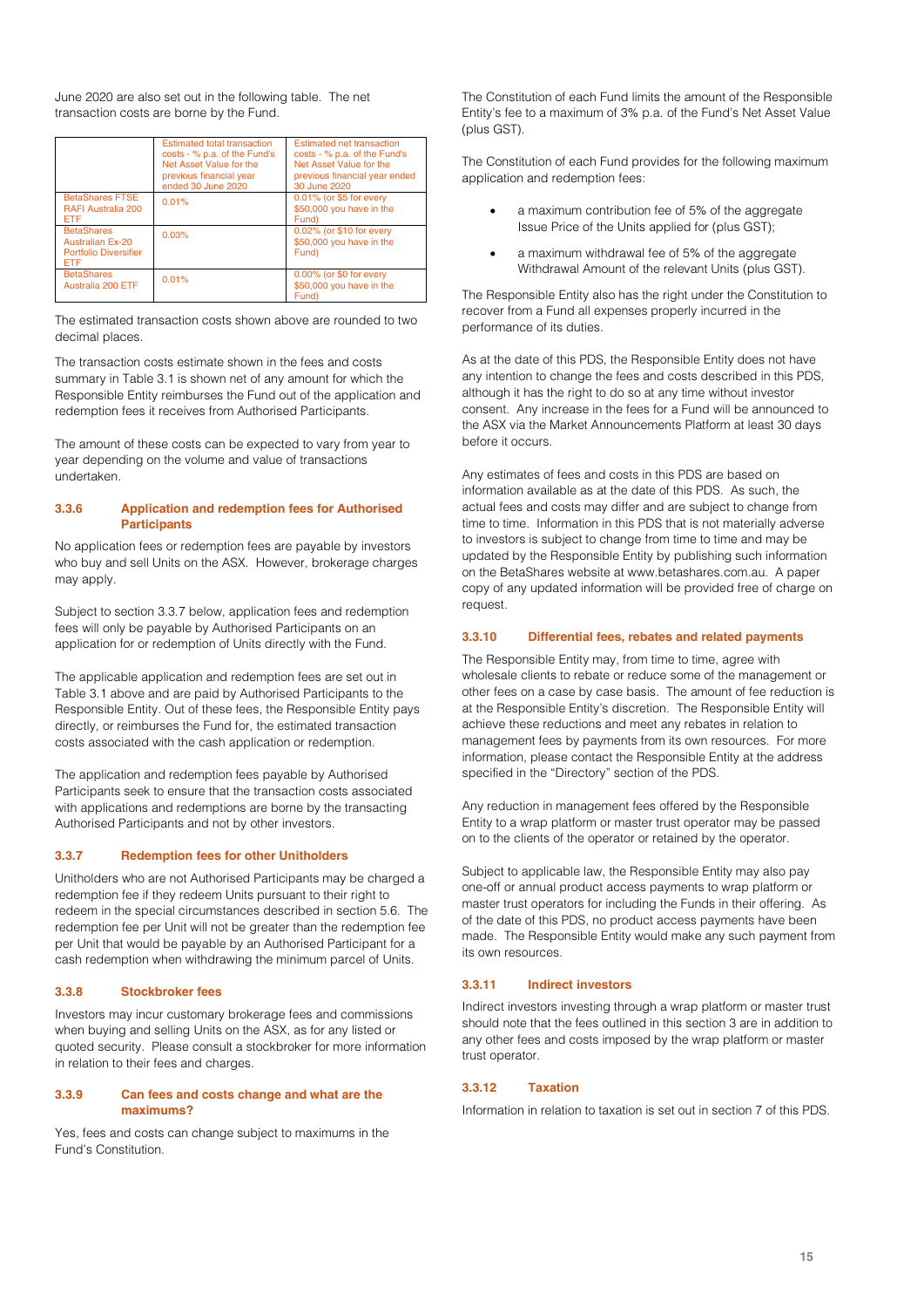June 2020 are also set out in the following table. The net transaction costs are borne by the Fund.

| | Estimated total transaction costs - % p.a. of the Fund's Net Asset Value for the previous financial year ended 30 June 2020 | Estimated net transaction costs - % p.a. of the Fund's Net Asset Value for the previous financial year ended 30 June 2020 |
|---|---|---|
| BetaShares FTSE RAFI Australia 200 ETF | 0.01% | 0.01% (or $5 for every $50,000 you have in the Fund) |
| BetaShares Australian Ex-20 Portfolio Diversifier ETF | 0.03% | 0.02% (or $10 for every $50,000 you have in the Fund) |
| BetaShares Australia 200 ETF | 0.01% | 0.00% (or $0 for every $50,000 you have in the Fund) |

The estimated transaction costs shown above are rounded to two decimal places.

The transaction costs estimate shown in the fees and costs summary in Table 3.1 is shown net of any amount for which the Responsible Entity reimburses the Fund out of the application and redemption fees it receives from Authorised Participants.

The amount of these costs can be expected to vary from year to year depending on the volume and value of transactions undertaken.

### 3.3.6 Application and redemption fees for Authorised Participants

No application fees or redemption fees are payable by investors who buy and sell Units on the ASX. However, brokerage charges may apply.

Subject to section 3.3.7 below, application fees and redemption fees will only be payable by Authorised Participants on an application for or redemption of Units directly with the Fund.

The applicable application and redemption fees are set out in Table 3.1 above and are paid by Authorised Participants to the Responsible Entity. Out of these fees, the Responsible Entity pays directly, or reimburses the Fund for, the estimated transaction costs associated with the cash application or redemption.

The application and redemption fees payable by Authorised Participants seek to ensure that the transaction costs associated with applications and redemptions are borne by the transacting Authorised Participants and not by other investors.

### 3.3.7 Redemption fees for other Unitholders

Unitholders who are not Authorised Participants may be charged a redemption fee if they redeem Units pursuant to their right to redeem in the special circumstances described in section 5.6. The redemption fee per Unit will not be greater than the redemption fee per Unit that would be payable by an Authorised Participant for a cash redemption when withdrawing the minimum parcel of Units.

### 3.3.8 Stockbroker fees

Investors may incur customary brokerage fees and commissions when buying and selling Units on the ASX, as for any listed or quoted security. Please consult a stockbroker for more information in relation to their fees and charges.

### 3.3.9 Can fees and costs change and what are the maximums?

Yes, fees and costs can change subject to maximums in the Fund's Constitution.

The Constitution of each Fund limits the amount of the Responsible Entity's fee to a maximum of 3% p.a. of the Fund's Net Asset Value (plus GST).

The Constitution of each Fund provides for the following maximum application and redemption fees:

- a maximum contribution fee of 5% of the aggregate Issue Price of the Units applied for (plus GST);
- a maximum withdrawal fee of 5% of the aggregate Withdrawal Amount of the relevant Units (plus GST).

The Responsible Entity also has the right under the Constitution to recover from a Fund all expenses properly incurred in the performance of its duties.

As at the date of this PDS, the Responsible Entity does not have any intention to change the fees and costs described in this PDS, although it has the right to do so at any time without investor consent. Any increase in the fees for a Fund will be announced to the ASX via the Market Announcements Platform at least 30 days before it occurs.

Any estimates of fees and costs in this PDS are based on information available as at the date of this PDS. As such, the actual fees and costs may differ and are subject to change from time to time. Information in this PDS that is not materially adverse to investors is subject to change from time to time and may be updated by the Responsible Entity by publishing such information on the BetaShares website at www.betashares.com.au. A paper copy of any updated information will be provided free of charge on request.

### 3.3.10 Differential fees, rebates and related payments

The Responsible Entity may, from time to time, agree with wholesale clients to rebate or reduce some of the management or other fees on a case by case basis. The amount of fee reduction is at the Responsible Entity's discretion. The Responsible Entity will achieve these reductions and meet any rebates in relation to management fees by payments from its own resources. For more information, please contact the Responsible Entity at the address specified in the "Directory" section of the PDS.

Any reduction in management fees offered by the Responsible Entity to a wrap platform or master trust operator may be passed on to the clients of the operator or retained by the operator.

Subject to applicable law, the Responsible Entity may also pay one-off or annual product access payments to wrap platform or master trust operators for including the Funds in their offering. As of the date of this PDS, no product access payments have been made. The Responsible Entity would make any such payment from its own resources.

### 3.3.11 Indirect investors

Indirect investors investing through a wrap platform or master trust should note that the fees outlined in this section 3 are in addition to any other fees and costs imposed by the wrap platform or master trust operator.

### 3.3.12 Taxation

Information in relation to taxation is set out in section 7 of this PDS.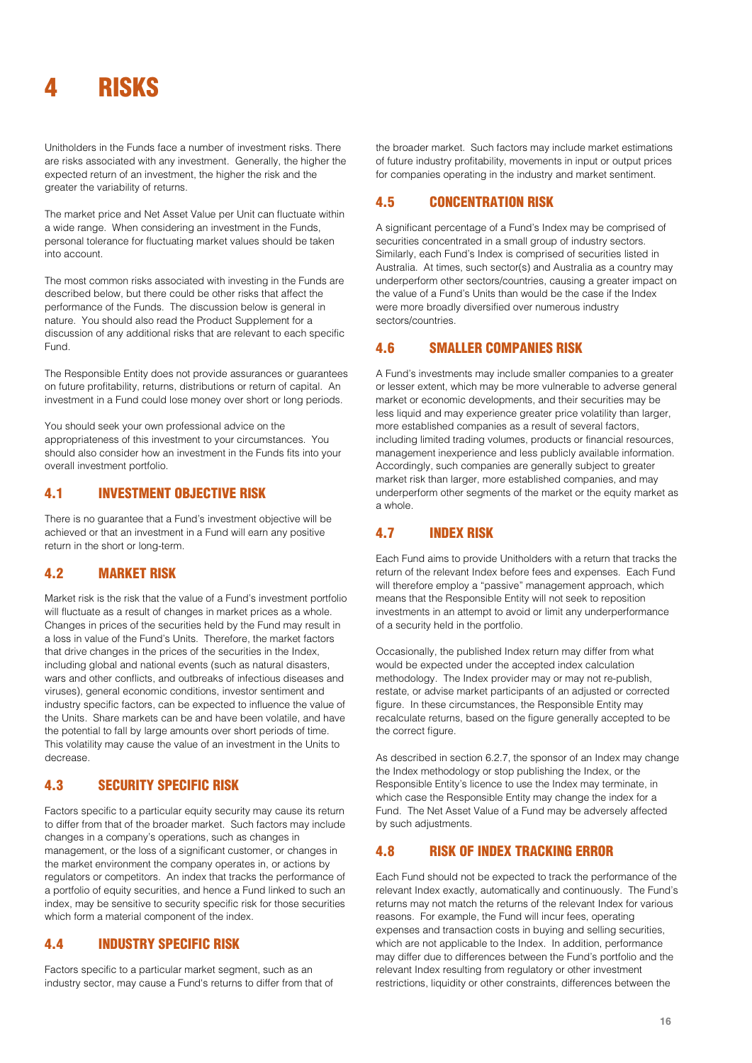# 4 RISKS

Unitholders in the Funds face a number of investment risks. There are risks associated with any investment. Generally, the higher the expected return of an investment, the higher the risk and the greater the variability of returns.

The market price and Net Asset Value per Unit can fluctuate within a wide range. When considering an investment in the Funds, personal tolerance for fluctuating market values should be taken into account.

The most common risks associated with investing in the Funds are described below, but there could be other risks that affect the performance of the Funds. The discussion below is general in nature. You should also read the Product Supplement for a discussion of any additional risks that are relevant to each specific Fund.

The Responsible Entity does not provide assurances or guarantees on future profitability, returns, distributions or return of capital. An investment in a Fund could lose money over short or long periods.

You should seek your own professional advice on the appropriateness of this investment to your circumstances. You should also consider how an investment in the Funds fits into your overall investment portfolio.

## 4.1 INVESTMENT OBJECTIVE RISK

There is no guarantee that a Fund's investment objective will be achieved or that an investment in a Fund will earn any positive return in the short or long-term.

## 4.2 MARKET RISK

Market risk is the risk that the value of a Fund's investment portfolio will fluctuate as a result of changes in market prices as a whole. Changes in prices of the securities held by the Fund may result in a loss in value of the Fund's Units. Therefore, the market factors that drive changes in the prices of the securities in the Index, including global and national events (such as natural disasters, wars and other conflicts, and outbreaks of infectious diseases and viruses), general economic conditions, investor sentiment and industry specific factors, can be expected to influence the value of the Units. Share markets can be and have been volatile, and have the potential to fall by large amounts over short periods of time. This volatility may cause the value of an investment in the Units to decrease.

## 4.3 SECURITY SPECIFIC RISK

Factors specific to a particular equity security may cause its return to differ from that of the broader market. Such factors may include changes in a company's operations, such as changes in management, or the loss of a significant customer, or changes in the market environment the company operates in, or actions by regulators or competitors. An index that tracks the performance of a portfolio of equity securities, and hence a Fund linked to such an index, may be sensitive to security specific risk for those securities which form a material component of the index.

## 4.4 INDUSTRY SPECIFIC RISK

Factors specific to a particular market segment, such as an industry sector, may cause a Fund's returns to differ from that of the broader market. Such factors may include market estimations of future industry profitability, movements in input or output prices for companies operating in the industry and market sentiment.

## 4.5 CONCENTRATION RISK

A significant percentage of a Fund's Index may be comprised of securities concentrated in a small group of industry sectors. Similarly, each Fund's Index is comprised of securities listed in Australia. At times, such sector(s) and Australia as a country may underperform other sectors/countries, causing a greater impact on the value of a Fund's Units than would be the case if the Index were more broadly diversified over numerous industry sectors/countries.

## 4.6 SMALLER COMPANIES RISK

A Fund's investments may include smaller companies to a greater or lesser extent, which may be more vulnerable to adverse general market or economic developments, and their securities may be less liquid and may experience greater price volatility than larger, more established companies as a result of several factors, including limited trading volumes, products or financial resources, management inexperience and less publicly available information. Accordingly, such companies are generally subject to greater market risk than larger, more established companies, and may underperform other segments of the market or the equity market as a whole.

## 4.7 INDEX RISK

Each Fund aims to provide Unitholders with a return that tracks the return of the relevant Index before fees and expenses. Each Fund will therefore employ a "passive" management approach, which means that the Responsible Entity will not seek to reposition investments in an attempt to avoid or limit any underperformance of a security held in the portfolio.

Occasionally, the published Index return may differ from what would be expected under the accepted index calculation methodology. The Index provider may or may not re-publish, restate, or advise market participants of an adjusted or corrected figure. In these circumstances, the Responsible Entity may recalculate returns, based on the figure generally accepted to be the correct figure.

As described in section 6.2.7, the sponsor of an Index may change the Index methodology or stop publishing the Index, or the Responsible Entity's licence to use the Index may terminate, in which case the Responsible Entity may change the index for a Fund. The Net Asset Value of a Fund may be adversely affected by such adjustments.

## 4.8 RISK OF INDEX TRACKING ERROR

Each Fund should not be expected to track the performance of the relevant Index exactly, automatically and continuously. The Fund's returns may not match the returns of the relevant Index for various reasons. For example, the Fund will incur fees, operating expenses and transaction costs in buying and selling securities, which are not applicable to the Index. In addition, performance may differ due to differences between the Fund's portfolio and the relevant Index resulting from regulatory or other investment restrictions, liquidity or other constraints, differences between the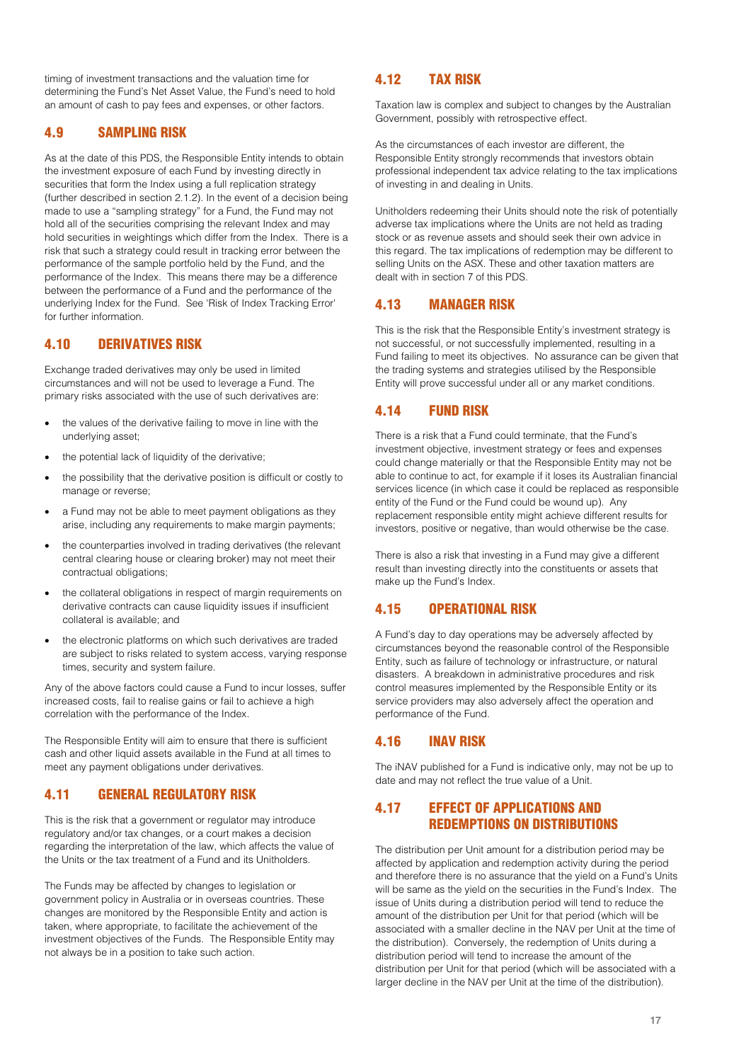timing of investment transactions and the valuation time for determining the Fund's Net Asset Value, the Fund's need to hold an amount of cash to pay fees and expenses, or other factors.

## 4.9 SAMPLING RISK

As at the date of this PDS, the Responsible Entity intends to obtain the investment exposure of each Fund by investing directly in securities that form the Index using a full replication strategy (further described in section 2.1.2). In the event of a decision being made to use a "sampling strategy" for a Fund, the Fund may not hold all of the securities comprising the relevant Index and may hold securities in weightings which differ from the Index. There is a risk that such a strategy could result in tracking error between the performance of the sample portfolio held by the Fund, and the performance of the Index. This means there may be a difference between the performance of a Fund and the performance of the underlying Index for the Fund. See 'Risk of Index Tracking Error' for further information.

## 4.10 DERIVATIVES RISK

Exchange traded derivatives may only be used in limited circumstances and will not be used to leverage a Fund. The primary risks associated with the use of such derivatives are:

- the values of the derivative failing to move in line with the underlying asset;
- the potential lack of liquidity of the derivative;
- the possibility that the derivative position is difficult or costly to manage or reverse;
- a Fund may not be able to meet payment obligations as they arise, including any requirements to make margin payments;
- the counterparties involved in trading derivatives (the relevant central clearing house or clearing broker) may not meet their contractual obligations;
- the collateral obligations in respect of margin requirements on derivative contracts can cause liquidity issues if insufficient collateral is available; and
- the electronic platforms on which such derivatives are traded are subject to risks related to system access, varying response times, security and system failure.

Any of the above factors could cause a Fund to incur losses, suffer increased costs, fail to realise gains or fail to achieve a high correlation with the performance of the Index.

The Responsible Entity will aim to ensure that there is sufficient cash and other liquid assets available in the Fund at all times to meet any payment obligations under derivatives.

## 4.11 GENERAL REGULATORY RISK

This is the risk that a government or regulator may introduce regulatory and/or tax changes, or a court makes a decision regarding the interpretation of the law, which affects the value of the Units or the tax treatment of a Fund and its Unitholders.

The Funds may be affected by changes to legislation or government policy in Australia or in overseas countries. These changes are monitored by the Responsible Entity and action is taken, where appropriate, to facilitate the achievement of the investment objectives of the Funds. The Responsible Entity may not always be in a position to take such action.

## 4.12 TAX RISK

Taxation law is complex and subject to changes by the Australian Government, possibly with retrospective effect.

As the circumstances of each investor are different, the Responsible Entity strongly recommends that investors obtain professional independent tax advice relating to the tax implications of investing in and dealing in Units.

Unitholders redeeming their Units should note the risk of potentially adverse tax implications where the Units are not held as trading stock or as revenue assets and should seek their own advice in this regard. The tax implications of redemption may be different to selling Units on the ASX. These and other taxation matters are dealt with in section 7 of this PDS.

## 4.13 MANAGER RISK

This is the risk that the Responsible Entity's investment strategy is not successful, or not successfully implemented, resulting in a Fund failing to meet its objectives. No assurance can be given that the trading systems and strategies utilised by the Responsible Entity will prove successful under all or any market conditions.

## 4.14 FUND RISK

There is a risk that a Fund could terminate, that the Fund's investment objective, investment strategy or fees and expenses could change materially or that the Responsible Entity may not be able to continue to act, for example if it loses its Australian financial services licence (in which case it could be replaced as responsible entity of the Fund or the Fund could be wound up). Any replacement responsible entity might achieve different results for investors, positive or negative, than would otherwise be the case.

There is also a risk that investing in a Fund may give a different result than investing directly into the constituents or assets that make up the Fund's Index.

## 4.15 OPERATIONAL RISK

A Fund's day to day operations may be adversely affected by circumstances beyond the reasonable control of the Responsible Entity, such as failure of technology or infrastructure, or natural disasters. A breakdown in administrative procedures and risk control measures implemented by the Responsible Entity or its service providers may also adversely affect the operation and performance of the Fund.

## 4.16 INAV RISK

The iNAV published for a Fund is indicative only, may not be up to date and may not reflect the true value of a Unit.

## 4.17 EFFECT OF APPLICATIONS AND REDEMPTIONS ON DISTRIBUTIONS

The distribution per Unit amount for a distribution period may be affected by application and redemption activity during the period and therefore there is no assurance that the yield on a Fund's Units will be same as the yield on the securities in the Fund's Index. The issue of Units during a distribution period will tend to reduce the amount of the distribution per Unit for that period (which will be associated with a smaller decline in the NAV per Unit at the time of the distribution). Conversely, the redemption of Units during a distribution period will tend to increase the amount of the distribution per Unit for that period (which will be associated with a larger decline in the NAV per Unit at the time of the distribution).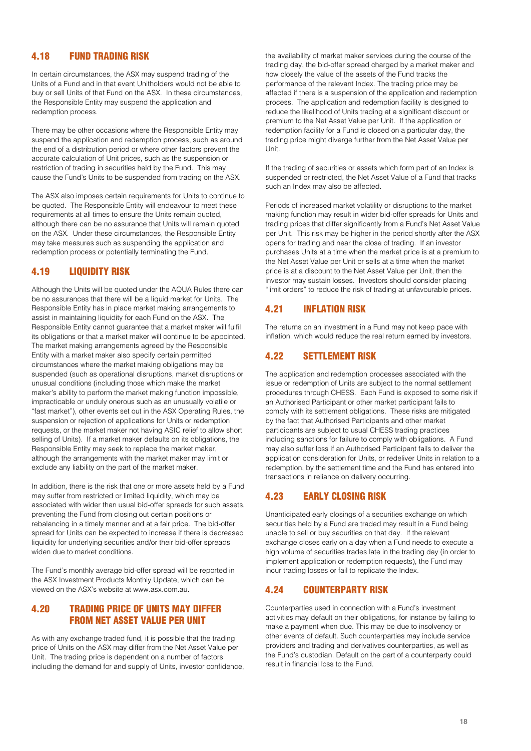## 4.18 FUND TRADING RISK

In certain circumstances, the ASX may suspend trading of the Units of a Fund and in that event Unitholders would not be able to buy or sell Units of that Fund on the ASX. In these circumstances, the Responsible Entity may suspend the application and redemption process.

There may be other occasions where the Responsible Entity may suspend the application and redemption process, such as around the end of a distribution period or where other factors prevent the accurate calculation of Unit prices, such as the suspension or restriction of trading in securities held by the Fund. This may cause the Fund's Units to be suspended from trading on the ASX.

The ASX also imposes certain requirements for Units to continue to be quoted. The Responsible Entity will endeavour to meet these requirements at all times to ensure the Units remain quoted, although there can be no assurance that Units will remain quoted on the ASX. Under these circumstances, the Responsible Entity may take measures such as suspending the application and redemption process or potentially terminating the Fund.

## 4.19 LIQUIDITY RISK

Although the Units will be quoted under the AQUA Rules there can be no assurances that there will be a liquid market for Units. The Responsible Entity has in place market making arrangements to assist in maintaining liquidity for each Fund on the ASX. The Responsible Entity cannot guarantee that a market maker will fulfil its obligations or that a market maker will continue to be appointed. The market making arrangements agreed by the Responsible Entity with a market maker also specify certain permitted circumstances where the market making obligations may be suspended (such as operational disruptions, market disruptions or unusual conditions (including those which make the market maker's ability to perform the market making function impossible, impracticable or unduly onerous such as an unusually volatile or "fast market"), other events set out in the ASX Operating Rules, the suspension or rejection of applications for Units or redemption requests, or the market maker not having ASIC relief to allow short selling of Units). If a market maker defaults on its obligations, the Responsible Entity may seek to replace the market maker, although the arrangements with the market maker may limit or exclude any liability on the part of the market maker.

In addition, there is the risk that one or more assets held by a Fund may suffer from restricted or limited liquidity, which may be associated with wider than usual bid-offer spreads for such assets, preventing the Fund from closing out certain positions or rebalancing in a timely manner and at a fair price. The bid-offer spread for Units can be expected to increase if there is decreased liquidity for underlying securities and/or their bid-offer spreads widen due to market conditions.

The Fund's monthly average bid-offer spread will be reported in the ASX Investment Products Monthly Update, which can be viewed on the ASX's website at www.asx.com.au.

## 4.20 TRADING PRICE OF UNITS MAY DIFFER FROM NET ASSET VALUE PER UNIT

As with any exchange traded fund, it is possible that the trading price of Units on the ASX may differ from the Net Asset Value per Unit. The trading price is dependent on a number of factors including the demand for and supply of Units, investor confidence, the availability of market maker services during the course of the trading day, the bid-offer spread charged by a market maker and how closely the value of the assets of the Fund tracks the performance of the relevant Index. The trading price may be affected if there is a suspension of the application and redemption process. The application and redemption facility is designed to reduce the likelihood of Units trading at a significant discount or premium to the Net Asset Value per Unit. If the application or redemption facility for a Fund is closed on a particular day, the trading price might diverge further from the Net Asset Value per Unit.

If the trading of securities or assets which form part of an Index is suspended or restricted, the Net Asset Value of a Fund that tracks such an Index may also be affected.

Periods of increased market volatility or disruptions to the market making function may result in wider bid-offer spreads for Units and trading prices that differ significantly from a Fund's Net Asset Value per Unit. This risk may be higher in the period shortly after the ASX opens for trading and near the close of trading. If an investor purchases Units at a time when the market price is at a premium to the Net Asset Value per Unit or sells at a time when the market price is at a discount to the Net Asset Value per Unit, then the investor may sustain losses. Investors should consider placing "limit orders" to reduce the risk of trading at unfavourable prices.

## 4.21 INFLATION RISK

The returns on an investment in a Fund may not keep pace with inflation, which would reduce the real return earned by investors.

## 4.22 SETTLEMENT RISK

The application and redemption processes associated with the issue or redemption of Units are subject to the normal settlement procedures through CHESS. Each Fund is exposed to some risk if an Authorised Participant or other market participant fails to comply with its settlement obligations. These risks are mitigated by the fact that Authorised Participants and other market participants are subject to usual CHESS trading practices including sanctions for failure to comply with obligations. A Fund may also suffer loss if an Authorised Participant fails to deliver the application consideration for Units, or redeliver Units in relation to a redemption, by the settlement time and the Fund has entered into transactions in reliance on delivery occurring.

## 4.23 EARLY CLOSING RISK

Unanticipated early closings of a securities exchange on which securities held by a Fund are traded may result in a Fund being unable to sell or buy securities on that day. If the relevant exchange closes early on a day when a Fund needs to execute a high volume of securities trades late in the trading day (in order to implement application or redemption requests), the Fund may incur trading losses or fail to replicate the Index.

## 4.24 COUNTERPARTY RISK

Counterparties used in connection with a Fund's investment activities may default on their obligations, for instance by failing to make a payment when due. This may be due to insolvency or other events of default. Such counterparties may include service providers and trading and derivatives counterparties, as well as the Fund's custodian. Default on the part of a counterparty could result in financial loss to the Fund.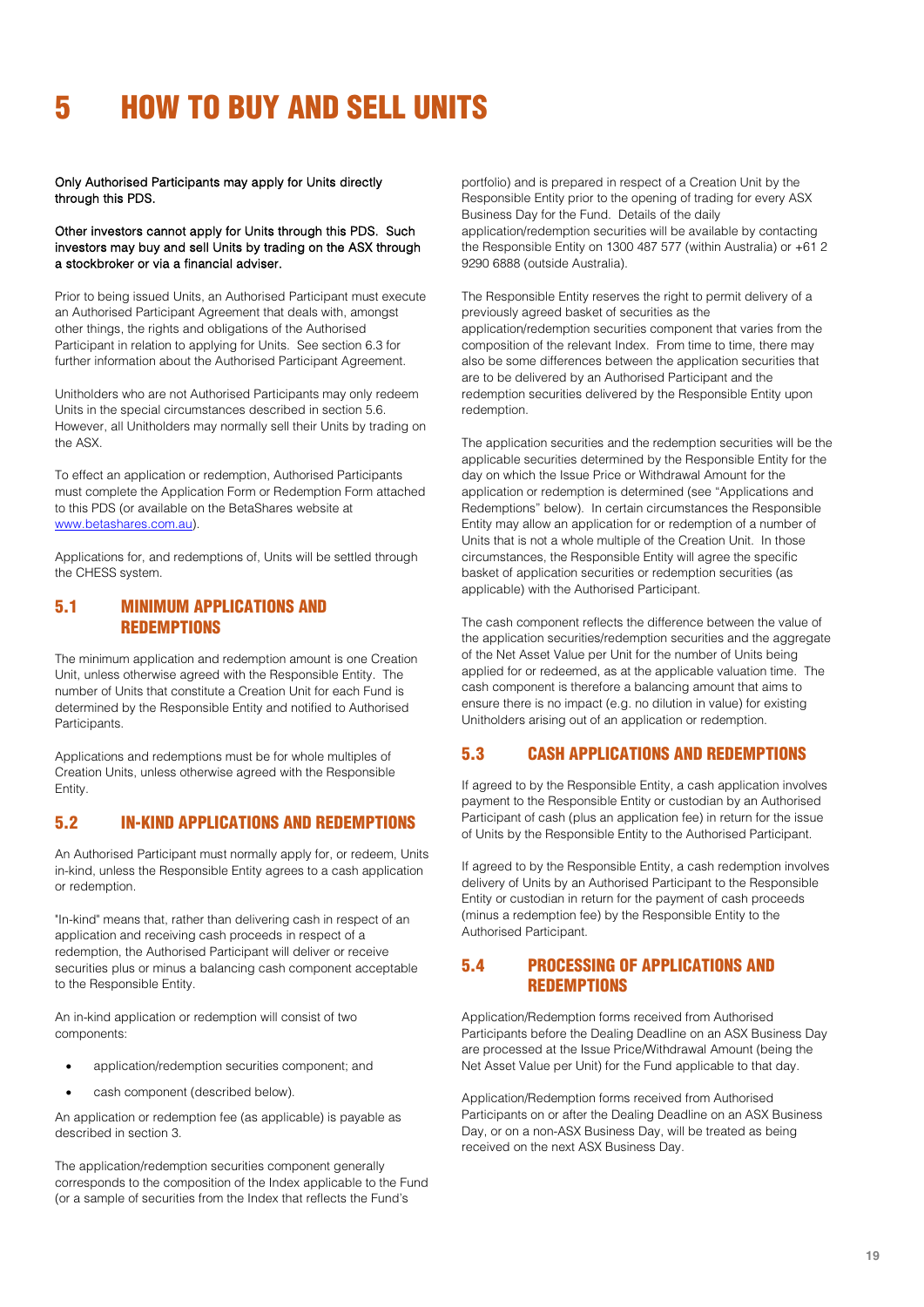# 5 HOW TO BUY AND SELL UNITS

Only Authorised Participants may apply for Units directly through this PDS.

Other investors cannot apply for Units through this PDS. Such investors may buy and sell Units by trading on the ASX through a stockbroker or via a financial adviser.

Prior to being issued Units, an Authorised Participant must execute an Authorised Participant Agreement that deals with, amongst other things, the rights and obligations of the Authorised Participant in relation to applying for Units. See section 6.3 for further information about the Authorised Participant Agreement.

Unitholders who are not Authorised Participants may only redeem Units in the special circumstances described in section 5.6. However, all Unitholders may normally sell their Units by trading on the ASX.

To effect an application or redemption, Authorised Participants must complete the Application Form or Redemption Form attached to this PDS (or available on the BetaShares website at www.betashares.com.au).

Applications for, and redemptions of, Units will be settled through the CHESS system.

## 5.1 MINIMUM APPLICATIONS AND REDEMPTIONS

The minimum application and redemption amount is one Creation Unit, unless otherwise agreed with the Responsible Entity. The number of Units that constitute a Creation Unit for each Fund is determined by the Responsible Entity and notified to Authorised Participants.

Applications and redemptions must be for whole multiples of Creation Units, unless otherwise agreed with the Responsible Entity.

## 5.2 IN-KIND APPLICATIONS AND REDEMPTIONS

An Authorised Participant must normally apply for, or redeem, Units in-kind, unless the Responsible Entity agrees to a cash application or redemption.

"In-kind" means that, rather than delivering cash in respect of an application and receiving cash proceeds in respect of a redemption, the Authorised Participant will deliver or receive securities plus or minus a balancing cash component acceptable to the Responsible Entity.

An in-kind application or redemption will consist of two components:

- application/redemption securities component; and
- cash component (described below).

An application or redemption fee (as applicable) is payable as described in section 3.

The application/redemption securities component generally corresponds to the composition of the Index applicable to the Fund (or a sample of securities from the Index that reflects the Fund's portfolio) and is prepared in respect of a Creation Unit by the Responsible Entity prior to the opening of trading for every ASX Business Day for the Fund. Details of the daily application/redemption securities will be available by contacting the Responsible Entity on 1300 487 577 (within Australia) or +61 2 9290 6888 (outside Australia).

The Responsible Entity reserves the right to permit delivery of a previously agreed basket of securities as the application/redemption securities component that varies from the composition of the relevant Index. From time to time, there may also be some differences between the application securities that are to be delivered by an Authorised Participant and the redemption securities delivered by the Responsible Entity upon redemption.

The application securities and the redemption securities will be the applicable securities determined by the Responsible Entity for the day on which the Issue Price or Withdrawal Amount for the application or redemption is determined (see "Applications and Redemptions" below). In certain circumstances the Responsible Entity may allow an application for or redemption of a number of Units that is not a whole multiple of the Creation Unit. In those circumstances, the Responsible Entity will agree the specific basket of application securities or redemption securities (as applicable) with the Authorised Participant.

The cash component reflects the difference between the value of the application securities/redemption securities and the aggregate of the Net Asset Value per Unit for the number of Units being applied for or redeemed, as at the applicable valuation time. The cash component is therefore a balancing amount that aims to ensure there is no impact (e.g. no dilution in value) for existing Unitholders arising out of an application or redemption.

## 5.3 CASH APPLICATIONS AND REDEMPTIONS

If agreed to by the Responsible Entity, a cash application involves payment to the Responsible Entity or custodian by an Authorised Participant of cash (plus an application fee) in return for the issue of Units by the Responsible Entity to the Authorised Participant.

If agreed to by the Responsible Entity, a cash redemption involves delivery of Units by an Authorised Participant to the Responsible Entity or custodian in return for the payment of cash proceeds (minus a redemption fee) by the Responsible Entity to the Authorised Participant.

## 5.4 PROCESSING OF APPLICATIONS AND REDEMPTIONS

Application/Redemption forms received from Authorised Participants before the Dealing Deadline on an ASX Business Day are processed at the Issue Price/Withdrawal Amount (being the Net Asset Value per Unit) for the Fund applicable to that day.

Application/Redemption forms received from Authorised Participants on or after the Dealing Deadline on an ASX Business Day, or on a non-ASX Business Day, will be treated as being received on the next ASX Business Day.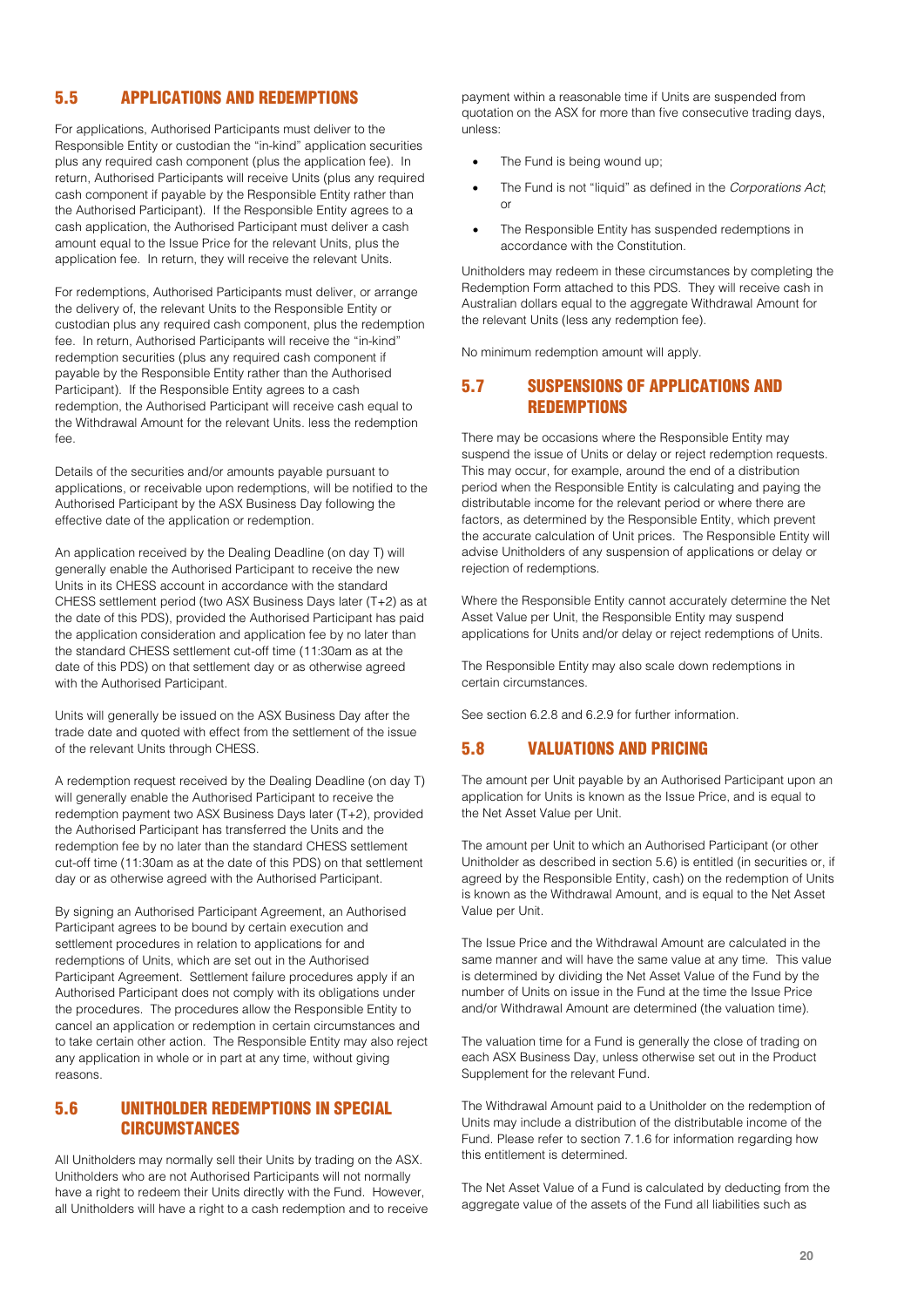## 5.5 APPLICATIONS AND REDEMPTIONS

For applications, Authorised Participants must deliver to the Responsible Entity or custodian the "in-kind" application securities plus any required cash component (plus the application fee). In return, Authorised Participants will receive Units (plus any required cash component if payable by the Responsible Entity rather than the Authorised Participant). If the Responsible Entity agrees to a cash application, the Authorised Participant must deliver a cash amount equal to the Issue Price for the relevant Units, plus the application fee. In return, they will receive the relevant Units.

For redemptions, Authorised Participants must deliver, or arrange the delivery of, the relevant Units to the Responsible Entity or custodian plus any required cash component, plus the redemption fee. In return, Authorised Participants will receive the "in-kind" redemption securities (plus any required cash component if payable by the Responsible Entity rather than the Authorised Participant). If the Responsible Entity agrees to a cash redemption, the Authorised Participant will receive cash equal to the Withdrawal Amount for the relevant Units. less the redemption fee.

Details of the securities and/or amounts payable pursuant to applications, or receivable upon redemptions, will be notified to the Authorised Participant by the ASX Business Day following the effective date of the application or redemption.

An application received by the Dealing Deadline (on day T) will generally enable the Authorised Participant to receive the new Units in its CHESS account in accordance with the standard CHESS settlement period (two ASX Business Days later (T+2) as at the date of this PDS), provided the Authorised Participant has paid the application consideration and application fee by no later than the standard CHESS settlement cut-off time (11:30am as at the date of this PDS) on that settlement day or as otherwise agreed with the Authorised Participant.

Units will generally be issued on the ASX Business Day after the trade date and quoted with effect from the settlement of the issue of the relevant Units through CHESS.

A redemption request received by the Dealing Deadline (on day T) will generally enable the Authorised Participant to receive the redemption payment two ASX Business Days later (T+2), provided the Authorised Participant has transferred the Units and the redemption fee by no later than the standard CHESS settlement cut-off time (11:30am as at the date of this PDS) on that settlement day or as otherwise agreed with the Authorised Participant.

By signing an Authorised Participant Agreement, an Authorised Participant agrees to be bound by certain execution and settlement procedures in relation to applications for and redemptions of Units, which are set out in the Authorised Participant Agreement. Settlement failure procedures apply if an Authorised Participant does not comply with its obligations under the procedures. The procedures allow the Responsible Entity to cancel an application or redemption in certain circumstances and to take certain other action. The Responsible Entity may also reject any application in whole or in part at any time, without giving reasons.

## 5.6 UNITHOLDER REDEMPTIONS IN SPECIAL CIRCUMSTANCES

All Unitholders may normally sell their Units by trading on the ASX. Unitholders who are not Authorised Participants will not normally have a right to redeem their Units directly with the Fund. However, all Unitholders will have a right to a cash redemption and to receive payment within a reasonable time if Units are suspended from quotation on the ASX for more than five consecutive trading days, unless:

- The Fund is being wound up;
- The Fund is not "liquid" as defined in the *Corporations Act*; or
- The Responsible Entity has suspended redemptions in accordance with the Constitution.

Unitholders may redeem in these circumstances by completing the Redemption Form attached to this PDS. They will receive cash in Australian dollars equal to the aggregate Withdrawal Amount for the relevant Units (less any redemption fee).

No minimum redemption amount will apply.

## 5.7 SUSPENSIONS OF APPLICATIONS AND REDEMPTIONS

There may be occasions where the Responsible Entity may suspend the issue of Units or delay or reject redemption requests. This may occur, for example, around the end of a distribution period when the Responsible Entity is calculating and paying the distributable income for the relevant period or where there are factors, as determined by the Responsible Entity, which prevent the accurate calculation of Unit prices. The Responsible Entity will advise Unitholders of any suspension of applications or delay or rejection of redemptions.

Where the Responsible Entity cannot accurately determine the Net Asset Value per Unit, the Responsible Entity may suspend applications for Units and/or delay or reject redemptions of Units.

The Responsible Entity may also scale down redemptions in certain circumstances.

See section 6.2.8 and 6.2.9 for further information.

## 5.8 VALUATIONS AND PRICING

The amount per Unit payable by an Authorised Participant upon an application for Units is known as the Issue Price, and is equal to the Net Asset Value per Unit.

The amount per Unit to which an Authorised Participant (or other Unitholder as described in section 5.6) is entitled (in securities or, if agreed by the Responsible Entity, cash) on the redemption of Units is known as the Withdrawal Amount, and is equal to the Net Asset Value per Unit.

The Issue Price and the Withdrawal Amount are calculated in the same manner and will have the same value at any time. This value is determined by dividing the Net Asset Value of the Fund by the number of Units on issue in the Fund at the time the Issue Price and/or Withdrawal Amount are determined (the valuation time).

The valuation time for a Fund is generally the close of trading on each ASX Business Day, unless otherwise set out in the Product Supplement for the relevant Fund.

The Withdrawal Amount paid to a Unitholder on the redemption of Units may include a distribution of the distributable income of the Fund. Please refer to section 7.1.6 for information regarding how this entitlement is determined.

The Net Asset Value of a Fund is calculated by deducting from the aggregate value of the assets of the Fund all liabilities such as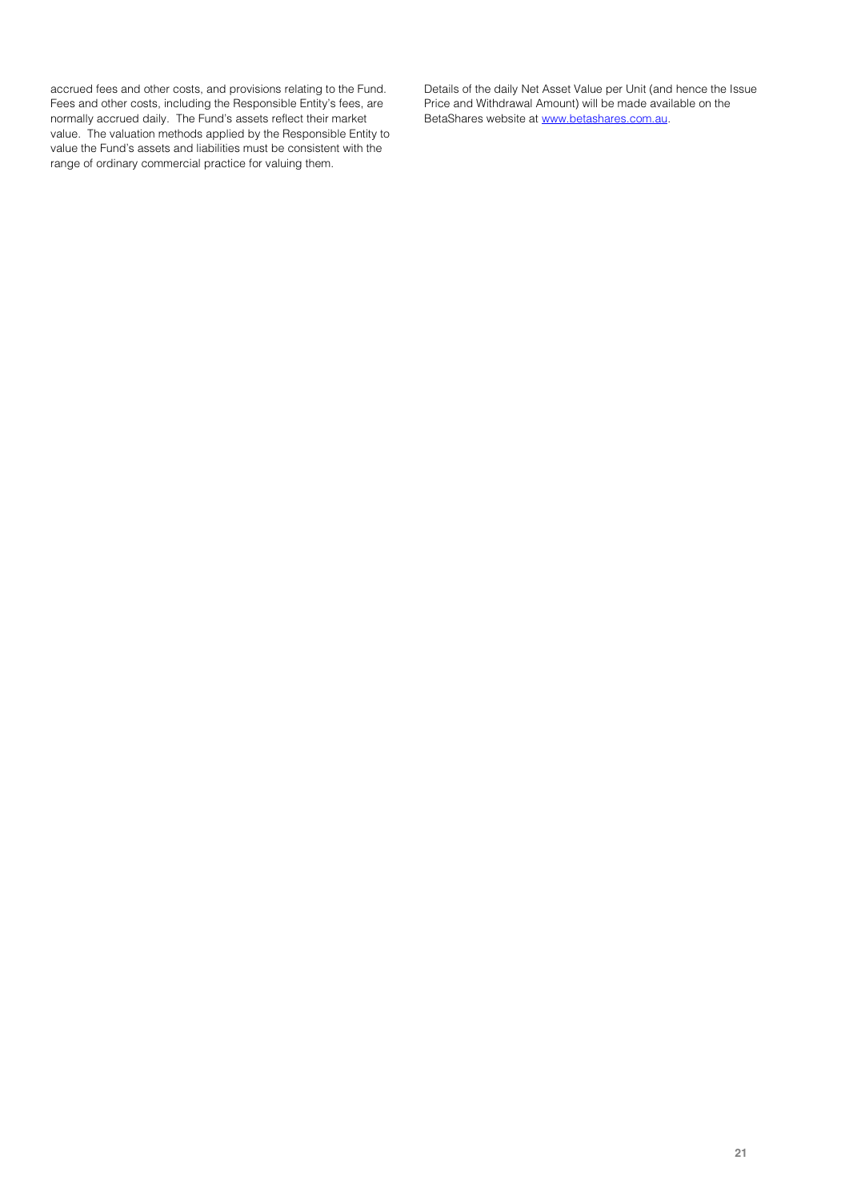accrued fees and other costs, and provisions relating to the Fund. Fees and other costs, including the Responsible Entity's fees, are normally accrued daily. The Fund's assets reflect their market value. The valuation methods applied by the Responsible Entity to value the Fund's assets and liabilities must be consistent with the range of ordinary commercial practice for valuing them.

Details of the daily Net Asset Value per Unit (and hence the Issue Price and Withdrawal Amount) will be made available on the BetaShares website at [www.betashares.com.au](www.betashares.com.au).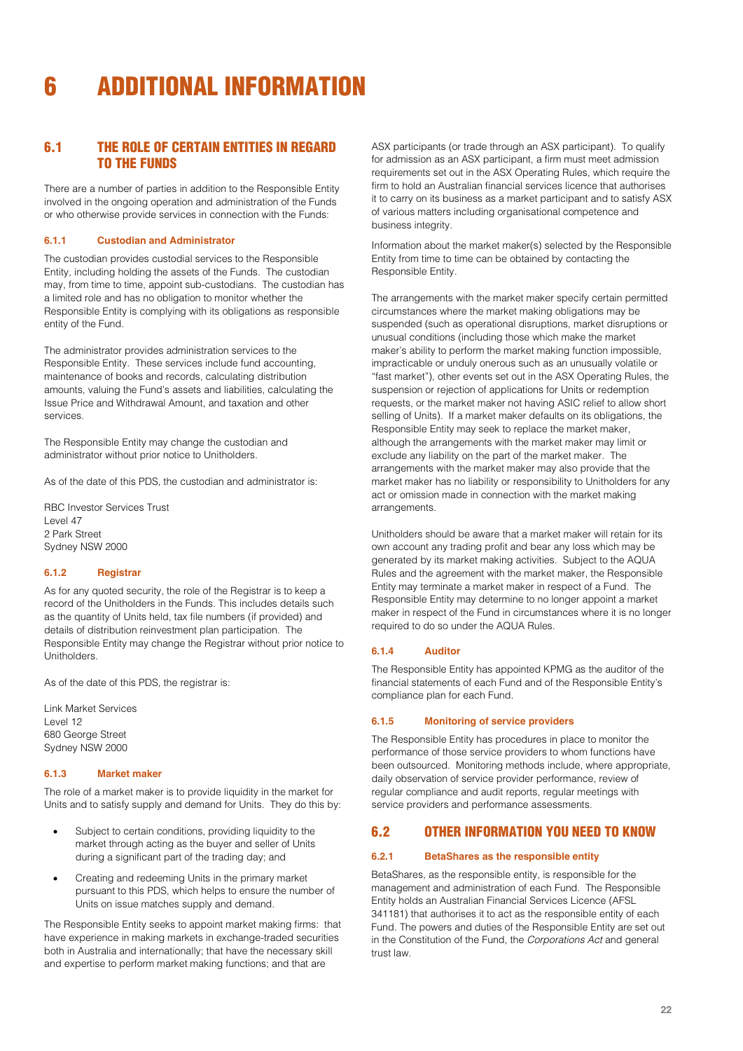# 6 ADDITIONAL INFORMATION

## 6.1 THE ROLE OF CERTAIN ENTITIES IN REGARD TO THE FUNDS

There are a number of parties in addition to the Responsible Entity involved in the ongoing operation and administration of the Funds or who otherwise provide services in connection with the Funds:

### 6.1.1 Custodian and Administrator

The custodian provides custodial services to the Responsible Entity, including holding the assets of the Funds. The custodian may, from time to time, appoint sub-custodians. The custodian has a limited role and has no obligation to monitor whether the Responsible Entity is complying with its obligations as responsible entity of the Fund.

The administrator provides administration services to the Responsible Entity. These services include fund accounting, maintenance of books and records, calculating distribution amounts, valuing the Fund's assets and liabilities, calculating the Issue Price and Withdrawal Amount, and taxation and other services.

The Responsible Entity may change the custodian and administrator without prior notice to Unitholders.

As of the date of this PDS, the custodian and administrator is:

RBC Investor Services Trust
Level 47
2 Park Street
Sydney NSW 2000

### 6.1.2 Registrar

As for any quoted security, the role of the Registrar is to keep a record of the Unitholders in the Funds. This includes details such as the quantity of Units held, tax file numbers (if provided) and details of distribution reinvestment plan participation. The Responsible Entity may change the Registrar without prior notice to Unitholders.

As of the date of this PDS, the registrar is:

Link Market Services
Level 12
680 George Street
Sydney NSW 2000

### 6.1.3 Market maker

The role of a market maker is to provide liquidity in the market for Units and to satisfy supply and demand for Units. They do this by:

- Subject to certain conditions, providing liquidity to the market through acting as the buyer and seller of Units during a significant part of the trading day; and
- Creating and redeeming Units in the primary market pursuant to this PDS, which helps to ensure the number of Units on issue matches supply and demand.

The Responsible Entity seeks to appoint market making firms: that have experience in making markets in exchange-traded securities both in Australia and internationally; that have the necessary skill and expertise to perform market making functions; and that are ASX participants (or trade through an ASX participant). To qualify for admission as an ASX participant, a firm must meet admission requirements set out in the ASX Operating Rules, which require the firm to hold an Australian financial services licence that authorises it to carry on its business as a market participant and to satisfy ASX of various matters including organisational competence and business integrity.

Information about the market maker(s) selected by the Responsible Entity from time to time can be obtained by contacting the Responsible Entity.

The arrangements with the market maker specify certain permitted circumstances where the market making obligations may be suspended (such as operational disruptions, market disruptions or unusual conditions (including those which make the market maker's ability to perform the market making function impossible, impracticable or unduly onerous such as an unusually volatile or "fast market"), other events set out in the ASX Operating Rules, the suspension or rejection of applications for Units or redemption requests, or the market maker not having ASIC relief to allow short selling of Units). If a market maker defaults on its obligations, the Responsible Entity may seek to replace the market maker, although the arrangements with the market maker may limit or exclude any liability on the part of the market maker. The arrangements with the market maker may also provide that the market maker has no liability or responsibility to Unitholders for any act or omission made in connection with the market making arrangements.

Unitholders should be aware that a market maker will retain for its own account any trading profit and bear any loss which may be generated by its market making activities. Subject to the AQUA Rules and the agreement with the market maker, the Responsible Entity may terminate a market maker in respect of a Fund. The Responsible Entity may determine to no longer appoint a market maker in respect of the Fund in circumstances where it is no longer required to do so under the AQUA Rules.

### 6.1.4 Auditor

The Responsible Entity has appointed KPMG as the auditor of the financial statements of each Fund and of the Responsible Entity's compliance plan for each Fund.

### 6.1.5 Monitoring of service providers

The Responsible Entity has procedures in place to monitor the performance of those service providers to whom functions have been outsourced. Monitoring methods include, where appropriate, daily observation of service provider performance, review of regular compliance and audit reports, regular meetings with service providers and performance assessments.

## 6.2 OTHER INFORMATION YOU NEED TO KNOW

### 6.2.1 BetaShares as the responsible entity

BetaShares, as the responsible entity, is responsible for the management and administration of each Fund. The Responsible Entity holds an Australian Financial Services Licence (AFSL 341181) that authorises it to act as the responsible entity of each Fund. The powers and duties of the Responsible Entity are set out in the Constitution of the Fund, the *Corporations Act* and general trust law.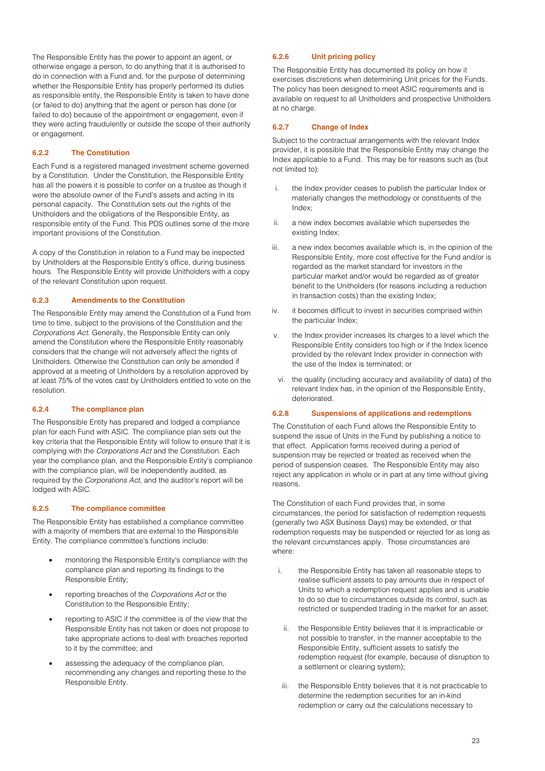The Responsible Entity has the power to appoint an agent, or otherwise engage a person, to do anything that it is authorised to do in connection with a Fund and, for the purpose of determining whether the Responsible Entity has properly performed its duties as responsible entity, the Responsible Entity is taken to have done (or failed to do) anything that the agent or person has done (or failed to do) because of the appointment or engagement, even if they were acting fraudulently or outside the scope of their authority or engagement.

### 6.2.2 The Constitution

Each Fund is a registered managed investment scheme governed by a Constitution. Under the Constitution, the Responsible Entity has all the powers it is possible to confer on a trustee as though it were the absolute owner of the Fund's assets and acting in its personal capacity. The Constitution sets out the rights of the Unitholders and the obligations of the Responsible Entity, as responsible entity of the Fund. This PDS outlines some of the more important provisions of the Constitution.

A copy of the Constitution in relation to a Fund may be inspected by Unitholders at the Responsible Entity's office, during business hours. The Responsible Entity will provide Unitholders with a copy of the relevant Constitution upon request.

### 6.2.3 Amendments to the Constitution

The Responsible Entity may amend the Constitution of a Fund from time to time, subject to the provisions of the Constitution and the *Corporations Act*. Generally, the Responsible Entity can only amend the Constitution where the Responsible Entity reasonably considers that the change will not adversely affect the rights of Unitholders. Otherwise the Constitution can only be amended if approved at a meeting of Unitholders by a resolution approved by at least 75% of the votes cast by Unitholders entitled to vote on the resolution.

### 6.2.4 The compliance plan

The Responsible Entity has prepared and lodged a compliance plan for each Fund with ASIC. The compliance plan sets out the key criteria that the Responsible Entity will follow to ensure that it is complying with the *Corporations Act* and the Constitution. Each year the compliance plan, and the Responsible Entity's compliance with the compliance plan, will be independently audited, as required by the *Corporations Act*, and the auditor's report will be lodged with ASIC.

### 6.2.5 The compliance committee

The Responsible Entity has established a compliance committee with a majority of members that are external to the Responsible Entity. The compliance committee's functions include:

- monitoring the Responsible Entity's compliance with the compliance plan and reporting its findings to the Responsible Entity;
- reporting breaches of the *Corporations Act* or the Constitution to the Responsible Entity;
- reporting to ASIC if the committee is of the view that the Responsible Entity has not taken or does not propose to take appropriate actions to deal with breaches reported to it by the committee; and
- assessing the adequacy of the compliance plan, recommending any changes and reporting these to the Responsible Entity.

### 6.2.6 Unit pricing policy

The Responsible Entity has documented its policy on how it exercises discretions when determining Unit prices for the Funds. The policy has been designed to meet ASIC requirements and is available on request to all Unitholders and prospective Unitholders at no charge.

### 6.2.7 Change of Index

Subject to the contractual arrangements with the relevant Index provider, it is possible that the Responsible Entity may change the Index applicable to a Fund. This may be for reasons such as (but not limited to):

i. the Index provider ceases to publish the particular Index or materially changes the methodology or constituents of the Index;

ii. a new index becomes available which supersedes the existing Index;

iii. a new index becomes available which is, in the opinion of the Responsible Entity, more cost effective for the Fund and/or is regarded as the market standard for investors in the particular market and/or would be regarded as of greater benefit to the Unitholders (for reasons including a reduction in transaction costs) than the existing Index;

iv. it becomes difficult to invest in securities comprised within the particular Index;

v. the Index provider increases its charges to a level which the Responsible Entity considers too high or if the Index licence provided by the relevant Index provider in connection with the use of the Index is terminated; or

vi. the quality (including accuracy and availability of data) of the relevant Index has, in the opinion of the Responsible Entity, deteriorated.

### 6.2.8 Suspensions of applications and redemptions

The Constitution of each Fund allows the Responsible Entity to suspend the issue of Units in the Fund by publishing a notice to that effect. Application forms received during a period of suspension may be rejected or treated as received when the period of suspension ceases. The Responsible Entity may also reject any application in whole or in part at any time without giving reasons.

The Constitution of each Fund provides that, in some circumstances, the period for satisfaction of redemption requests (generally two ASX Business Days) may be extended, or that redemption requests may be suspended or rejected for as long as the relevant circumstances apply. Those circumstances are where:

i. the Responsible Entity has taken all reasonable steps to realise sufficient assets to pay amounts due in respect of Units to which a redemption request applies and is unable to do so due to circumstances outside its control, such as restricted or suspended trading in the market for an asset;

ii. the Responsible Entity believes that it is impracticable or not possible to transfer, in the manner acceptable to the Responsible Entity, sufficient assets to satisfy the redemption request (for example, because of disruption to a settlement or clearing system);

iii. the Responsible Entity believes that it is not practicable to determine the redemption securities for an in-kind redemption or carry out the calculations necessary to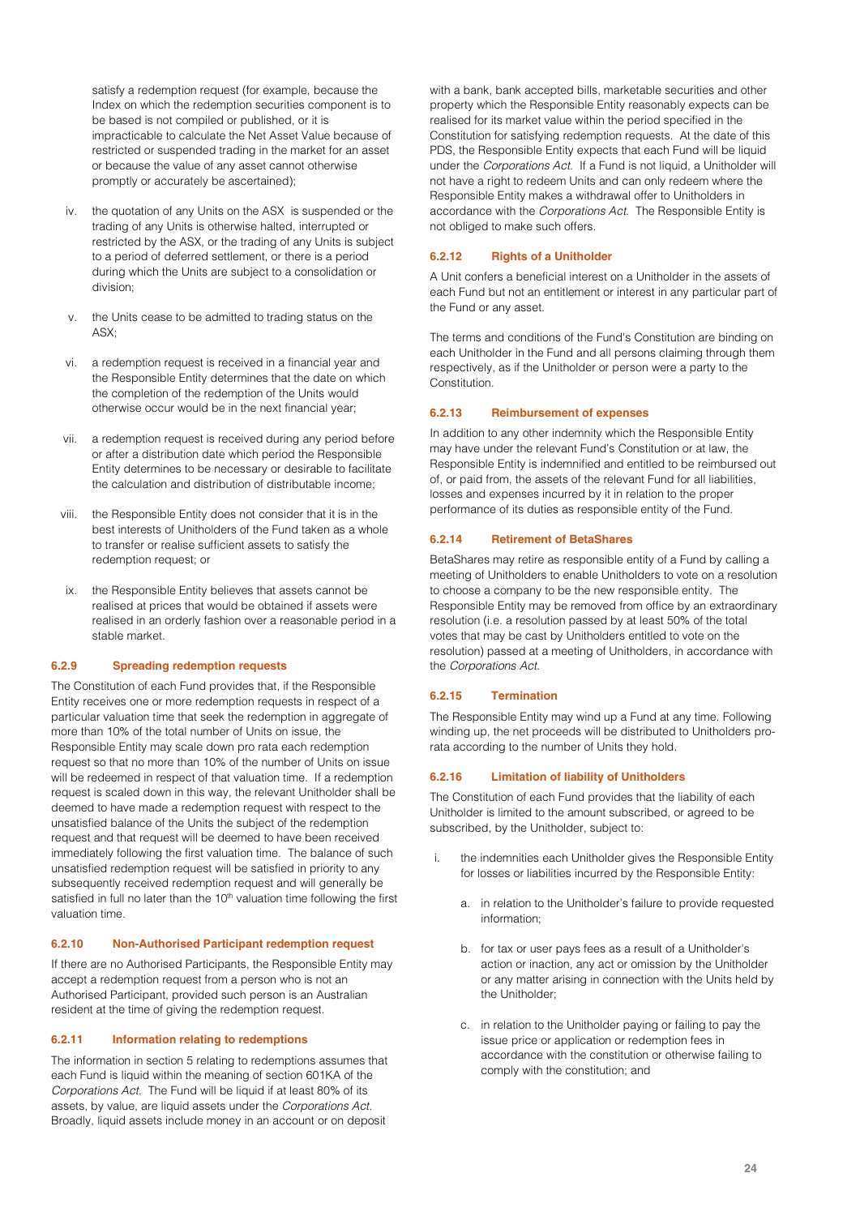satisfy a redemption request (for example, because the Index on which the redemption securities component is to be based is not compiled or published, or it is impracticable to calculate the Net Asset Value because of restricted or suspended trading in the market for an asset or because the value of any asset cannot otherwise promptly or accurately be ascertained);

iv. the quotation of any Units on the ASX is suspended or the trading of any Units is otherwise halted, interrupted or restricted by the ASX, or the trading of any Units is subject to a period of deferred settlement, or there is a period during which the Units are subject to a consolidation or division;

v. the Units cease to be admitted to trading status on the ASX;

vi. a redemption request is received in a financial year and the Responsible Entity determines that the date on which the completion of the redemption of the Units would otherwise occur would be in the next financial year;

vii. a redemption request is received during any period before or after a distribution date which period the Responsible Entity determines to be necessary or desirable to facilitate the calculation and distribution of distributable income;

viii. the Responsible Entity does not consider that it is in the best interests of Unitholders of the Fund taken as a whole to transfer or realise sufficient assets to satisfy the redemption request; or

ix. the Responsible Entity believes that assets cannot be realised at prices that would be obtained if assets were realised in an orderly fashion over a reasonable period in a stable market.

#### 6.2.9 Spreading redemption requests

The Constitution of each Fund provides that, if the Responsible Entity receives one or more redemption requests in respect of a particular valuation time that seek the redemption in aggregate of more than 10% of the total number of Units on issue, the Responsible Entity may scale down pro rata each redemption request so that no more than 10% of the number of Units on issue will be redeemed in respect of that valuation time. If a redemption request is scaled down in this way, the relevant Unitholder shall be deemed to have made a redemption request with respect to the unsatisfied balance of the Units the subject of the redemption request and that request will be deemed to have been received immediately following the first valuation time. The balance of such unsatisfied redemption request will be satisfied in priority to any subsequently received redemption request and will generally be satisfied in full no later than the 10th valuation time following the first valuation time.

#### 6.2.10 Non-Authorised Participant redemption request

If there are no Authorised Participants, the Responsible Entity may accept a redemption request from a person who is not an Authorised Participant, provided such person is an Australian resident at the time of giving the redemption request.

#### 6.2.11 Information relating to redemptions

The information in section 5 relating to redemptions assumes that each Fund is liquid within the meaning of section 601KA of the *Corporations Act*. The Fund will be liquid if at least 80% of its assets, by value, are liquid assets under the *Corporations Act*. Broadly, liquid assets include money in an account or on deposit with a bank, bank accepted bills, marketable securities and other property which the Responsible Entity reasonably expects can be realised for its market value within the period specified in the Constitution for satisfying redemption requests. At the date of this PDS, the Responsible Entity expects that each Fund will be liquid under the *Corporations Act*. If a Fund is not liquid, a Unitholder will not have a right to redeem Units and can only redeem where the Responsible Entity makes a withdrawal offer to Unitholders in accordance with the *Corporations Act*. The Responsible Entity is not obliged to make such offers.

#### 6.2.12 Rights of a Unitholder

A Unit confers a beneficial interest on a Unitholder in the assets of each Fund but not an entitlement or interest in any particular part of the Fund or any asset.

The terms and conditions of the Fund's Constitution are binding on each Unitholder in the Fund and all persons claiming through them respectively, as if the Unitholder or person were a party to the Constitution.

#### 6.2.13 Reimbursement of expenses

In addition to any other indemnity which the Responsible Entity may have under the relevant Fund's Constitution or at law, the Responsible Entity is indemnified and entitled to be reimbursed out of, or paid from, the assets of the relevant Fund for all liabilities, losses and expenses incurred by it in relation to the proper performance of its duties as responsible entity of the Fund.

#### 6.2.14 Retirement of BetaShares

BetaShares may retire as responsible entity of a Fund by calling a meeting of Unitholders to enable Unitholders to vote on a resolution to choose a company to be the new responsible entity. The Responsible Entity may be removed from office by an extraordinary resolution (i.e. a resolution passed by at least 50% of the total votes that may be cast by Unitholders entitled to vote on the resolution) passed at a meeting of Unitholders, in accordance with the *Corporations Act*.

#### 6.2.15 Termination

The Responsible Entity may wind up a Fund at any time. Following winding up, the net proceeds will be distributed to Unitholders pro-rata according to the number of Units they hold.

#### 6.2.16 Limitation of liability of Unitholders

The Constitution of each Fund provides that the liability of each Unitholder is limited to the amount subscribed, or agreed to be subscribed, by the Unitholder, subject to:

i. the indemnities each Unitholder gives the Responsible Entity for losses or liabilities incurred by the Responsible Entity:

   a. in relation to the Unitholder's failure to provide requested information;

   b. for tax or user pays fees as a result of a Unitholder's action or inaction, any act or omission by the Unitholder or any matter arising in connection with the Units held by the Unitholder;

   c. in relation to the Unitholder paying or failing to pay the issue price or application or redemption fees in accordance with the constitution or otherwise failing to comply with the constitution; and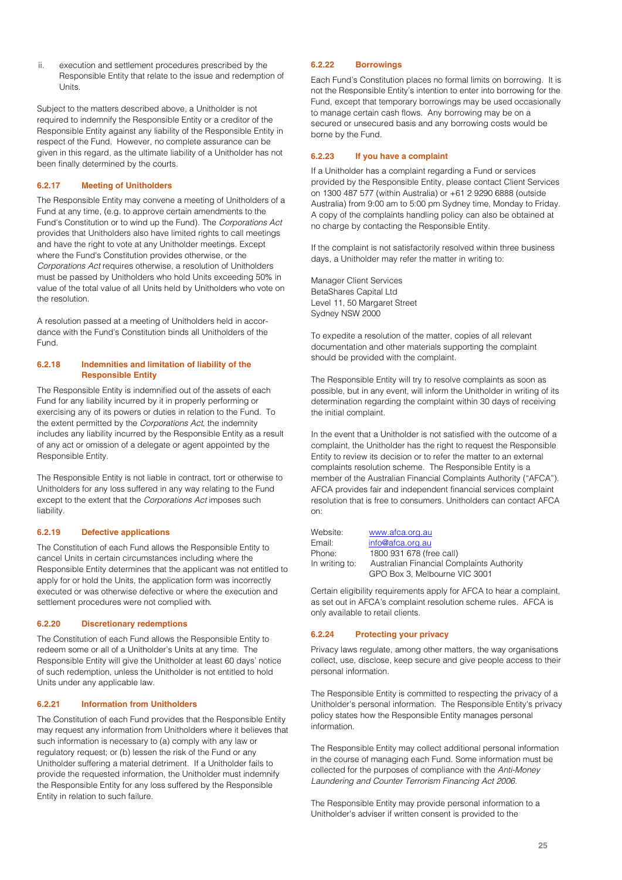ii. execution and settlement procedures prescribed by the Responsible Entity that relate to the issue and redemption of Units.

Subject to the matters described above, a Unitholder is not required to indemnify the Responsible Entity or a creditor of the Responsible Entity against any liability of the Responsible Entity in respect of the Fund. However, no complete assurance can be given in this regard, as the ultimate liability of a Unitholder has not been finally determined by the courts.

### 6.2.17 Meeting of Unitholders

The Responsible Entity may convene a meeting of Unitholders of a Fund at any time, (e.g. to approve certain amendments to the Fund's Constitution or to wind up the Fund). The *Corporations Act* provides that Unitholders also have limited rights to call meetings and have the right to vote at any Unitholder meetings. Except where the Fund's Constitution provides otherwise, or the *Corporations Act* requires otherwise, a resolution of Unitholders must be passed by Unitholders who hold Units exceeding 50% in value of the total value of all Units held by Unitholders who vote on the resolution.

A resolution passed at a meeting of Unitholders held in accordance with the Fund's Constitution binds all Unitholders of the Fund.

### 6.2.18 Indemnities and limitation of liability of the Responsible Entity

The Responsible Entity is indemnified out of the assets of each Fund for any liability incurred by it in properly performing or exercising any of its powers or duties in relation to the Fund. To the extent permitted by the *Corporations Act*, the indemnity includes any liability incurred by the Responsible Entity as a result of any act or omission of a delegate or agent appointed by the Responsible Entity.

The Responsible Entity is not liable in contract, tort or otherwise to Unitholders for any loss suffered in any way relating to the Fund except to the extent that the *Corporations Act* imposes such liability.

### 6.2.19 Defective applications

The Constitution of each Fund allows the Responsible Entity to cancel Units in certain circumstances including where the Responsible Entity determines that the applicant was not entitled to apply for or hold the Units, the application form was incorrectly executed or was otherwise defective or where the execution and settlement procedures were not complied with.

### 6.2.20 Discretionary redemptions

The Constitution of each Fund allows the Responsible Entity to redeem some or all of a Unitholder's Units at any time. The Responsible Entity will give the Unitholder at least 60 days' notice of such redemption, unless the Unitholder is not entitled to hold Units under any applicable law.

### 6.2.21 Information from Unitholders

The Constitution of each Fund provides that the Responsible Entity may request any information from Unitholders where it believes that such information is necessary to (a) comply with any law or regulatory request; or (b) lessen the risk of the Fund or any Unitholder suffering a material detriment. If a Unitholder fails to provide the requested information, the Unitholder must indemnify the Responsible Entity for any loss suffered by the Responsible Entity in relation to such failure.

### 6.2.22 Borrowings

Each Fund's Constitution places no formal limits on borrowing. It is not the Responsible Entity's intention to enter into borrowing for the Fund, except that temporary borrowings may be used occasionally to manage certain cash flows. Any borrowing may be on a secured or unsecured basis and any borrowing costs would be borne by the Fund.

### 6.2.23 If you have a complaint

If a Unitholder has a complaint regarding a Fund or services provided by the Responsible Entity, please contact Client Services on 1300 487 577 (within Australia) or +61 2 9290 6888 (outside Australia) from 9:00 am to 5:00 pm Sydney time, Monday to Friday. A copy of the complaints handling policy can also be obtained at no charge by contacting the Responsible Entity.

If the complaint is not satisfactorily resolved within three business days, a Unitholder may refer the matter in writing to:

Manager Client Services
BetaShares Capital Ltd
Level 11, 50 Margaret Street
Sydney NSW 2000

To expedite a resolution of the matter, copies of all relevant documentation and other materials supporting the complaint should be provided with the complaint.

The Responsible Entity will try to resolve complaints as soon as possible, but in any event, will inform the Unitholder in writing of its determination regarding the complaint within 30 days of receiving the initial complaint.

In the event that a Unitholder is not satisfied with the outcome of a complaint, the Unitholder has the right to request the Responsible Entity to review its decision or to refer the matter to an external complaints resolution scheme. The Responsible Entity is a member of the Australian Financial Complaints Authority ("AFCA"). AFCA provides fair and independent financial services complaint resolution that is free to consumers. Unitholders can contact AFCA on:

| | |
|---|---|
| Website: | www.afca.org.au |
| Email: | info@afca.org.au |
| Phone: | 1800 931 678 (free call) |
| In writing to: | Australian Financial Complaints Authority GPO Box 3, Melbourne VIC 3001 |

Certain eligibility requirements apply for AFCA to hear a complaint, as set out in AFCA's complaint resolution scheme rules. AFCA is only available to retail clients.

### 6.2.24 Protecting your privacy

Privacy laws regulate, among other matters, the way organisations collect, use, disclose, keep secure and give people access to their personal information.

The Responsible Entity is committed to respecting the privacy of a Unitholder's personal information. The Responsible Entity's privacy policy states how the Responsible Entity manages personal information.

The Responsible Entity may collect additional personal information in the course of managing each Fund. Some information must be collected for the purposes of compliance with the *Anti-Money Laundering and Counter Terrorism Financing Act 2006.*

The Responsible Entity may provide personal information to a Unitholder's adviser if written consent is provided to the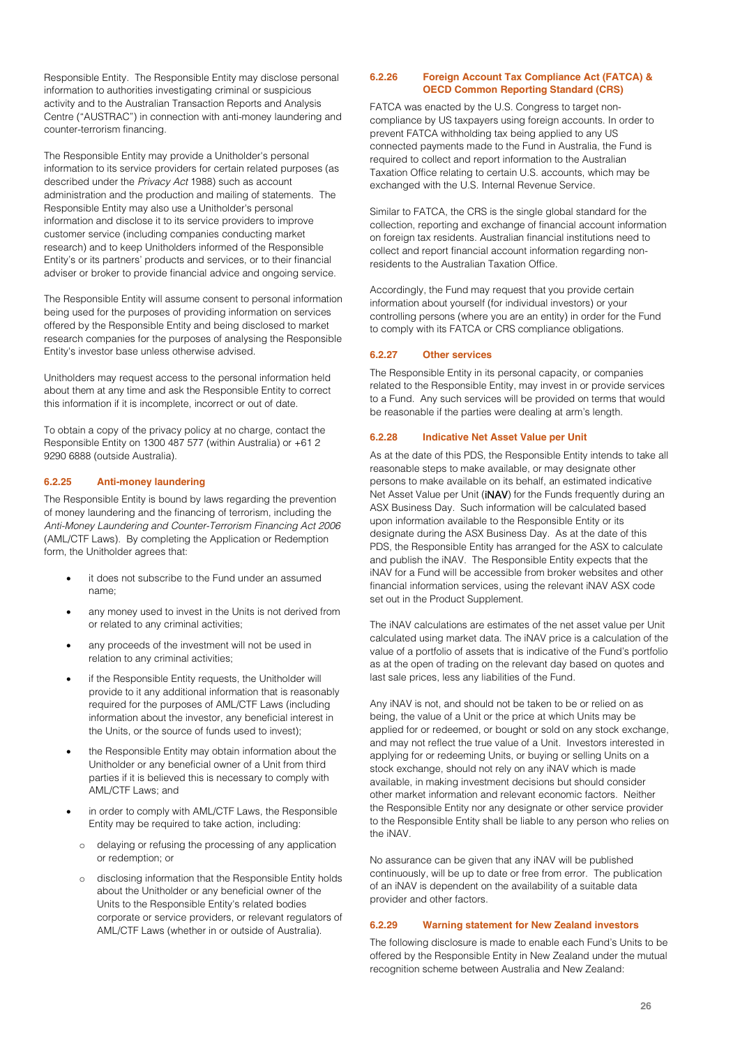Responsible Entity. The Responsible Entity may disclose personal information to authorities investigating criminal or suspicious activity and to the Australian Transaction Reports and Analysis Centre ("AUSTRAC") in connection with anti-money laundering and counter-terrorism financing.

The Responsible Entity may provide a Unitholder's personal information to its service providers for certain related purposes (as described under the *Privacy Act* 1988) such as account administration and the production and mailing of statements. The Responsible Entity may also use a Unitholder's personal information and disclose it to its service providers to improve customer service (including companies conducting market research) and to keep Unitholders informed of the Responsible Entity's or its partners' products and services, or to their financial adviser or broker to provide financial advice and ongoing service.

The Responsible Entity will assume consent to personal information being used for the purposes of providing information on services offered by the Responsible Entity and being disclosed to market research companies for the purposes of analysing the Responsible Entity's investor base unless otherwise advised.

Unitholders may request access to the personal information held about them at any time and ask the Responsible Entity to correct this information if it is incomplete, incorrect or out of date.

To obtain a copy of the privacy policy at no charge, contact the Responsible Entity on 1300 487 577 (within Australia) or +61 2 9290 6888 (outside Australia).

### 6.2.25 Anti-money laundering

The Responsible Entity is bound by laws regarding the prevention of money laundering and the financing of terrorism, including the *Anti-Money Laundering and Counter-Terrorism Financing Act 2006* (AML/CTF Laws). By completing the Application or Redemption form, the Unitholder agrees that:

- it does not subscribe to the Fund under an assumed name;
- any money used to invest in the Units is not derived from or related to any criminal activities;
- any proceeds of the investment will not be used in relation to any criminal activities;
- if the Responsible Entity requests, the Unitholder will provide to it any additional information that is reasonably required for the purposes of AML/CTF Laws (including information about the investor, any beneficial interest in the Units, or the source of funds used to invest);
- the Responsible Entity may obtain information about the Unitholder or any beneficial owner of a Unit from third parties if it is believed this is necessary to comply with AML/CTF Laws; and
- in order to comply with AML/CTF Laws, the Responsible Entity may be required to take action, including:
  - delaying or refusing the processing of any application or redemption; or
  - disclosing information that the Responsible Entity holds about the Unitholder or any beneficial owner of the Units to the Responsible Entity's related bodies corporate or service providers, or relevant regulators of AML/CTF Laws (whether in or outside of Australia).

### 6.2.26 Foreign Account Tax Compliance Act (FATCA) & OECD Common Reporting Standard (CRS)

FATCA was enacted by the U.S. Congress to target non-compliance by US taxpayers using foreign accounts. In order to prevent FATCA withholding tax being applied to any US connected payments made to the Fund in Australia, the Fund is required to collect and report information to the Australian Taxation Office relating to certain U.S. accounts, which may be exchanged with the U.S. Internal Revenue Service.

Similar to FATCA, the CRS is the single global standard for the collection, reporting and exchange of financial account information on foreign tax residents. Australian financial institutions need to collect and report financial account information regarding non-residents to the Australian Taxation Office.

Accordingly, the Fund may request that you provide certain information about yourself (for individual investors) or your controlling persons (where you are an entity) in order for the Fund to comply with its FATCA or CRS compliance obligations.

### 6.2.27 Other services

The Responsible Entity in its personal capacity, or companies related to the Responsible Entity, may invest in or provide services to a Fund. Any such services will be provided on terms that would be reasonable if the parties were dealing at arm's length.

### 6.2.28 Indicative Net Asset Value per Unit

As at the date of this PDS, the Responsible Entity intends to take all reasonable steps to make available, or may designate other persons to make available on its behalf, an estimated indicative Net Asset Value per Unit (iNAV) for the Funds frequently during an ASX Business Day. Such information will be calculated based upon information available to the Responsible Entity or its designate during the ASX Business Day. As at the date of this PDS, the Responsible Entity has arranged for the ASX to calculate and publish the iNAV. The Responsible Entity expects that the iNAV for a Fund will be accessible from broker websites and other financial information services, using the relevant iNAV ASX code set out in the Product Supplement.

The iNAV calculations are estimates of the net asset value per Unit calculated using market data. The iNAV price is a calculation of the value of a portfolio of assets that is indicative of the Fund's portfolio as at the open of trading on the relevant day based on quotes and last sale prices, less any liabilities of the Fund.

Any iNAV is not, and should not be taken to be or relied on as being, the value of a Unit or the price at which Units may be applied for or redeemed, or bought or sold on any stock exchange, and may not reflect the true value of a Unit. Investors interested in applying for or redeeming Units, or buying or selling Units on a stock exchange, should not rely on any iNAV which is made available, in making investment decisions but should consider other market information and relevant economic factors. Neither the Responsible Entity nor any designate or other service provider to the Responsible Entity shall be liable to any person who relies on the iNAV.

No assurance can be given that any iNAV will be published continuously, will be up to date or free from error. The publication of an iNAV is dependent on the availability of a suitable data provider and other factors.

### 6.2.29 Warning statement for New Zealand investors

The following disclosure is made to enable each Fund's Units to be offered by the Responsible Entity in New Zealand under the mutual recognition scheme between Australia and New Zealand: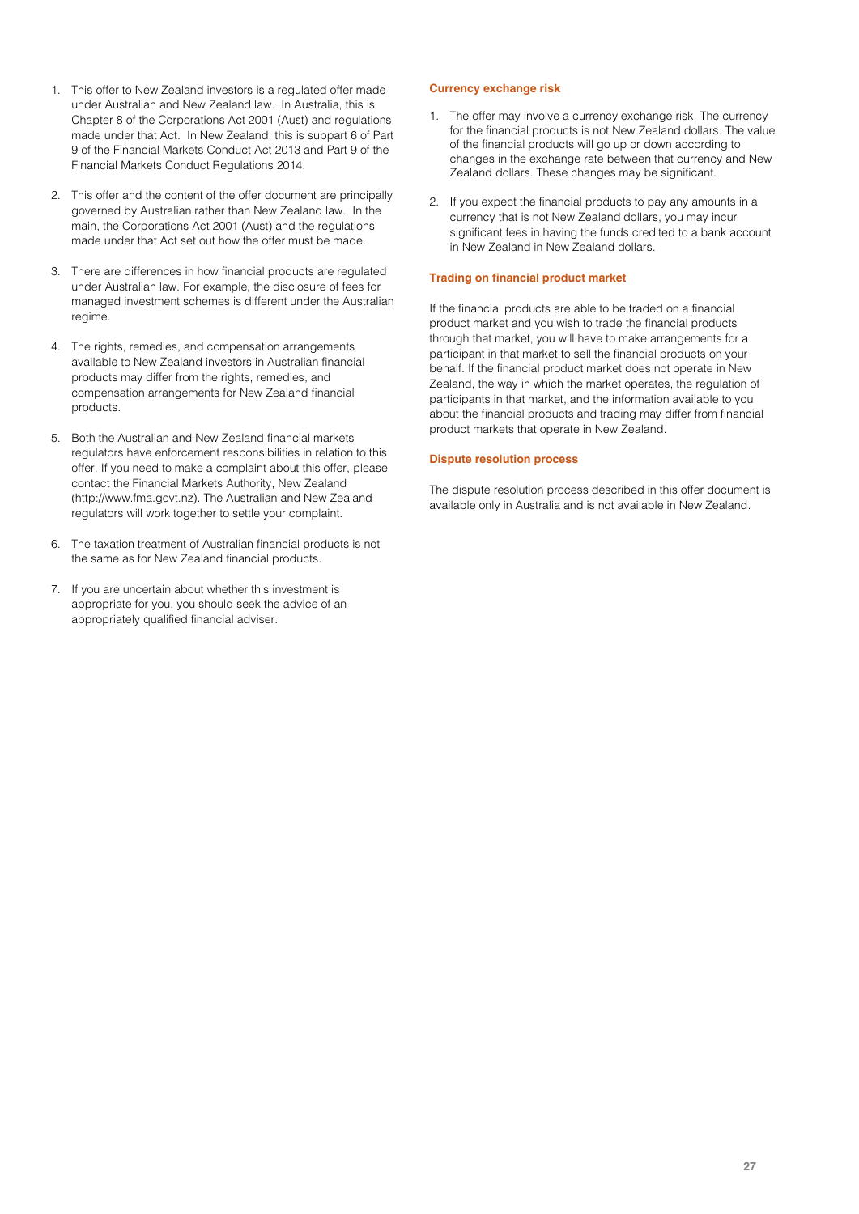1. This offer to New Zealand investors is a regulated offer made under Australian and New Zealand law. In Australia, this is Chapter 8 of the Corporations Act 2001 (Aust) and regulations made under that Act. In New Zealand, this is subpart 6 of Part 9 of the Financial Markets Conduct Act 2013 and Part 9 of the Financial Markets Conduct Regulations 2014.

2. This offer and the content of the offer document are principally governed by Australian rather than New Zealand law. In the main, the Corporations Act 2001 (Aust) and the regulations made under that Act set out how the offer must be made.

3. There are differences in how financial products are regulated under Australian law. For example, the disclosure of fees for managed investment schemes is different under the Australian regime.

4. The rights, remedies, and compensation arrangements available to New Zealand investors in Australian financial products may differ from the rights, remedies, and compensation arrangements for New Zealand financial products.

5. Both the Australian and New Zealand financial markets regulators have enforcement responsibilities in relation to this offer. If you need to make a complaint about this offer, please contact the Financial Markets Authority, New Zealand (http://www.fma.govt.nz). The Australian and New Zealand regulators will work together to settle your complaint.

6. The taxation treatment of Australian financial products is not the same as for New Zealand financial products.

7. If you are uncertain about whether this investment is appropriate for you, you should seek the advice of an appropriately qualified financial adviser.

### Currency exchange risk

1. The offer may involve a currency exchange risk. The currency for the financial products is not New Zealand dollars. The value of the financial products will go up or down according to changes in the exchange rate between that currency and New Zealand dollars. These changes may be significant.

2. If you expect the financial products to pay any amounts in a currency that is not New Zealand dollars, you may incur significant fees in having the funds credited to a bank account in New Zealand in New Zealand dollars.

### Trading on financial product market

If the financial products are able to be traded on a financial product market and you wish to trade the financial products through that market, you will have to make arrangements for a participant in that market to sell the financial products on your behalf. If the financial product market does not operate in New Zealand, the way in which the market operates, the regulation of participants in that market, and the information available to you about the financial products and trading may differ from financial product markets that operate in New Zealand.

### Dispute resolution process

The dispute resolution process described in this offer document is available only in Australia and is not available in New Zealand.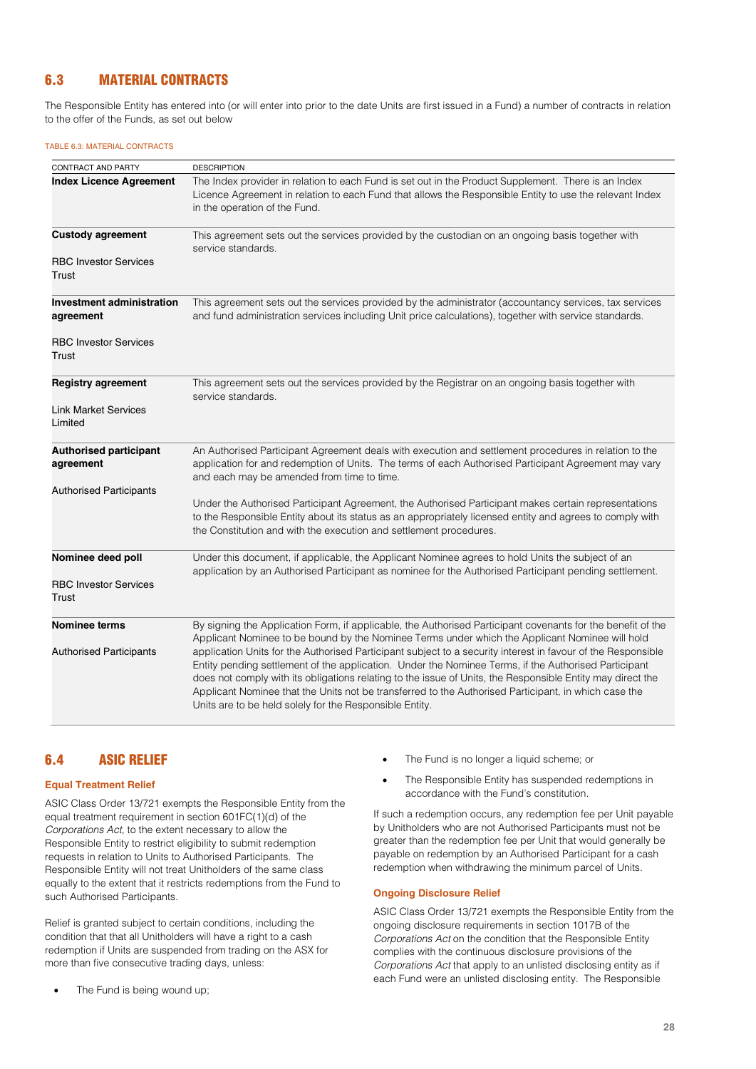## 6.3 MATERIAL CONTRACTS

The Responsible Entity has entered into (or will enter into prior to the date Units are first issued in a Fund) a number of contracts in relation to the offer of the Funds, as set out below

TABLE 6.3: MATERIAL CONTRACTS

| CONTRACT AND PARTY | DESCRIPTION |
|---|---|
| **Index Licence Agreement** | The Index provider in relation to each Fund is set out in the Product Supplement. There is an Index Licence Agreement in relation to each Fund that allows the Responsible Entity to use the relevant Index in the operation of the Fund. |
| **Custody agreement**<br><br>RBC Investor Services Trust | This agreement sets out the services provided by the custodian on an ongoing basis together with service standards. |
| **Investment administration agreement**<br><br>RBC Investor Services Trust | This agreement sets out the services provided by the administrator (accountancy services, tax services and fund administration services including Unit price calculations), together with service standards. |
| **Registry agreement**<br><br>Link Market Services Limited | This agreement sets out the services provided by the Registrar on an ongoing basis together with service standards. |
| **Authorised participant agreement**<br><br>Authorised Participants | An Authorised Participant Agreement deals with execution and settlement procedures in relation to the application for and redemption of Units. The terms of each Authorised Participant Agreement may vary and each may be amended from time to time.<br><br>Under the Authorised Participant Agreement, the Authorised Participant makes certain representations to the Responsible Entity about its status as an appropriately licensed entity and agrees to comply with the Constitution and with the execution and settlement procedures. |
| **Nominee deed poll**<br><br>RBC Investor Services Trust | Under this document, if applicable, the Applicant Nominee agrees to hold Units the subject of an application by an Authorised Participant as nominee for the Authorised Participant pending settlement. |
| **Nominee terms**<br><br>Authorised Participants | By signing the Application Form, if applicable, the Authorised Participant covenants for the benefit of the Applicant Nominee to be bound by the Nominee Terms under which the Applicant Nominee will hold application Units for the Authorised Participant subject to a security interest in favour of the Responsible Entity pending settlement of the application. Under the Nominee Terms, if the Authorised Participant does not comply with its obligations relating to the issue of Units, the Responsible Entity may direct the Applicant Nominee that the Units not be transferred to the Authorised Participant, in which case the Units are to be held solely for the Responsible Entity. |

## 6.4 ASIC RELIEF

### Equal Treatment Relief

ASIC Class Order 13/721 exempts the Responsible Entity from the equal treatment requirement in section 601FC(1)(d) of the *Corporations Act*, to the extent necessary to allow the Responsible Entity to restrict eligibility to submit redemption requests in relation to Units to Authorised Participants. The Responsible Entity will not treat Unitholders of the same class equally to the extent that it restricts redemptions from the Fund to such Authorised Participants.

Relief is granted subject to certain conditions, including the condition that that all Unitholders will have a right to a cash redemption if Units are suspended from trading on the ASX for more than five consecutive trading days, unless:

- The Fund is being wound up;
- The Fund is no longer a liquid scheme; or
- The Responsible Entity has suspended redemptions in accordance with the Fund's constitution.

If such a redemption occurs, any redemption fee per Unit payable by Unitholders who are not Authorised Participants must not be greater than the redemption fee per Unit that would generally be payable on redemption by an Authorised Participant for a cash redemption when withdrawing the minimum parcel of Units.

### Ongoing Disclosure Relief

ASIC Class Order 13/721 exempts the Responsible Entity from the ongoing disclosure requirements in section 1017B of the *Corporations Act* on the condition that the Responsible Entity complies with the continuous disclosure provisions of the *Corporations Act* that apply to an unlisted disclosing entity as if each Fund were an unlisted disclosing entity. The Responsible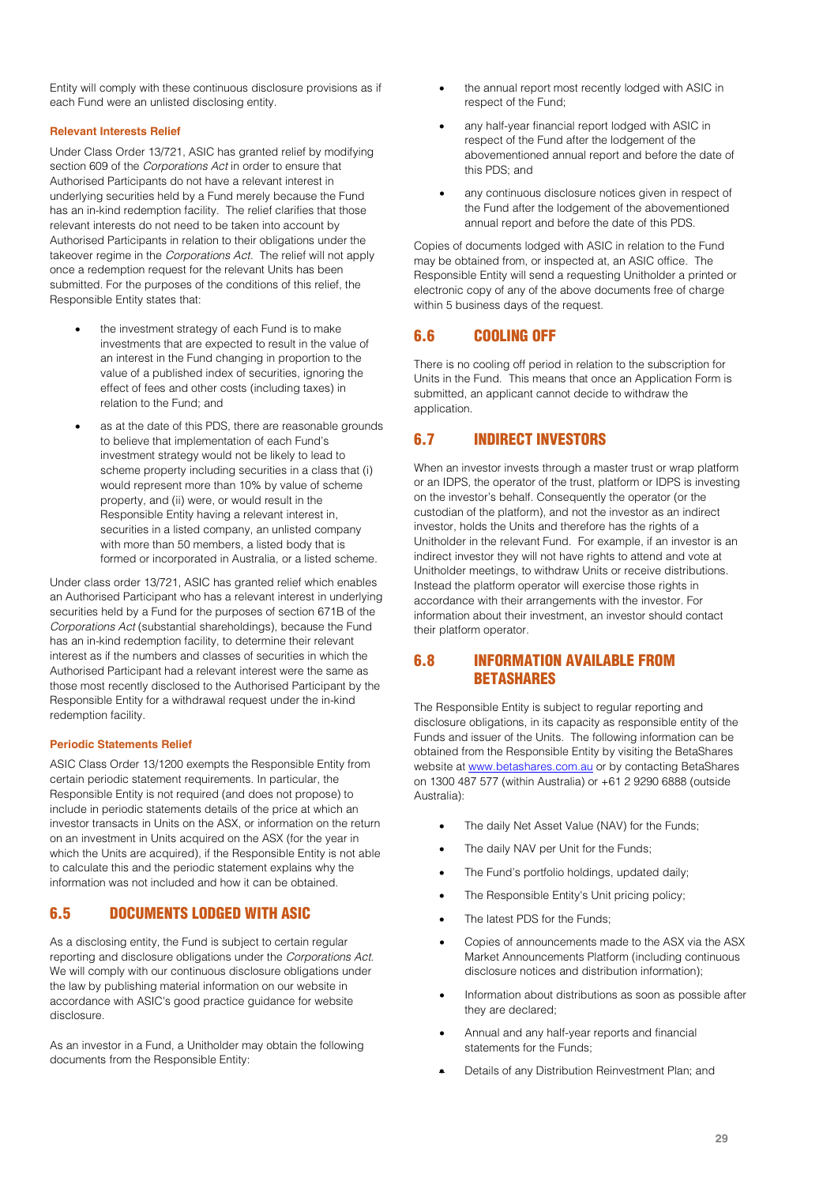Entity will comply with these continuous disclosure provisions as if each Fund were an unlisted disclosing entity.

#### Relevant Interests Relief

Under Class Order 13/721, ASIC has granted relief by modifying section 609 of the *Corporations Act* in order to ensure that Authorised Participants do not have a relevant interest in underlying securities held by a Fund merely because the Fund has an in-kind redemption facility. The relief clarifies that those relevant interests do not need to be taken into account by Authorised Participants in relation to their obligations under the takeover regime in the *Corporations Act*. The relief will not apply once a redemption request for the relevant Units has been submitted. For the purposes of the conditions of this relief, the Responsible Entity states that:

- the investment strategy of each Fund is to make investments that are expected to result in the value of an interest in the Fund changing in proportion to the value of a published index of securities, ignoring the effect of fees and other costs (including taxes) in relation to the Fund; and
- as at the date of this PDS, there are reasonable grounds to believe that implementation of each Fund's investment strategy would not be likely to lead to scheme property including securities in a class that (i) would represent more than 10% by value of scheme property, and (ii) were, or would result in the Responsible Entity having a relevant interest in, securities in a listed company, an unlisted company with more than 50 members, a listed body that is formed or incorporated in Australia, or a listed scheme.

Under class order 13/721, ASIC has granted relief which enables an Authorised Participant who has a relevant interest in underlying securities held by a Fund for the purposes of section 671B of the *Corporations Act* (substantial shareholdings), because the Fund has an in-kind redemption facility, to determine their relevant interest as if the numbers and classes of securities in which the Authorised Participant had a relevant interest were the same as those most recently disclosed to the Authorised Participant by the Responsible Entity for a withdrawal request under the in-kind redemption facility.

#### Periodic Statements Relief

ASIC Class Order 13/1200 exempts the Responsible Entity from certain periodic statement requirements. In particular, the Responsible Entity is not required (and does not propose) to include in periodic statements details of the price at which an investor transacts in Units on the ASX, or information on the return on an investment in Units acquired on the ASX (for the year in which the Units are acquired), if the Responsible Entity is not able to calculate this and the periodic statement explains why the information was not included and how it can be obtained.

## 6.5 DOCUMENTS LODGED WITH ASIC

As a disclosing entity, the Fund is subject to certain regular reporting and disclosure obligations under the *Corporations Act*. We will comply with our continuous disclosure obligations under the law by publishing material information on our website in accordance with ASIC's good practice guidance for website disclosure.

As an investor in a Fund, a Unitholder may obtain the following documents from the Responsible Entity:

- the annual report most recently lodged with ASIC in respect of the Fund;
- any half-year financial report lodged with ASIC in respect of the Fund after the lodgement of the abovementioned annual report and before the date of this PDS; and
- any continuous disclosure notices given in respect of the Fund after the lodgement of the abovementioned annual report and before the date of this PDS.

Copies of documents lodged with ASIC in relation to the Fund may be obtained from, or inspected at, an ASIC office. The Responsible Entity will send a requesting Unitholder a printed or electronic copy of any of the above documents free of charge within 5 business days of the request.

## 6.6 COOLING OFF

There is no cooling off period in relation to the subscription for Units in the Fund. This means that once an Application Form is submitted, an applicant cannot decide to withdraw the application.

## 6.7 INDIRECT INVESTORS

When an investor invests through a master trust or wrap platform or an IDPS, the operator of the trust, platform or IDPS is investing on the investor's behalf. Consequently the operator (or the custodian of the platform), and not the investor as an indirect investor, holds the Units and therefore has the rights of a Unitholder in the relevant Fund. For example, if an investor is an indirect investor they will not have rights to attend and vote at Unitholder meetings, to withdraw Units or receive distributions. Instead the platform operator will exercise those rights in accordance with their arrangements with the investor. For information about their investment, an investor should contact their platform operator.

## 6.8 INFORMATION AVAILABLE FROM BETASHARES

The Responsible Entity is subject to regular reporting and disclosure obligations, in its capacity as responsible entity of the Funds and issuer of the Units. The following information can be obtained from the Responsible Entity by visiting the BetaShares website at www.betashares.com.au or by contacting BetaShares on 1300 487 577 (within Australia) or +61 2 9290 6888 (outside Australia):

- The daily Net Asset Value (NAV) for the Funds;
- The daily NAV per Unit for the Funds;
- The Fund's portfolio holdings, updated daily;
- The Responsible Entity's Unit pricing policy;
- The latest PDS for the Funds;
- Copies of announcements made to the ASX via the ASX Market Announcements Platform (including continuous disclosure notices and distribution information);
- Information about distributions as soon as possible after they are declared;
- Annual and any half-year reports and financial statements for the Funds;
- Details of any Distribution Reinvestment Plan; and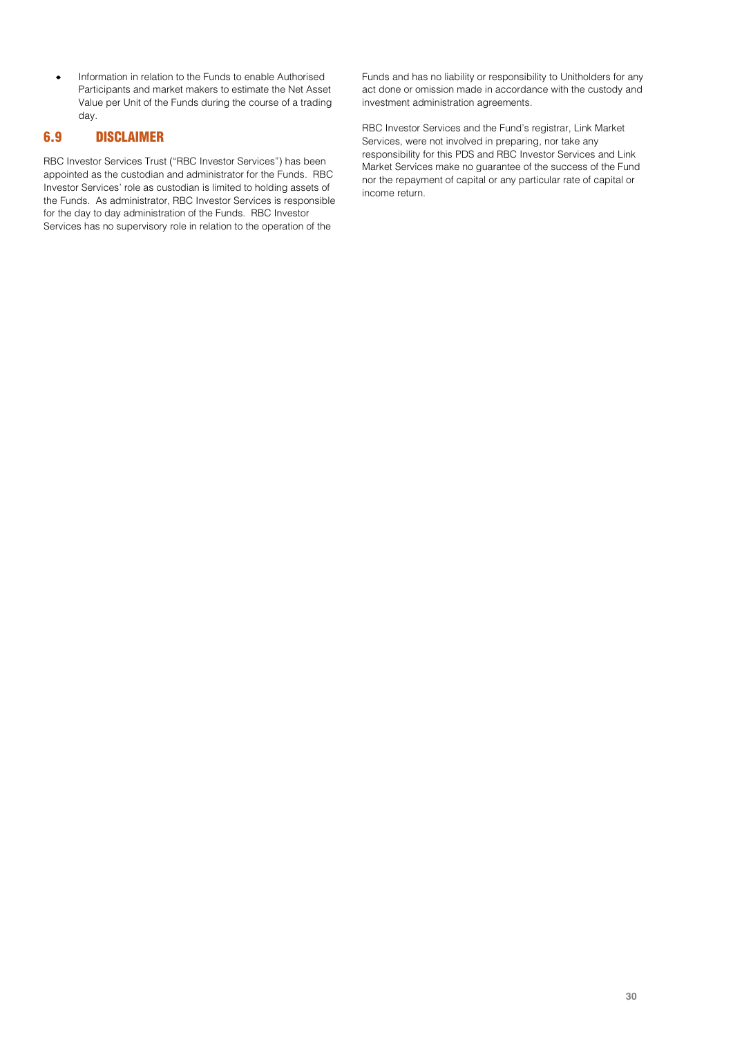- Information in relation to the Funds to enable Authorised Participants and market makers to estimate the Net Asset Value per Unit of the Funds during the course of a trading day.

## 6.9 DISCLAIMER

RBC Investor Services Trust ("RBC Investor Services") has been appointed as the custodian and administrator for the Funds. RBC Investor Services' role as custodian is limited to holding assets of the Funds. As administrator, RBC Investor Services is responsible for the day to day administration of the Funds. RBC Investor Services has no supervisory role in relation to the operation of the Funds and has no liability or responsibility to Unitholders for any act done or omission made in accordance with the custody and investment administration agreements.

RBC Investor Services and the Fund's registrar, Link Market Services, were not involved in preparing, nor take any responsibility for this PDS and RBC Investor Services and Link Market Services make no guarantee of the success of the Fund nor the repayment of capital or any particular rate of capital or income return.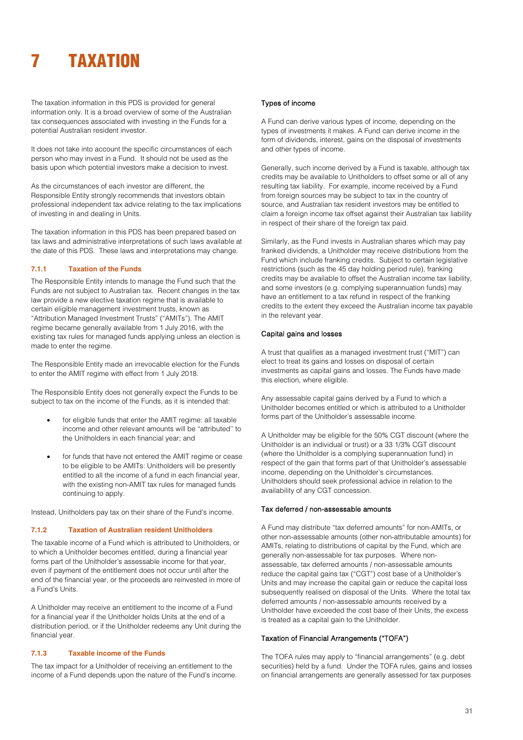# 7 TAXATION

The taxation information in this PDS is provided for general information only. It is a broad overview of some of the Australian tax consequences associated with investing in the Funds for a potential Australian resident investor.

It does not take into account the specific circumstances of each person who may invest in a Fund. It should not be used as the basis upon which potential investors make a decision to invest.

As the circumstances of each investor are different, the Responsible Entity strongly recommends that investors obtain professional independent tax advice relating to the tax implications of investing in and dealing in Units.

The taxation information in this PDS has been prepared based on tax laws and administrative interpretations of such laws available at the date of this PDS. These laws and interpretations may change.

### 7.1.1 Taxation of the Funds

The Responsible Entity intends to manage the Fund such that the Funds are not subject to Australian tax. Recent changes in the tax law provide a new elective taxation regime that is available to certain eligible management investment trusts, known as "Attribution Managed Investment Trusts" ("AMITs"). The AMIT regime became generally available from 1 July 2016, with the existing tax rules for managed funds applying unless an election is made to enter the regime.

The Responsible Entity made an irrevocable election for the Funds to enter the AMIT regime with effect from 1 July 2018.

The Responsible Entity does not generally expect the Funds to be subject to tax on the income of the Funds, as it is intended that:

- for eligible funds that enter the AMIT regime: all taxable income and other relevant amounts will be "attributed'' to the Unitholders in each financial year; and
- for funds that have not entered the AMIT regime or cease to be eligible to be AMITs: Unitholders will be presently entitled to all the income of a fund in each financial year, with the existing non-AMIT tax rules for managed funds continuing to apply.

Instead, Unitholders pay tax on their share of the Fund's income.

### 7.1.2 Taxation of Australian resident Unitholders

The taxable income of a Fund which is attributed to Unitholders, or to which a Unitholder becomes entitled, during a financial year forms part of the Unitholder's assessable income for that year, even if payment of the entitlement does not occur until after the end of the financial year, or the proceeds are reinvested in more of a Fund's Units.

A Unitholder may receive an entitlement to the income of a Fund for a financial year if the Unitholder holds Units at the end of a distribution period, or if the Unitholder redeems any Unit during the financial year.

### 7.1.3 Taxable income of the Funds

The tax impact for a Unitholder of receiving an entitlement to the income of a Fund depends upon the nature of the Fund's income.

#### Types of income

A Fund can derive various types of income, depending on the types of investments it makes. A Fund can derive income in the form of dividends, interest, gains on the disposal of investments and other types of income.

Generally, such income derived by a Fund is taxable, although tax credits may be available to Unitholders to offset some or all of any resulting tax liability. For example, income received by a Fund from foreign sources may be subject to tax in the country of source, and Australian tax resident investors may be entitled to claim a foreign income tax offset against their Australian tax liability in respect of their share of the foreign tax paid.

Similarly, as the Fund invests in Australian shares which may pay franked dividends, a Unitholder may receive distributions from the Fund which include franking credits. Subject to certain legislative restrictions (such as the 45 day holding period rule), franking credits may be available to offset the Australian income tax liability, and some investors (e.g. complying superannuation funds) may have an entitlement to a tax refund in respect of the franking credits to the extent they exceed the Australian income tax payable in the relevant year.

#### Capital gains and losses

A trust that qualifies as a managed investment trust ("MIT") can elect to treat its gains and losses on disposal of certain investments as capital gains and losses. The Funds have made this election, where eligible.

Any assessable capital gains derived by a Fund to which a Unitholder becomes entitled or which is attributed to a Unitholder forms part of the Unitholder's assessable income.

A Unitholder may be eligible for the 50% CGT discount (where the Unitholder is an individual or trust) or a 33 1/3% CGT discount (where the Unitholder is a complying superannuation fund) in respect of the gain that forms part of that Unitholder's assessable income, depending on the Unitholder's circumstances. Unitholders should seek professional advice in relation to the availability of any CGT concession.

#### Tax deferred / non-assessable amounts

A Fund may distribute "tax deferred amounts" for non-AMITs, or other non-assessable amounts (other non-attributable amounts) for AMITs, relating to distributions of capital by the Fund, which are generally non-assessable for tax purposes. Where non-assessable, tax deferred amounts / non-assessable amounts reduce the capital gains tax ("CGT") cost base of a Unitholder's Units and may increase the capital gain or reduce the capital loss subsequently realised on disposal of the Units. Where the total tax deferred amounts / non-assessable amounts received by a Unitholder have exceeded the cost base of their Units, the excess is treated as a capital gain to the Unitholder.

#### Taxation of Financial Arrangements ("TOFA")

The TOFA rules may apply to "financial arrangements" (e.g. debt securities) held by a fund. Under the TOFA rules, gains and losses on financial arrangements are generally assessed for tax purposes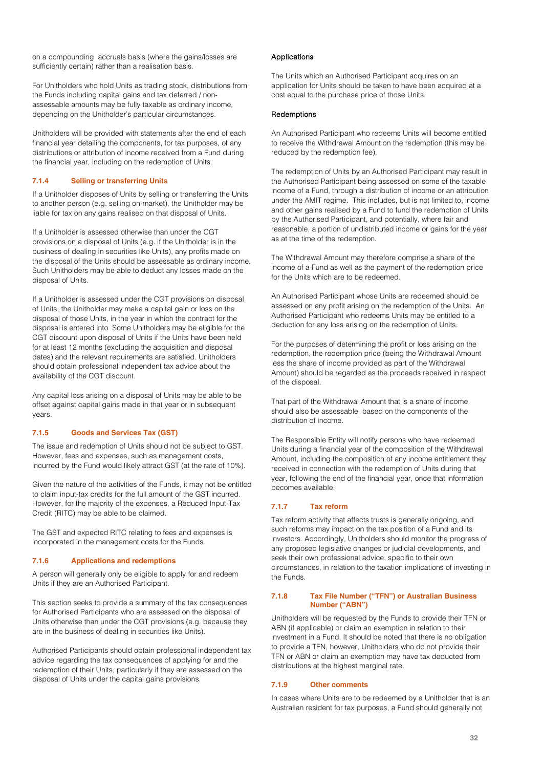on a compounding accruals basis (where the gains/losses are sufficiently certain) rather than a realisation basis.

For Unitholders who hold Units as trading stock, distributions from the Funds including capital gains and tax deferred / non-assessable amounts may be fully taxable as ordinary income, depending on the Unitholder's particular circumstances.

Unitholders will be provided with statements after the end of each financial year detailing the components, for tax purposes, of any distributions or attribution of income received from a Fund during the financial year, including on the redemption of Units.

#### 7.1.4 Selling or transferring Units

If a Unitholder disposes of Units by selling or transferring the Units to another person (e.g. selling on-market), the Unitholder may be liable for tax on any gains realised on that disposal of Units.

If a Unitholder is assessed otherwise than under the CGT provisions on a disposal of Units (e.g. if the Unitholder is in the business of dealing in securities like Units), any profits made on the disposal of the Units should be assessable as ordinary income. Such Unitholders may be able to deduct any losses made on the disposal of Units.

If a Unitholder is assessed under the CGT provisions on disposal of Units, the Unitholder may make a capital gain or loss on the disposal of those Units, in the year in which the contract for the disposal is entered into. Some Unitholders may be eligible for the CGT discount upon disposal of Units if the Units have been held for at least 12 months (excluding the acquisition and disposal dates) and the relevant requirements are satisfied. Unitholders should obtain professional independent tax advice about the availability of the CGT discount.

Any capital loss arising on a disposal of Units may be able to be offset against capital gains made in that year or in subsequent years.

#### 7.1.5 Goods and Services Tax (GST)

The issue and redemption of Units should not be subject to GST. However, fees and expenses, such as management costs, incurred by the Fund would likely attract GST (at the rate of 10%).

Given the nature of the activities of the Funds, it may not be entitled to claim input-tax credits for the full amount of the GST incurred. However, for the majority of the expenses, a Reduced Input-Tax Credit (RITC) may be able to be claimed.

The GST and expected RITC relating to fees and expenses is incorporated in the management costs for the Funds.

#### 7.1.6 Applications and redemptions

A person will generally only be eligible to apply for and redeem Units if they are an Authorised Participant.

This section seeks to provide a summary of the tax consequences for Authorised Participants who are assessed on the disposal of Units otherwise than under the CGT provisions (e.g. because they are in the business of dealing in securities like Units).

Authorised Participants should obtain professional independent tax advice regarding the tax consequences of applying for and the redemption of their Units, particularly if they are assessed on the disposal of Units under the capital gains provisions.

**Applications**

The Units which an Authorised Participant acquires on an application for Units should be taken to have been acquired at a cost equal to the purchase price of those Units.

**Redemptions**

An Authorised Participant who redeems Units will become entitled to receive the Withdrawal Amount on the redemption (this may be reduced by the redemption fee).

The redemption of Units by an Authorised Participant may result in the Authorised Participant being assessed on some of the taxable income of a Fund, through a distribution of income or an attribution under the AMIT regime. This includes, but is not limited to, income and other gains realised by a Fund to fund the redemption of Units by the Authorised Participant, and potentially, where fair and reasonable, a portion of undistributed income or gains for the year as at the time of the redemption.

The Withdrawal Amount may therefore comprise a share of the income of a Fund as well as the payment of the redemption price for the Units which are to be redeemed.

An Authorised Participant whose Units are redeemed should be assessed on any profit arising on the redemption of the Units. An Authorised Participant who redeems Units may be entitled to a deduction for any loss arising on the redemption of Units.

For the purposes of determining the profit or loss arising on the redemption, the redemption price (being the Withdrawal Amount less the share of income provided as part of the Withdrawal Amount) should be regarded as the proceeds received in respect of the disposal.

That part of the Withdrawal Amount that is a share of income should also be assessable, based on the components of the distribution of income.

The Responsible Entity will notify persons who have redeemed Units during a financial year of the composition of the Withdrawal Amount, including the composition of any income entitlement they received in connection with the redemption of Units during that year, following the end of the financial year, once that information becomes available.

#### 7.1.7 Tax reform

Tax reform activity that affects trusts is generally ongoing, and such reforms may impact on the tax position of a Fund and its investors. Accordingly, Unitholders should monitor the progress of any proposed legislative changes or judicial developments, and seek their own professional advice, specific to their own circumstances, in relation to the taxation implications of investing in the Funds.

#### 7.1.8 Tax File Number ("TFN") or Australian Business Number ("ABN")

Unitholders will be requested by the Funds to provide their TFN or ABN (if applicable) or claim an exemption in relation to their investment in a Fund. It should be noted that there is no obligation to provide a TFN, however, Unitholders who do not provide their TFN or ABN or claim an exemption may have tax deducted from distributions at the highest marginal rate.

#### 7.1.9 Other comments

In cases where Units are to be redeemed by a Unitholder that is an Australian resident for tax purposes, a Fund should generally not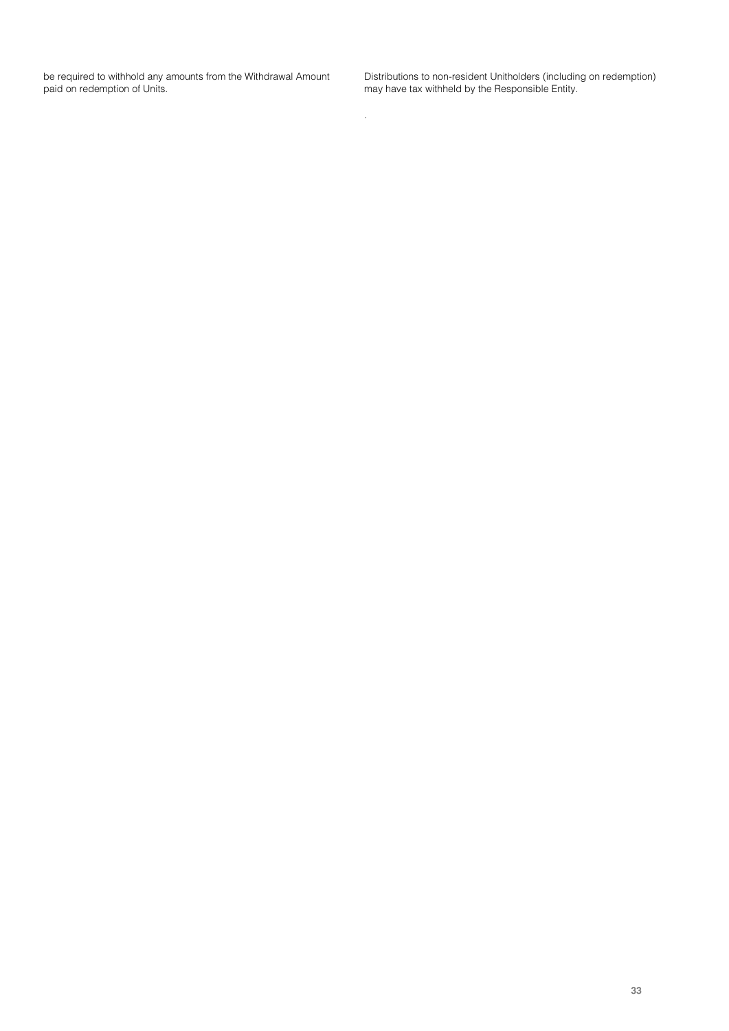be required to withhold any amounts from the Withdrawal Amount paid on redemption of Units.

Distributions to non-resident Unitholders (including on redemption) may have tax withheld by the Responsible Entity.

.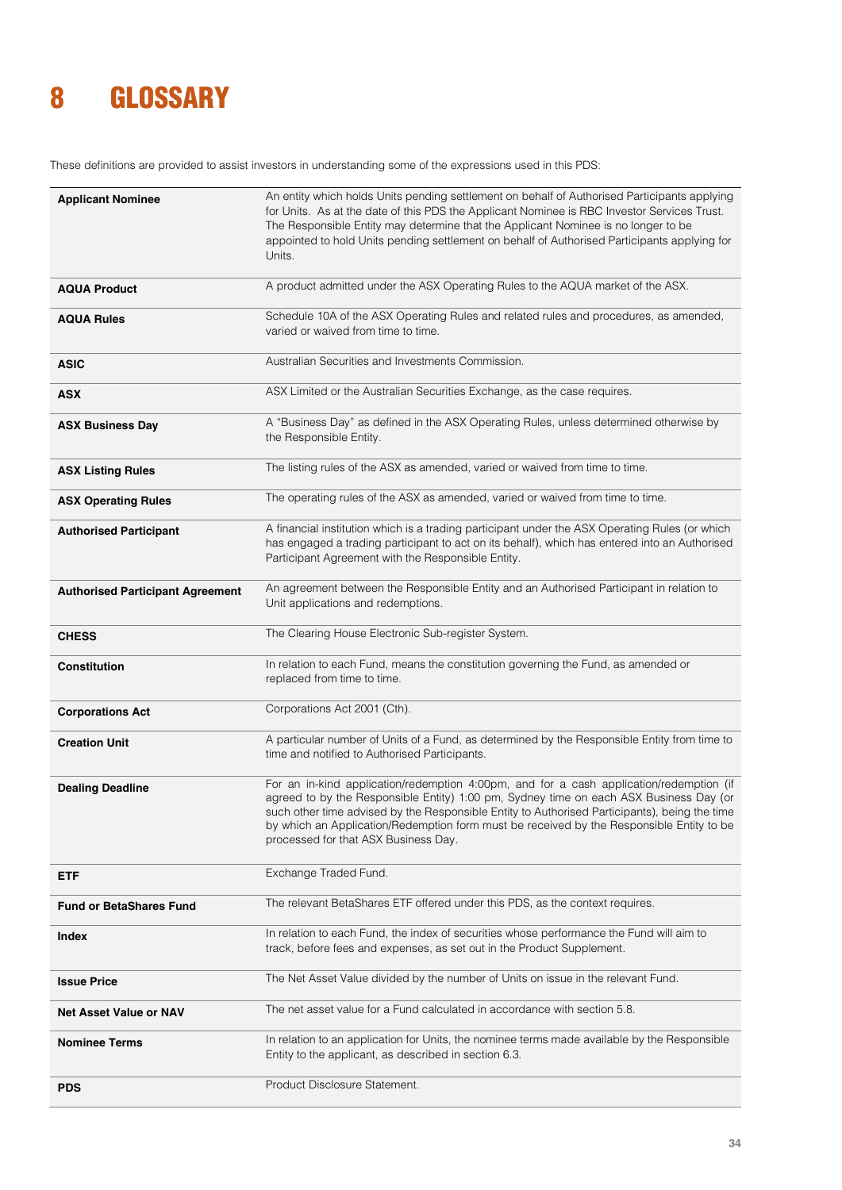# 8 GLOSSARY

These definitions are provided to assist investors in understanding some of the expressions used in this PDS:

| | |
|---|---|
| **Applicant Nominee** | An entity which holds Units pending settlement on behalf of Authorised Participants applying for Units. As at the date of this PDS the Applicant Nominee is RBC Investor Services Trust. The Responsible Entity may determine that the Applicant Nominee is no longer to be appointed to hold Units pending settlement on behalf of Authorised Participants applying for Units. |
| **AQUA Product** | A product admitted under the ASX Operating Rules to the AQUA market of the ASX. |
| **AQUA Rules** | Schedule 10A of the ASX Operating Rules and related rules and procedures, as amended, varied or waived from time to time. |
| **ASIC** | Australian Securities and Investments Commission. |
| **ASX** | ASX Limited or the Australian Securities Exchange, as the case requires. |
| **ASX Business Day** | A "Business Day" as defined in the ASX Operating Rules, unless determined otherwise by the Responsible Entity. |
| **ASX Listing Rules** | The listing rules of the ASX as amended, varied or waived from time to time. |
| **ASX Operating Rules** | The operating rules of the ASX as amended, varied or waived from time to time. |
| **Authorised Participant** | A financial institution which is a trading participant under the ASX Operating Rules (or which has engaged a trading participant to act on its behalf), which has entered into an Authorised Participant Agreement with the Responsible Entity. |
| **Authorised Participant Agreement** | An agreement between the Responsible Entity and an Authorised Participant in relation to Unit applications and redemptions. |
| **CHESS** | The Clearing House Electronic Sub-register System. |
| **Constitution** | In relation to each Fund, means the constitution governing the Fund, as amended or replaced from time to time. |
| **Corporations Act** | Corporations Act 2001 (Cth). |
| **Creation Unit** | A particular number of Units of a Fund, as determined by the Responsible Entity from time to time and notified to Authorised Participants. |
| **Dealing Deadline** | For an in-kind application/redemption 4:00pm, and for a cash application/redemption (if agreed to by the Responsible Entity) 1:00 pm, Sydney time on each ASX Business Day (or such other time advised by the Responsible Entity to Authorised Participants), being the time by which an Application/Redemption form must be received by the Responsible Entity to be processed for that ASX Business Day. |
| **ETF** | Exchange Traded Fund. |
| **Fund or BetaShares Fund** | The relevant BetaShares ETF offered under this PDS, as the context requires. |
| **Index** | In relation to each Fund, the index of securities whose performance the Fund will aim to track, before fees and expenses, as set out in the Product Supplement. |
| **Issue Price** | The Net Asset Value divided by the number of Units on issue in the relevant Fund. |
| **Net Asset Value or NAV** | The net asset value for a Fund calculated in accordance with section 5.8. |
| **Nominee Terms** | In relation to an application for Units, the nominee terms made available by the Responsible Entity to the applicant, as described in section 6.3. |
| **PDS** | Product Disclosure Statement. |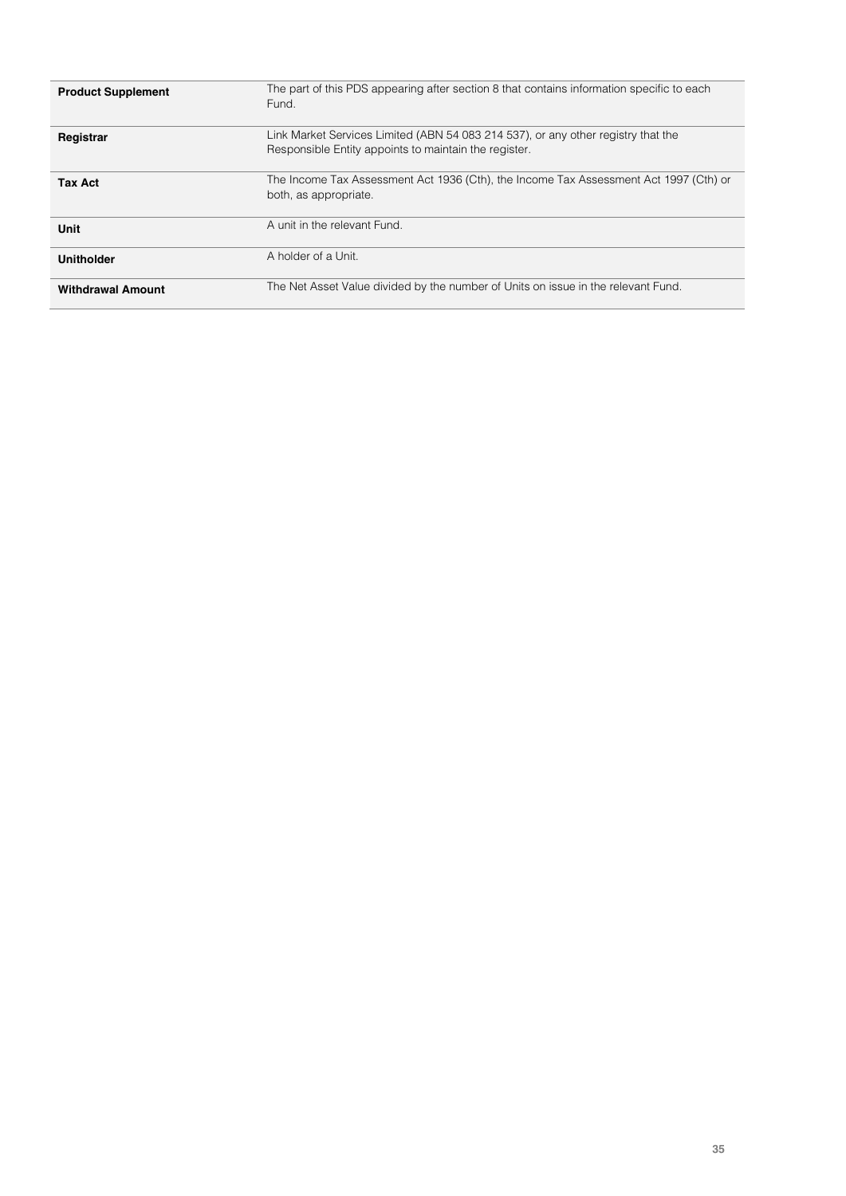| | |
|---|---|
| **Product Supplement** | The part of this PDS appearing after section 8 that contains information specific to each Fund. |
| **Registrar** | Link Market Services Limited (ABN 54 083 214 537), or any other registry that the Responsible Entity appoints to maintain the register. |
| **Tax Act** | The Income Tax Assessment Act 1936 (Cth), the Income Tax Assessment Act 1997 (Cth) or both, as appropriate. |
| **Unit** | A unit in the relevant Fund. |
| **Unitholder** | A holder of a Unit. |
| **Withdrawal Amount** | The Net Asset Value divided by the number of Units on issue in the relevant Fund. |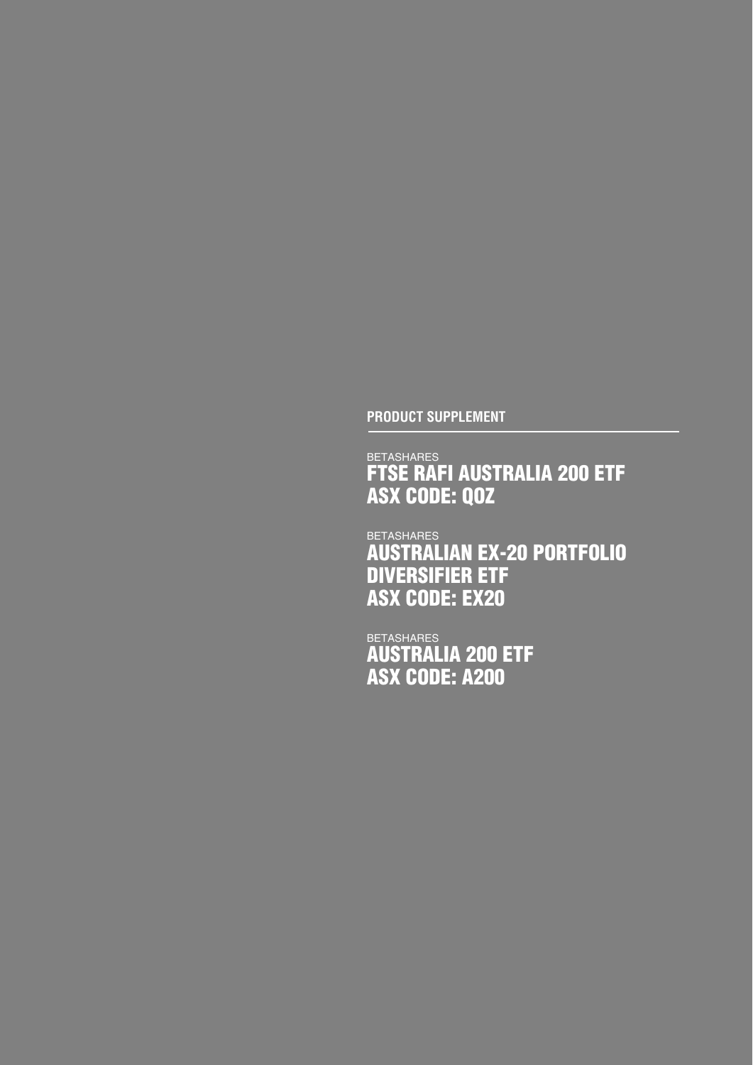**PRODUCT SUPPLEMENT**

BETASHARES
# FTSE RAFI AUSTRALIA 200 ETF
# ASX CODE: QOZ

BETASHARES
# AUSTRALIAN EX-20 PORTFOLIO DIVERSIFIER ETF
# ASX CODE: EX20

BETASHARES
# AUSTRALIA 200 ETF
# ASX CODE: A200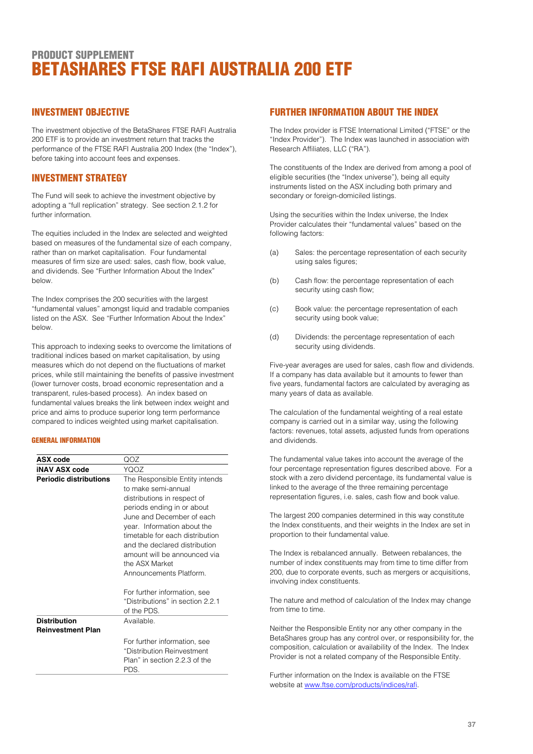# PRODUCT SUPPLEMENT
# BETASHARES FTSE RAFI AUSTRALIA 200 ETF

## INVESTMENT OBJECTIVE

The investment objective of the BetaShares FTSE RAFI Australia 200 ETF is to provide an investment return that tracks the performance of the FTSE RAFI Australia 200 Index (the "Index"), before taking into account fees and expenses.

## INVESTMENT STRATEGY

The Fund will seek to achieve the investment objective by adopting a "full replication" strategy. See section 2.1.2 for further information.

The equities included in the Index are selected and weighted based on measures of the fundamental size of each company, rather than on market capitalisation. Four fundamental measures of firm size are used: sales, cash flow, book value, and dividends. See "Further Information About the Index" below.

The Index comprises the 200 securities with the largest "fundamental values" amongst liquid and tradable companies listed on the ASX. See "Further Information About the Index" below.

This approach to indexing seeks to overcome the limitations of traditional indices based on market capitalisation, by using measures which do not depend on the fluctuations of market prices, while still maintaining the benefits of passive investment (lower turnover costs, broad economic representation and a transparent, rules-based process). An index based on fundamental values breaks the link between index weight and price and aims to produce superior long term performance compared to indices weighted using market capitalisation.

#### GENERAL INFORMATION

| | |
|---|---|
| **ASX code** | QOZ |
| **iNAV ASX code** | YQOZ |
| **Periodic distributions** | The Responsible Entity intends to make semi-annual distributions in respect of periods ending in or about June and December of each year. Information about the timetable for each distribution and the declared distribution amount will be announced via the ASX Market Announcements Platform.<br><br>For further information, see "Distributions" in section 2.2.1 of the PDS. |
| **Distribution Reinvestment Plan** | Available.<br><br>For further information, see "Distribution Reinvestment Plan" in section 2.2.3 of the PDS. |

## FURTHER INFORMATION ABOUT THE INDEX

The Index provider is FTSE International Limited ("FTSE" or the "Index Provider"). The Index was launched in association with Research Affiliates, LLC ("RA").

The constituents of the Index are derived from among a pool of eligible securities (the "Index universe"), being all equity instruments listed on the ASX including both primary and secondary or foreign-domiciled listings.

Using the securities within the Index universe, the Index Provider calculates their "fundamental values" based on the following factors:

(a) Sales: the percentage representation of each security using sales figures;

(b) Cash flow: the percentage representation of each security using cash flow;

(c) Book value: the percentage representation of each security using book value;

(d) Dividends: the percentage representation of each security using dividends.

Five-year averages are used for sales, cash flow and dividends. If a company has data available but it amounts to fewer than five years, fundamental factors are calculated by averaging as many years of data as available.

The calculation of the fundamental weighting of a real estate company is carried out in a similar way, using the following factors: revenues, total assets, adjusted funds from operations and dividends.

The fundamental value takes into account the average of the four percentage representation figures described above. For a stock with a zero dividend percentage, its fundamental value is linked to the average of the three remaining percentage representation figures, i.e. sales, cash flow and book value.

The largest 200 companies determined in this way constitute the Index constituents, and their weights in the Index are set in proportion to their fundamental value.

The Index is rebalanced annually. Between rebalances, the number of index constituents may from time to time differ from 200, due to corporate events, such as mergers or acquisitions, involving index constituents.

The nature and method of calculation of the Index may change from time to time.

Neither the Responsible Entity nor any other company in the BetaShares group has any control over, or responsibility for, the composition, calculation or availability of the Index. The Index Provider is not a related company of the Responsible Entity.

Further information on the Index is available on the FTSE website at www.ftse.com/products/indices/rafi.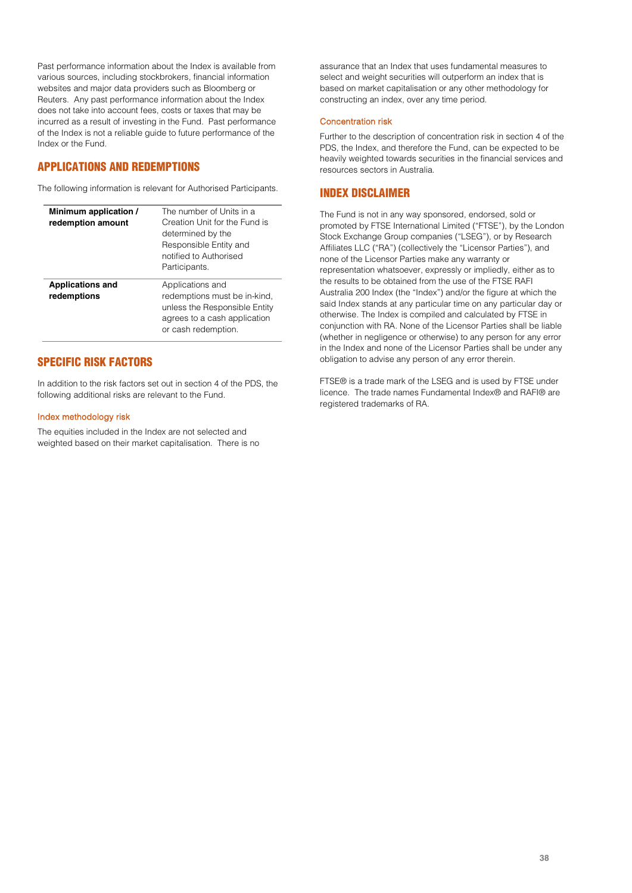Past performance information about the Index is available from various sources, including stockbrokers, financial information websites and major data providers such as Bloomberg or Reuters. Any past performance information about the Index does not take into account fees, costs or taxes that may be incurred as a result of investing in the Fund. Past performance of the Index is not a reliable guide to future performance of the Index or the Fund.

## APPLICATIONS AND REDEMPTIONS

The following information is relevant for Authorised Participants.

| | |
|---|---|
| **Minimum application / redemption amount** | The number of Units in a Creation Unit for the Fund is determined by the Responsible Entity and notified to Authorised Participants. |
| **Applications and redemptions** | Applications and redemptions must be in-kind, unless the Responsible Entity agrees to a cash application or cash redemption. |

## SPECIFIC RISK FACTORS

In addition to the risk factors set out in section 4 of the PDS, the following additional risks are relevant to the Fund.

### Index methodology risk

The equities included in the Index are not selected and weighted based on their market capitalisation. There is no assurance that an Index that uses fundamental measures to select and weight securities will outperform an index that is based on market capitalisation or any other methodology for constructing an index, over any time period.

### Concentration risk

Further to the description of concentration risk in section 4 of the PDS, the Index, and therefore the Fund, can be expected to be heavily weighted towards securities in the financial services and resources sectors in Australia.

## INDEX DISCLAIMER

The Fund is not in any way sponsored, endorsed, sold or promoted by FTSE International Limited ("FTSE"), by the London Stock Exchange Group companies ("LSEG"), or by Research Affiliates LLC ("RA") (collectively the "Licensor Parties"), and none of the Licensor Parties make any warranty or representation whatsoever, expressly or impliedly, either as to the results to be obtained from the use of the FTSE RAFI Australia 200 Index (the "Index") and/or the figure at which the said Index stands at any particular time on any particular day or otherwise. The Index is compiled and calculated by FTSE in conjunction with RA. None of the Licensor Parties shall be liable (whether in negligence or otherwise) to any person for any error in the Index and none of the Licensor Parties shall be under any obligation to advise any person of any error therein.

FTSE® is a trade mark of the LSEG and is used by FTSE under licence. The trade names Fundamental Index® and RAFI® are registered trademarks of RA.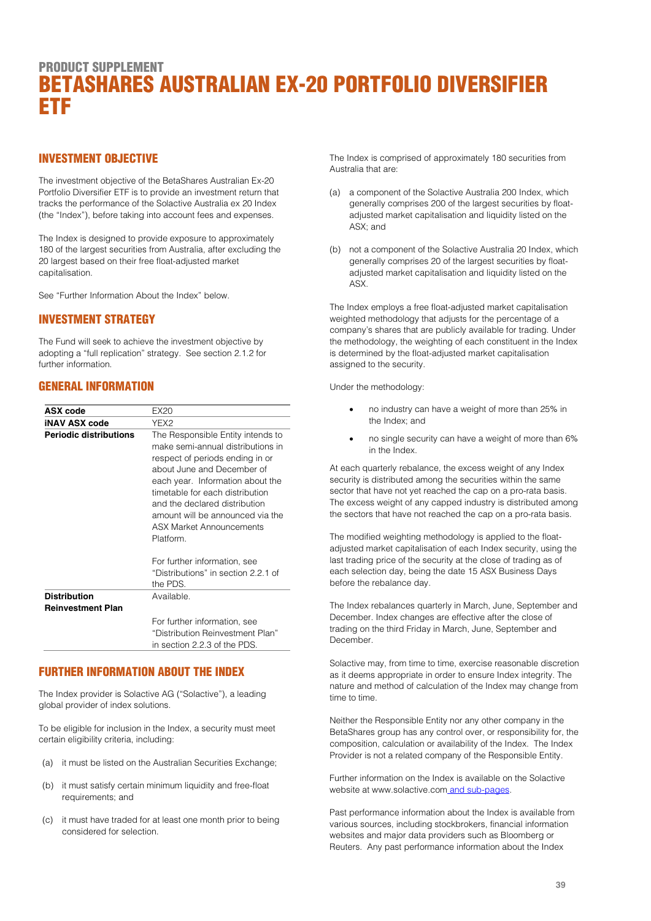# PRODUCT SUPPLEMENT
# BETASHARES AUSTRALIAN EX-20 PORTFOLIO DIVERSIFIER ETF

## INVESTMENT OBJECTIVE

The investment objective of the BetaShares Australian Ex-20 Portfolio Diversifier ETF is to provide an investment return that tracks the performance of the Solactive Australia ex 20 Index (the "Index"), before taking into account fees and expenses.

The Index is designed to provide exposure to approximately 180 of the largest securities from Australia, after excluding the 20 largest based on their free float-adjusted market capitalisation.

See "Further Information About the Index" below.

## INVESTMENT STRATEGY

The Fund will seek to achieve the investment objective by adopting a "full replication" strategy. See section 2.1.2 for further information.

## GENERAL INFORMATION

| | |
|---|---|
| **ASX code** | EX20 |
| **iNAV ASX code** | YEX2 |
| **Periodic distributions** | The Responsible Entity intends to make semi-annual distributions in respect of periods ending in or about June and December of each year. Information about the timetable for each distribution and the declared distribution amount will be announced via the ASX Market Announcements Platform.<br><br>For further information, see "Distributions" in section 2.2.1 of the PDS. |
| **Distribution Reinvestment Plan** | Available.<br><br>For further information, see "Distribution Reinvestment Plan" in section 2.2.3 of the PDS. |

## FURTHER INFORMATION ABOUT THE INDEX

The Index provider is Solactive AG ("Solactive"), a leading global provider of index solutions.

To be eligible for inclusion in the Index, a security must meet certain eligibility criteria, including:

(a) it must be listed on the Australian Securities Exchange;

(b) it must satisfy certain minimum liquidity and free-float requirements; and

(c) it must have traded for at least one month prior to being considered for selection.

The Index is comprised of approximately 180 securities from Australia that are:

(a) a component of the Solactive Australia 200 Index, which generally comprises 200 of the largest securities by float-adjusted market capitalisation and liquidity listed on the ASX; and

(b) not a component of the Solactive Australia 20 Index, which generally comprises 20 of the largest securities by float-adjusted market capitalisation and liquidity listed on the ASX.

The Index employs a free float-adjusted market capitalisation weighted methodology that adjusts for the percentage of a company's shares that are publicly available for trading. Under the methodology, the weighting of each constituent in the Index is determined by the float-adjusted market capitalisation assigned to the security.

Under the methodology:

- no industry can have a weight of more than 25% in the Index; and
- no single security can have a weight of more than 6% in the Index.

At each quarterly rebalance, the excess weight of any Index security is distributed among the securities within the same sector that have not yet reached the cap on a pro-rata basis. The excess weight of any capped industry is distributed among the sectors that have not reached the cap on a pro-rata basis.

The modified weighting methodology is applied to the float-adjusted market capitalisation of each Index security, using the last trading price of the security at the close of trading as of each selection day, being the date 15 ASX Business Days before the rebalance day.

The Index rebalances quarterly in March, June, September and December. Index changes are effective after the close of trading on the third Friday in March, June, September and December.

Solactive may, from time to time, exercise reasonable discretion as it deems appropriate in order to ensure Index integrity. The nature and method of calculation of the Index may change from time to time.

Neither the Responsible Entity nor any other company in the BetaShares group has any control over, or responsibility for, the composition, calculation or availability of the Index. The Index Provider is not a related company of the Responsible Entity.

Further information on the Index is available on the Solactive website at www.solactive.com and sub-pages.

Past performance information about the Index is available from various sources, including stockbrokers, financial information websites and major data providers such as Bloomberg or Reuters. Any past performance information about the Index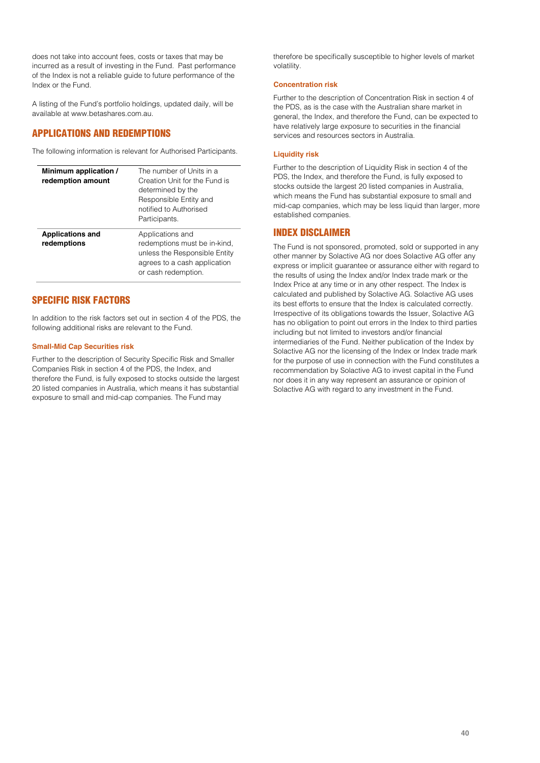does not take into account fees, costs or taxes that may be incurred as a result of investing in the Fund. Past performance of the Index is not a reliable guide to future performance of the Index or the Fund.

A listing of the Fund's portfolio holdings, updated daily, will be available at www.betashares.com.au.

## APPLICATIONS AND REDEMPTIONS

The following information is relevant for Authorised Participants.

| | |
|---|---|
| **Minimum application / redemption amount** | The number of Units in a Creation Unit for the Fund is determined by the Responsible Entity and notified to Authorised Participants. |
| **Applications and redemptions** | Applications and redemptions must be in-kind, unless the Responsible Entity agrees to a cash application or cash redemption. |

## SPECIFIC RISK FACTORS

In addition to the risk factors set out in section 4 of the PDS, the following additional risks are relevant to the Fund.

### Small-Mid Cap Securities risk

Further to the description of Security Specific Risk and Smaller Companies Risk in section 4 of the PDS, the Index, and therefore the Fund, is fully exposed to stocks outside the largest 20 listed companies in Australia, which means it has substantial exposure to small and mid-cap companies. The Fund may therefore be specifically susceptible to higher levels of market volatility.

### Concentration risk

Further to the description of Concentration Risk in section 4 of the PDS, as is the case with the Australian share market in general, the Index, and therefore the Fund, can be expected to have relatively large exposure to securities in the financial services and resources sectors in Australia.

### Liquidity risk

Further to the description of Liquidity Risk in section 4 of the PDS, the Index, and therefore the Fund, is fully exposed to stocks outside the largest 20 listed companies in Australia, which means the Fund has substantial exposure to small and mid-cap companies, which may be less liquid than larger, more established companies.

## INDEX DISCLAIMER

The Fund is not sponsored, promoted, sold or supported in any other manner by Solactive AG nor does Solactive AG offer any express or implicit guarantee or assurance either with regard to the results of using the Index and/or Index trade mark or the Index Price at any time or in any other respect. The Index is calculated and published by Solactive AG. Solactive AG uses its best efforts to ensure that the Index is calculated correctly. Irrespective of its obligations towards the Issuer, Solactive AG has no obligation to point out errors in the Index to third parties including but not limited to investors and/or financial intermediaries of the Fund. Neither publication of the Index by Solactive AG nor the licensing of the Index or Index trade mark for the purpose of use in connection with the Fund constitutes a recommendation by Solactive AG to invest capital in the Fund nor does it in any way represent an assurance or opinion of Solactive AG with regard to any investment in the Fund.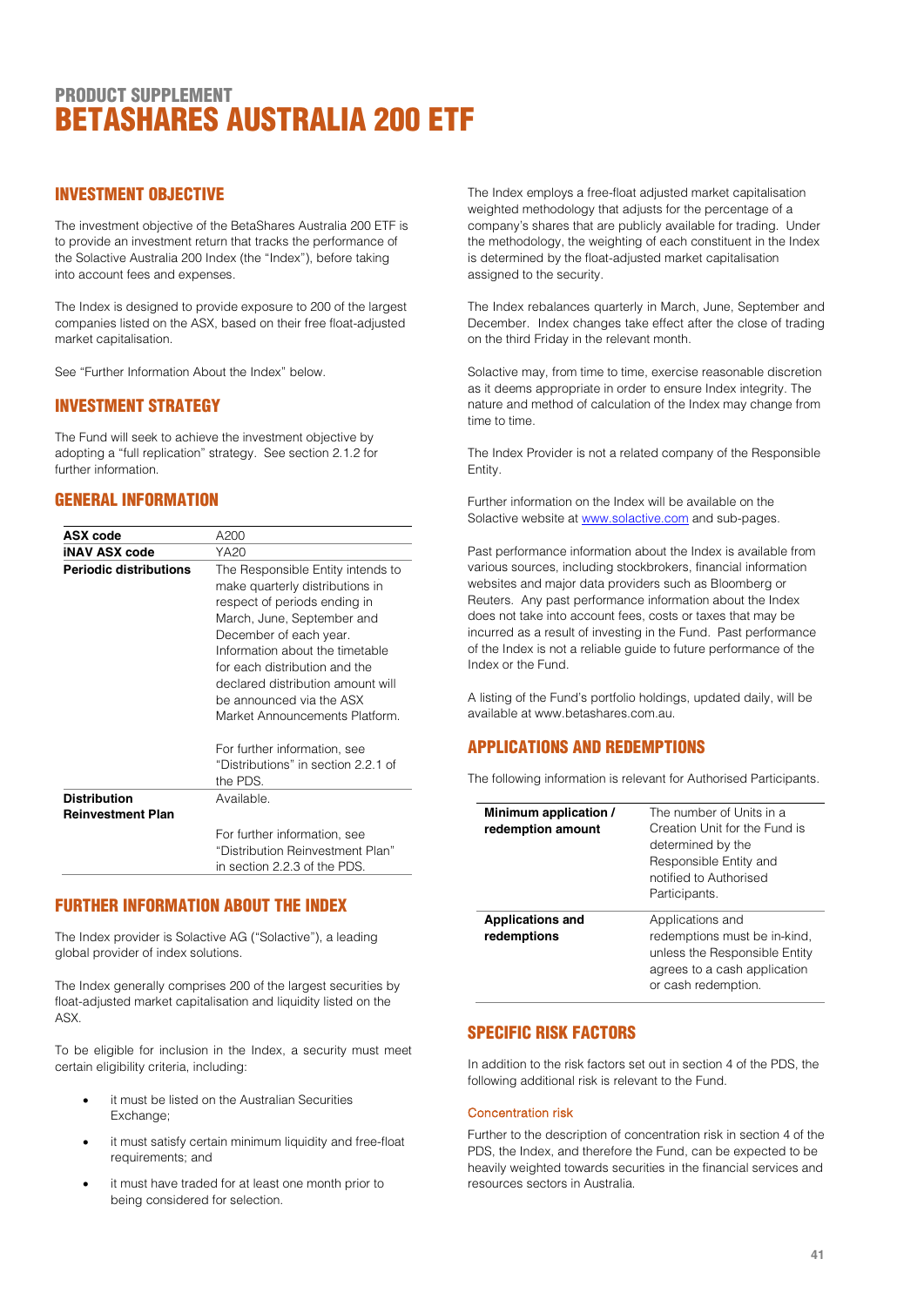# PRODUCT SUPPLEMENT
# BETASHARES AUSTRALIA 200 ETF

## INVESTMENT OBJECTIVE

The investment objective of the BetaShares Australia 200 ETF is to provide an investment return that tracks the performance of the Solactive Australia 200 Index (the "Index"), before taking into account fees and expenses.

The Index is designed to provide exposure to 200 of the largest companies listed on the ASX, based on their free float-adjusted market capitalisation.

See "Further Information About the Index" below.

## INVESTMENT STRATEGY

The Fund will seek to achieve the investment objective by adopting a "full replication" strategy. See section 2.1.2 for further information.

## GENERAL INFORMATION

| | |
|---|---|
| **ASX code** | A200 |
| **iNAV ASX code** | YA20 |
| **Periodic distributions** | The Responsible Entity intends to make quarterly distributions in respect of periods ending in March, June, September and December of each year. Information about the timetable for each distribution and the declared distribution amount will be announced via the ASX Market Announcements Platform.<br><br>For further information, see "Distributions" in section 2.2.1 of the PDS. |
| **Distribution Reinvestment Plan** | Available.<br><br>For further information, see "Distribution Reinvestment Plan" in section 2.2.3 of the PDS. |

## FURTHER INFORMATION ABOUT THE INDEX

The Index provider is Solactive AG ("Solactive"), a leading global provider of index solutions.

The Index generally comprises 200 of the largest securities by float-adjusted market capitalisation and liquidity listed on the ASX.

To be eligible for inclusion in the Index, a security must meet certain eligibility criteria, including:

- it must be listed on the Australian Securities Exchange;
- it must satisfy certain minimum liquidity and free-float requirements; and
- it must have traded for at least one month prior to being considered for selection.

The Index employs a free-float adjusted market capitalisation weighted methodology that adjusts for the percentage of a company's shares that are publicly available for trading. Under the methodology, the weighting of each constituent in the Index is determined by the float-adjusted market capitalisation assigned to the security.

The Index rebalances quarterly in March, June, September and December. Index changes take effect after the close of trading on the third Friday in the relevant month.

Solactive may, from time to time, exercise reasonable discretion as it deems appropriate in order to ensure Index integrity. The nature and method of calculation of the Index may change from time to time.

The Index Provider is not a related company of the Responsible Entity.

Further information on the Index will be available on the Solactive website at www.solactive.com and sub-pages.

Past performance information about the Index is available from various sources, including stockbrokers, financial information websites and major data providers such as Bloomberg or Reuters. Any past performance information about the Index does not take into account fees, costs or taxes that may be incurred as a result of investing in the Fund. Past performance of the Index is not a reliable guide to future performance of the Index or the Fund.

A listing of the Fund's portfolio holdings, updated daily, will be available at www.betashares.com.au.

## APPLICATIONS AND REDEMPTIONS

The following information is relevant for Authorised Participants.

| | |
|---|---|
| **Minimum application / redemption amount** | The number of Units in a Creation Unit for the Fund is determined by the Responsible Entity and notified to Authorised Participants. |
| **Applications and redemptions** | Applications and redemptions must be in-kind, unless the Responsible Entity agrees to a cash application or cash redemption. |

## SPECIFIC RISK FACTORS

In addition to the risk factors set out in section 4 of the PDS, the following additional risk is relevant to the Fund.

### Concentration risk

Further to the description of concentration risk in section 4 of the PDS, the Index, and therefore the Fund, can be expected to be heavily weighted towards securities in the financial services and resources sectors in Australia.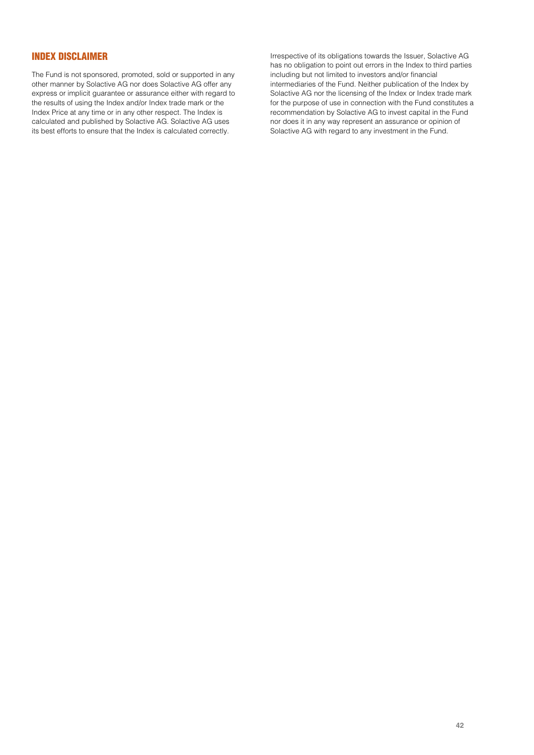## INDEX DISCLAIMER

The Fund is not sponsored, promoted, sold or supported in any other manner by Solactive AG nor does Solactive AG offer any express or implicit guarantee or assurance either with regard to the results of using the Index and/or Index trade mark or the Index Price at any time or in any other respect. The Index is calculated and published by Solactive AG. Solactive AG uses its best efforts to ensure that the Index is calculated correctly.

Irrespective of its obligations towards the Issuer, Solactive AG has no obligation to point out errors in the Index to third parties including but not limited to investors and/or financial intermediaries of the Fund. Neither publication of the Index by Solactive AG nor the licensing of the Index or Index trade mark for the purpose of use in connection with the Fund constitutes a recommendation by Solactive AG to invest capital in the Fund nor does it in any way represent an assurance or opinion of Solactive AG with regard to any investment in the Fund.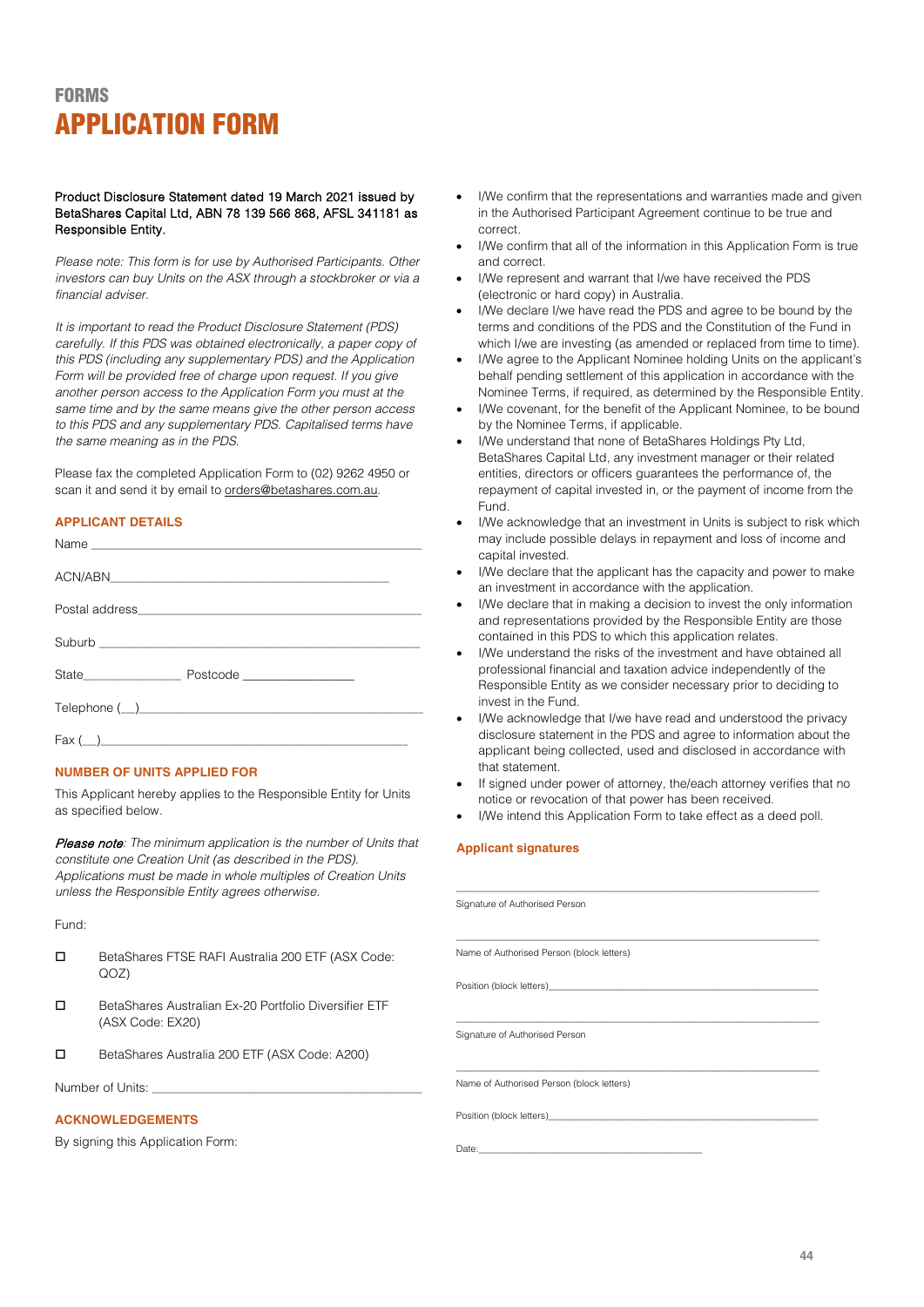# FORMS

# APPLICATION FORM

**Product Disclosure Statement dated 19 March 2021 issued by BetaShares Capital Ltd, ABN 78 139 566 868, AFSL 341181 as Responsible Entity.**

*Please note: This form is for use by Authorised Participants. Other investors can buy Units on the ASX through a stockbroker or via a financial adviser.*

*It is important to read the Product Disclosure Statement (PDS) carefully. If this PDS was obtained electronically, a paper copy of this PDS (including any supplementary PDS) and the Application Form will be provided free of charge upon request. If you give another person access to the Application Form you must at the same time and by the same means give the other person access to this PDS and any supplementary PDS. Capitalised terms have the same meaning as in the PDS.*

Please fax the completed Application Form to (02) 9262 4950 or scan it and send it by email to orders@betashares.com.au.

## APPLICANT DETAILS

Name ____________________________________________

ACN/ABN ____________________________________________

Postal address ____________________________________________

Suburb ____________________________________________

State _______________ Postcode _______________

Telephone (__) ____________________________________________

Fax (__) ____________________________________________

## NUMBER OF UNITS APPLIED FOR

This Applicant hereby applies to the Responsible Entity for Units as specified below.

***Please note**: The minimum application is the number of Units that constitute one Creation Unit (as described in the PDS). Applications must be made in whole multiples of Creation Units unless the Responsible Entity agrees otherwise.*

Fund:

- ☐ BetaShares FTSE RAFI Australia 200 ETF (ASX Code: QOZ)
- ☐ BetaShares Australian Ex-20 Portfolio Diversifier ETF (ASX Code: EX20)
- ☐ BetaShares Australia 200 ETF (ASX Code: A200)

Number of Units: ____________________________________________

## ACKNOWLEDGEMENTS

By signing this Application Form:

- I/We confirm that the representations and warranties made and given in the Authorised Participant Agreement continue to be true and correct.
- I/We confirm that all of the information in this Application Form is true and correct.
- I/We represent and warrant that I/we have received the PDS (electronic or hard copy) in Australia.
- I/We declare I/we have read the PDS and agree to be bound by the terms and conditions of the PDS and the Constitution of the Fund in which I/we are investing (as amended or replaced from time to time).
- I/We agree to the Applicant Nominee holding Units on the applicant's behalf pending settlement of this application in accordance with the Nominee Terms, if required, as determined by the Responsible Entity.
- I/We covenant, for the benefit of the Applicant Nominee, to be bound by the Nominee Terms, if applicable.
- I/We understand that none of BetaShares Holdings Pty Ltd, BetaShares Capital Ltd, any investment manager or their related entities, directors or officers guarantees the performance of, the repayment of capital invested in, or the payment of income from the Fund.
- I/We acknowledge that an investment in Units is subject to risk which may include possible delays in repayment and loss of income and capital invested.
- I/We declare that the applicant has the capacity and power to make an investment in accordance with the application.
- I/We declare that in making a decision to invest the only information and representations provided by the Responsible Entity are those contained in this PDS to which this application relates.
- I/We understand the risks of the investment and have obtained all professional financial and taxation advice independently of the Responsible Entity as we consider necessary prior to deciding to invest in the Fund.
- I/We acknowledge that I/we have read and understood the privacy disclosure statement in the PDS and agree to information about the applicant being collected, used and disclosed in accordance with that statement.
- If signed under power of attorney, the/each attorney verifies that no notice or revocation of that power has been received.
- I/We intend this Application Form to take effect as a deed poll.

## Applicant signatures

____________________________________________
Signature of Authorised Person

____________________________________________
Name of Authorised Person (block letters)

Position (block letters) ____________________________________________

____________________________________________
Signature of Authorised Person

____________________________________________
Name of Authorised Person (block letters)

Position (block letters) ____________________________________________

Date: ____________________________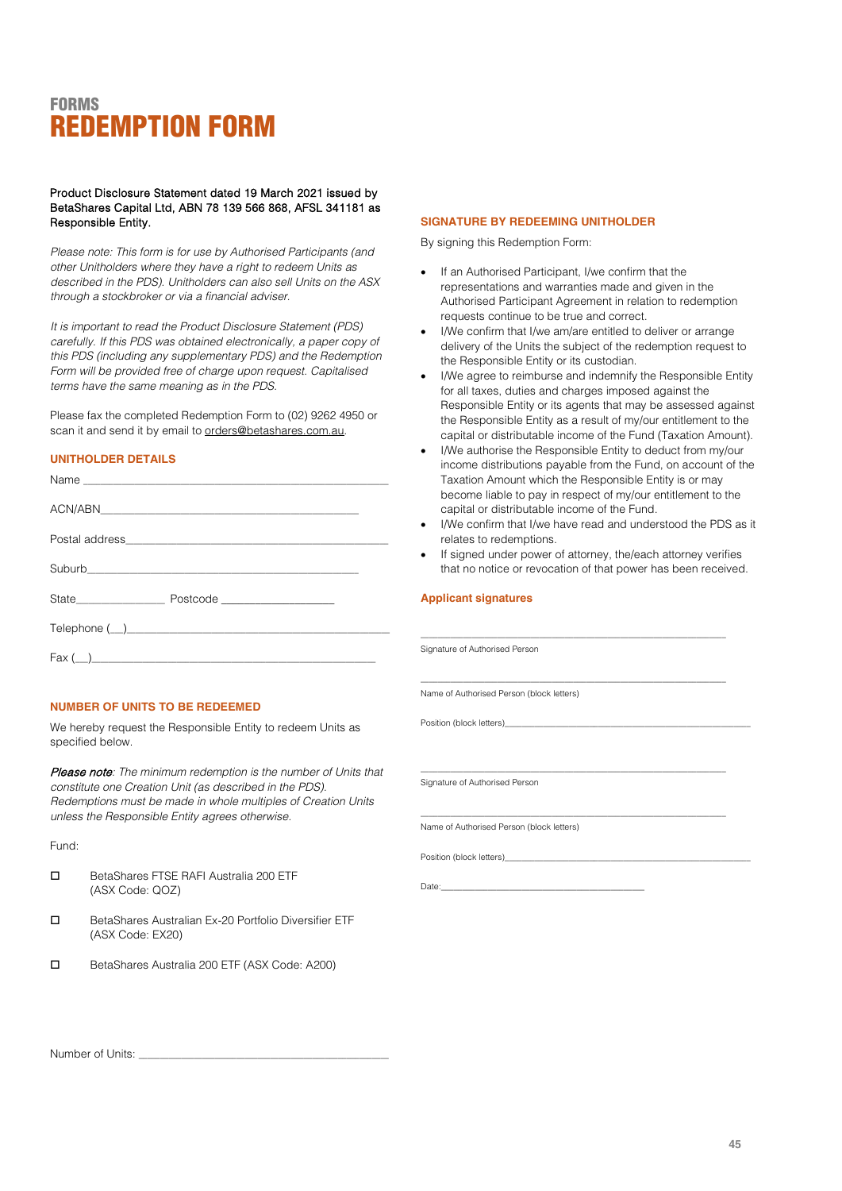FORMS

# REDEMPTION FORM

Product Disclosure Statement dated 19 March 2021 issued by BetaShares Capital Ltd, ABN 78 139 566 868, AFSL 341181 as Responsible Entity.

*Please note: This form is for use by Authorised Participants (and other Unitholders where they have a right to redeem Units as described in the PDS). Unitholders can also sell Units on the ASX through a stockbroker or via a financial adviser.*

*It is important to read the Product Disclosure Statement (PDS) carefully. If this PDS was obtained electronically, a paper copy of this PDS (including any supplementary PDS) and the Redemption Form will be provided free of charge upon request. Capitalised terms have the same meaning as in the PDS.*

Please fax the completed Redemption Form to (02) 9262 4950 or scan it and send it by email to orders@betashares.com.au.

## UNITHOLDER DETAILS

Name ___________________________________________

ACN/ABN________________________________________

Postal address____________________________________

Suburb__________________________________________

State______________ Postcode _________________

Telephone (__)____________________________________

Fax (__)_________________________________________

## NUMBER OF UNITS TO BE REDEEMED

We hereby request the Responsible Entity to redeem Units as specified below.

***Please note**: The minimum redemption is the number of Units that constitute one Creation Unit (as described in the PDS). Redemptions must be made in whole multiples of Creation Units unless the Responsible Entity agrees otherwise.*

Fund:

☐ BetaShares FTSE RAFI Australia 200 ETF (ASX Code: QOZ)

☐ BetaShares Australian Ex-20 Portfolio Diversifier ETF (ASX Code: EX20)

☐ BetaShares Australia 200 ETF (ASX Code: A200)

Number of Units: ______________________________________

## SIGNATURE BY REDEEMING UNITHOLDER

By signing this Redemption Form:

- If an Authorised Participant, I/we confirm that the representations and warranties made and given in the Authorised Participant Agreement in relation to redemption requests continue to be true and correct.
- I/We confirm that I/we am/are entitled to deliver or arrange delivery of the Units the subject of the redemption request to the Responsible Entity or its custodian.
- I/We agree to reimburse and indemnify the Responsible Entity for all taxes, duties and charges imposed against the Responsible Entity or its agents that may be assessed against the Responsible Entity as a result of my/our entitlement to the capital or distributable income of the Fund (Taxation Amount).
- I/We authorise the Responsible Entity to deduct from my/our income distributions payable from the Fund, on account of the Taxation Amount which the Responsible Entity is or may become liable to pay in respect of my/our entitlement to the capital or distributable income of the Fund.
- I/We confirm that I/we have read and understood the PDS as it relates to redemptions.
- If signed under power of attorney, the/each attorney verifies that no notice or revocation of that power has been received.

### Applicant signatures

_______________________________________________

Signature of Authorised Person

_______________________________________________

Name of Authorised Person (block letters)

Position (block letters)____________________________________

_______________________________________________

Signature of Authorised Person

_______________________________________________

Name of Authorised Person (block letters)

Position (block letters)____________________________________

Date:______________________________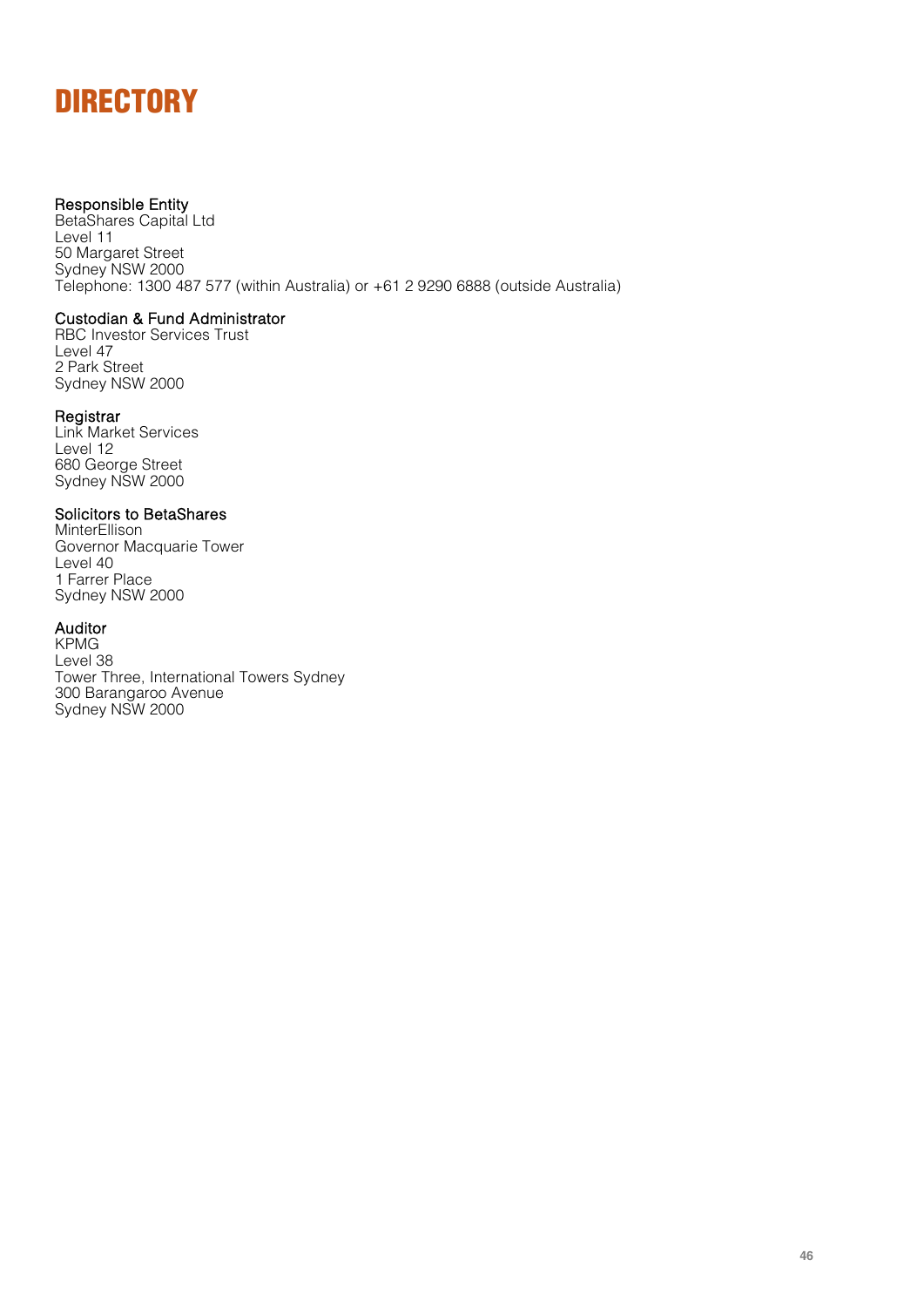# DIRECTORY

**Responsible Entity**
BetaShares Capital Ltd
Level 11
50 Margaret Street
Sydney NSW 2000
Telephone: 1300 487 577 (within Australia) or +61 2 9290 6888 (outside Australia)

**Custodian & Fund Administrator**
RBC Investor Services Trust
Level 47
2 Park Street
Sydney NSW 2000

**Registrar**
Link Market Services
Level 12
680 George Street
Sydney NSW 2000

**Solicitors to BetaShares**
MinterEllison
Governor Macquarie Tower
Level 40
1 Farrer Place
Sydney NSW 2000

**Auditor**
KPMG
Level 38
Tower Three, International Towers Sydney
300 Barangaroo Avenue
Sydney NSW 2000